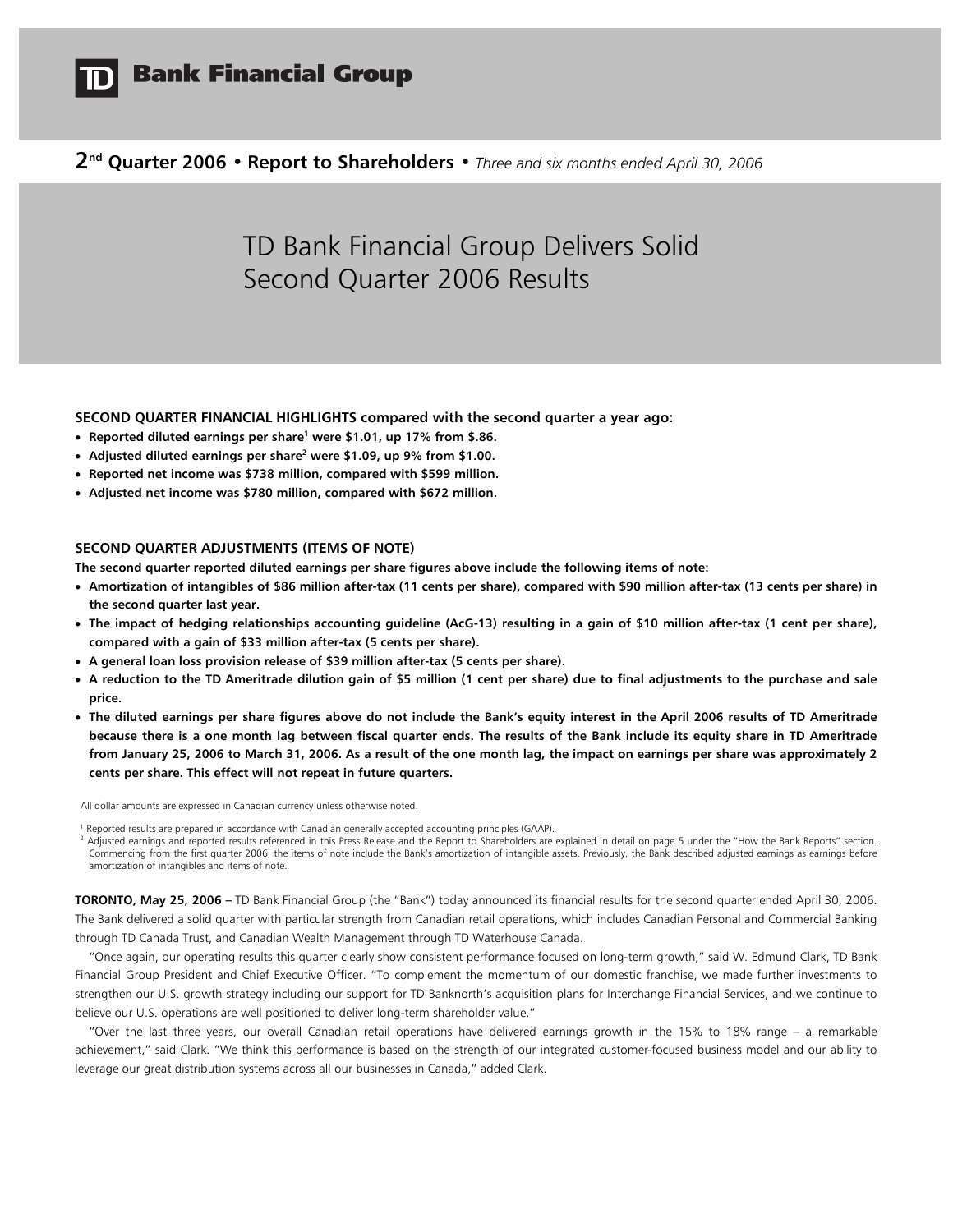# TD Bank Financial Group

**2nd Quarter 2006 • Report to Shareholders •** *Three and six months ended April 30, 2006*

# TD Bank Financial Group Delivers Solid Second Quarter 2006 Results

**SECOND QUARTER FINANCIAL HIGHLIGHTS compared with the second quarter a year ago:**

- **Reported diluted earnings per share[1] were $1.01, up 17% from $.86.**
- **Adjusted diluted earnings per share[2] were $1.09, up 9% from $1.00.**
- **Reported net income was $738 million, compared with $599 million.**
- **Adjusted net income was $780 million, compared with $672 million.**

**SECOND QUARTER ADJUSTMENTS (ITEMS OF NOTE)**

**The second quarter reported diluted earnings per share figures above include the following items of note:**

- **Amortization of intangibles of $86 million after-tax (11 cents per share), compared with $90 million after-tax (13 cents per share) in the second quarter last year.**
- **The impact of hedging relationships accounting guideline (AcG-13) resulting in a gain of $10 million after-tax (1 cent per share), compared with a gain of $33 million after-tax (5 cents per share).**
- **A general loan loss provision release of $39 million after-tax (5 cents per share).**
- **A reduction to the TD Ameritrade dilution gain of $5 million (1 cent per share) due to final adjustments to the purchase and sale price.**
- **The diluted earnings per share figures above do not include the Bank's equity interest in the April 2006 results of TD Ameritrade because there is a one month lag between fiscal quarter ends. The results of the Bank include its equity share in TD Ameritrade from January 25, 2006 to March 31, 2006. As a result of the one month lag, the impact on earnings per share was approximately 2 cents per share. This effect will not repeat in future quarters.**

All dollar amounts are expressed in Canadian currency unless otherwise noted.

[1] Reported results are prepared in accordance with Canadian generally accepted accounting principles (GAAP).

[2] Adjusted earnings and reported results referenced in this Press Release and the Report to Shareholders are explained in detail on page 5 under the "How the Bank Reports" section. Commencing from the first quarter 2006, the items of note include the Bank's amortization of intangible assets. Previously, the Bank described adjusted earnings as earnings before amortization of intangibles and items of note.

**TORONTO, May 25, 2006 –** TD Bank Financial Group (the "Bank") today announced its financial results for the second quarter ended April 30, 2006. The Bank delivered a solid quarter with particular strength from Canadian retail operations, which includes Canadian Personal and Commercial Banking through TD Canada Trust, and Canadian Wealth Management through TD Waterhouse Canada.

"Once again, our operating results this quarter clearly show consistent performance focused on long-term growth," said W. Edmund Clark, TD Bank Financial Group President and Chief Executive Officer. "To complement the momentum of our domestic franchise, we made further investments to strengthen our U.S. growth strategy including our support for TD Banknorth's acquisition plans for Interchange Financial Services, and we continue to believe our U.S. operations are well positioned to deliver long-term shareholder value."

"Over the last three years, our overall Canadian retail operations have delivered earnings growth in the 15% to 18% range – a remarkable achievement," said Clark. "We think this performance is based on the strength of our integrated customer-focused business model and our ability to leverage our great distribution systems across all our businesses in Canada," added Clark.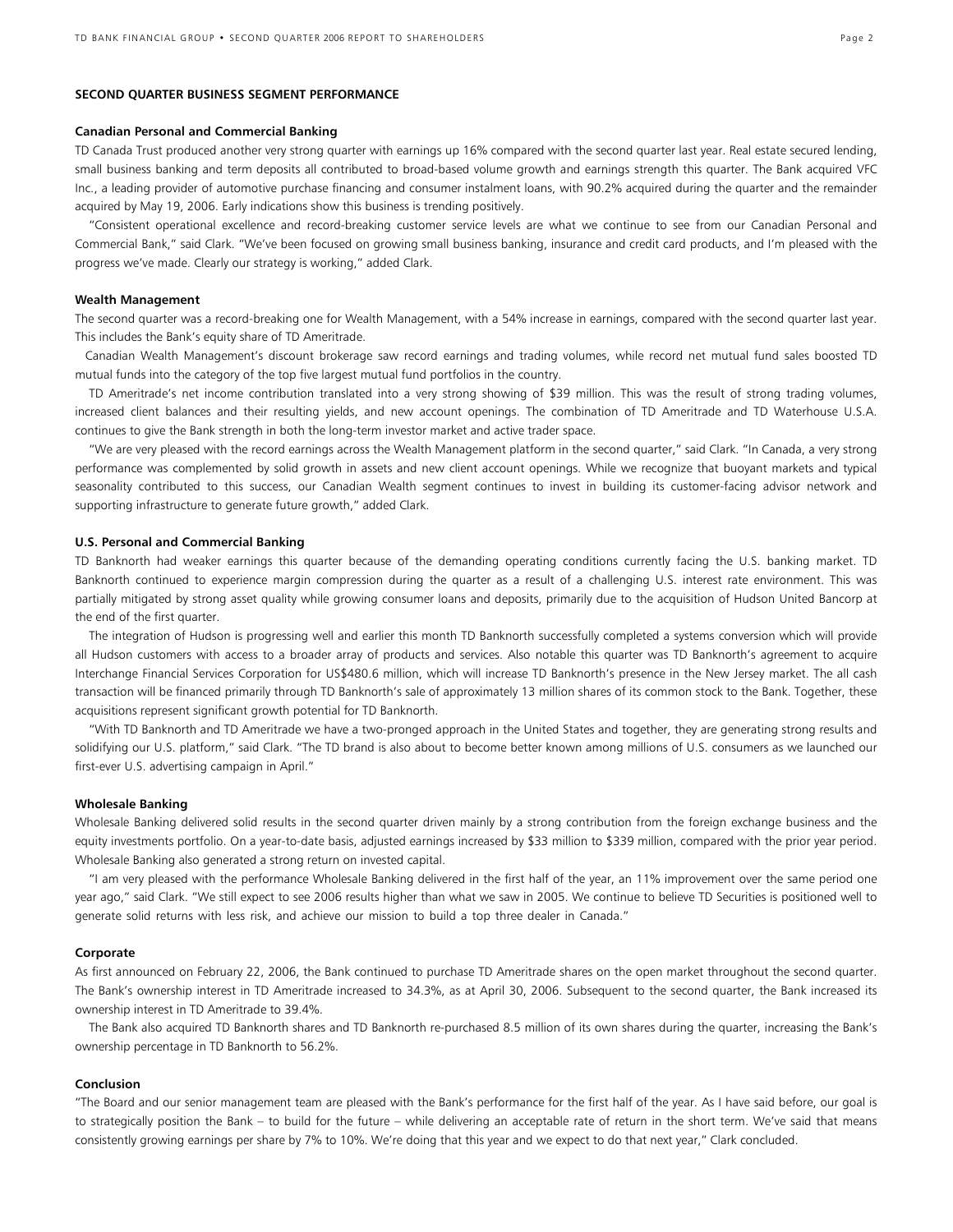## SECOND QUARTER BUSINESS SEGMENT PERFORMANCE

### Canadian Personal and Commercial Banking

TD Canada Trust produced another very strong quarter with earnings up 16% compared with the second quarter last year. Real estate secured lending, small business banking and term deposits all contributed to broad-based volume growth and earnings strength this quarter. The Bank acquired VFC Inc., a leading provider of automotive purchase financing and consumer instalment loans, with 90.2% acquired during the quarter and the remainder acquired by May 19, 2006. Early indications show this business is trending positively.

"Consistent operational excellence and record-breaking customer service levels are what we continue to see from our Canadian Personal and Commercial Bank," said Clark. "We've been focused on growing small business banking, insurance and credit card products, and I'm pleased with the progress we've made. Clearly our strategy is working," added Clark.

### Wealth Management

The second quarter was a record-breaking one for Wealth Management, with a 54% increase in earnings, compared with the second quarter last year. This includes the Bank's equity share of TD Ameritrade.

Canadian Wealth Management's discount brokerage saw record earnings and trading volumes, while record net mutual fund sales boosted TD mutual funds into the category of the top five largest mutual fund portfolios in the country.

TD Ameritrade's net income contribution translated into a very strong showing of $39 million. This was the result of strong trading volumes, increased client balances and their resulting yields, and new account openings. The combination of TD Ameritrade and TD Waterhouse U.S.A. continues to give the Bank strength in both the long-term investor market and active trader space.

"We are very pleased with the record earnings across the Wealth Management platform in the second quarter," said Clark. "In Canada, a very strong performance was complemented by solid growth in assets and new client account openings. While we recognize that buoyant markets and typical seasonality contributed to this success, our Canadian Wealth segment continues to invest in building its customer-facing advisor network and supporting infrastructure to generate future growth," added Clark.

### U.S. Personal and Commercial Banking

TD Banknorth had weaker earnings this quarter because of the demanding operating conditions currently facing the U.S. banking market. TD Banknorth continued to experience margin compression during the quarter as a result of a challenging U.S. interest rate environment. This was partially mitigated by strong asset quality while growing consumer loans and deposits, primarily due to the acquisition of Hudson United Bancorp at the end of the first quarter.

The integration of Hudson is progressing well and earlier this month TD Banknorth successfully completed a systems conversion which will provide all Hudson customers with access to a broader array of products and services. Also notable this quarter was TD Banknorth's agreement to acquire Interchange Financial Services Corporation for US$480.6 million, which will increase TD Banknorth's presence in the New Jersey market. The all cash transaction will be financed primarily through TD Banknorth's sale of approximately 13 million shares of its common stock to the Bank. Together, these acquisitions represent significant growth potential for TD Banknorth.

"With TD Banknorth and TD Ameritrade we have a two-pronged approach in the United States and together, they are generating strong results and solidifying our U.S. platform," said Clark. "The TD brand is also about to become better known among millions of U.S. consumers as we launched our first-ever U.S. advertising campaign in April."

### Wholesale Banking

Wholesale Banking delivered solid results in the second quarter driven mainly by a strong contribution from the foreign exchange business and the equity investments portfolio. On a year-to-date basis, adjusted earnings increased by $33 million to $339 million, compared with the prior year period. Wholesale Banking also generated a strong return on invested capital.

"I am very pleased with the performance Wholesale Banking delivered in the first half of the year, an 11% improvement over the same period one year ago," said Clark. "We still expect to see 2006 results higher than what we saw in 2005. We continue to believe TD Securities is positioned well to generate solid returns with less risk, and achieve our mission to build a top three dealer in Canada."

### Corporate

As first announced on February 22, 2006, the Bank continued to purchase TD Ameritrade shares on the open market throughout the second quarter. The Bank's ownership interest in TD Ameritrade increased to 34.3%, as at April 30, 2006. Subsequent to the second quarter, the Bank increased its ownership interest in TD Ameritrade to 39.4%.

The Bank also acquired TD Banknorth shares and TD Banknorth re-purchased 8.5 million of its own shares during the quarter, increasing the Bank's ownership percentage in TD Banknorth to 56.2%.

### Conclusion

"The Board and our senior management team are pleased with the Bank's performance for the first half of the year. As I have said before, our goal is to strategically position the Bank – to build for the future – while delivering an acceptable rate of return in the short term. We've said that means consistently growing earnings per share by 7% to 10%. We're doing that this year and we expect to do that next year," Clark concluded.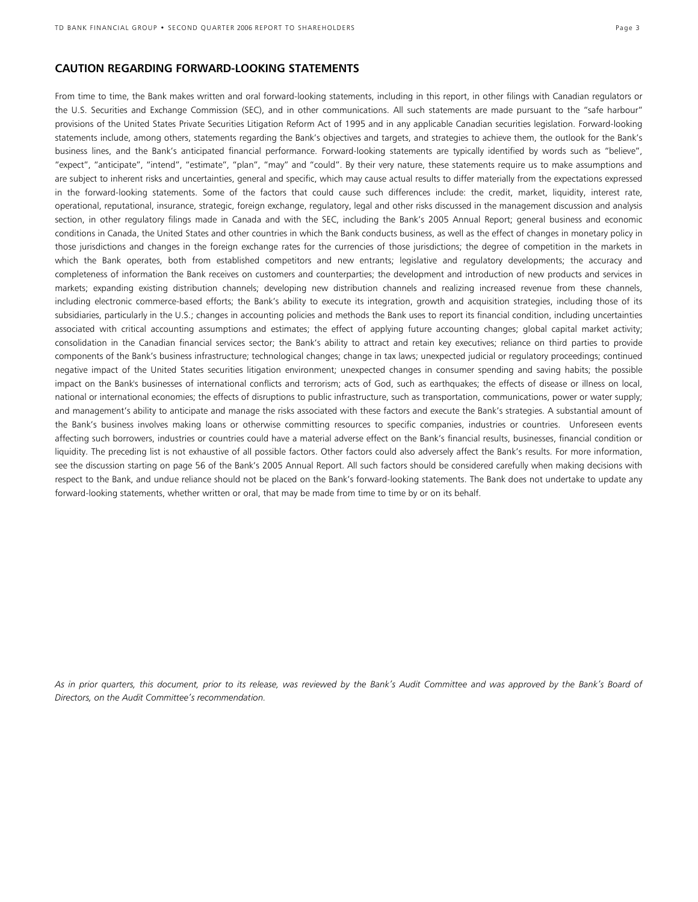## CAUTION REGARDING FORWARD-LOOKING STATEMENTS

From time to time, the Bank makes written and oral forward-looking statements, including in this report, in other filings with Canadian regulators or the U.S. Securities and Exchange Commission (SEC), and in other communications. All such statements are made pursuant to the "safe harbour" provisions of the United States Private Securities Litigation Reform Act of 1995 and in any applicable Canadian securities legislation. Forward-looking statements include, among others, statements regarding the Bank's objectives and targets, and strategies to achieve them, the outlook for the Bank's business lines, and the Bank's anticipated financial performance. Forward-looking statements are typically identified by words such as "believe", "expect", "anticipate", "intend", "estimate", "plan", "may" and "could". By their very nature, these statements require us to make assumptions and are subject to inherent risks and uncertainties, general and specific, which may cause actual results to differ materially from the expectations expressed in the forward-looking statements. Some of the factors that could cause such differences include: the credit, market, liquidity, interest rate, operational, reputational, insurance, strategic, foreign exchange, regulatory, legal and other risks discussed in the management discussion and analysis section, in other regulatory filings made in Canada and with the SEC, including the Bank's 2005 Annual Report; general business and economic conditions in Canada, the United States and other countries in which the Bank conducts business, as well as the effect of changes in monetary policy in those jurisdictions and changes in the foreign exchange rates for the currencies of those jurisdictions; the degree of competition in the markets in which the Bank operates, both from established competitors and new entrants; legislative and regulatory developments; the accuracy and completeness of information the Bank receives on customers and counterparties; the development and introduction of new products and services in markets; expanding existing distribution channels; developing new distribution channels and realizing increased revenue from these channels, including electronic commerce-based efforts; the Bank's ability to execute its integration, growth and acquisition strategies, including those of its subsidiaries, particularly in the U.S.; changes in accounting policies and methods the Bank uses to report its financial condition, including uncertainties associated with critical accounting assumptions and estimates; the effect of applying future accounting changes; global capital market activity; consolidation in the Canadian financial services sector; the Bank's ability to attract and retain key executives; reliance on third parties to provide components of the Bank's business infrastructure; technological changes; change in tax laws; unexpected judicial or regulatory proceedings; continued negative impact of the United States securities litigation environment; unexpected changes in consumer spending and saving habits; the possible impact on the Bank's businesses of international conflicts and terrorism; acts of God, such as earthquakes; the effects of disease or illness on local, national or international economies; the effects of disruptions to public infrastructure, such as transportation, communications, power or water supply; and management's ability to anticipate and manage the risks associated with these factors and execute the Bank's strategies. A substantial amount of the Bank's business involves making loans or otherwise committing resources to specific companies, industries or countries. Unforeseen events affecting such borrowers, industries or countries could have a material adverse effect on the Bank's financial results, businesses, financial condition or liquidity. The preceding list is not exhaustive of all possible factors. Other factors could also adversely affect the Bank's results. For more information, see the discussion starting on page 56 of the Bank's 2005 Annual Report. All such factors should be considered carefully when making decisions with respect to the Bank, and undue reliance should not be placed on the Bank's forward-looking statements. The Bank does not undertake to update any forward-looking statements, whether written or oral, that may be made from time to time by or on its behalf.

*As in prior quarters, this document, prior to its release, was reviewed by the Bank's Audit Committee and was approved by the Bank's Board of Directors, on the Audit Committee's recommendation.*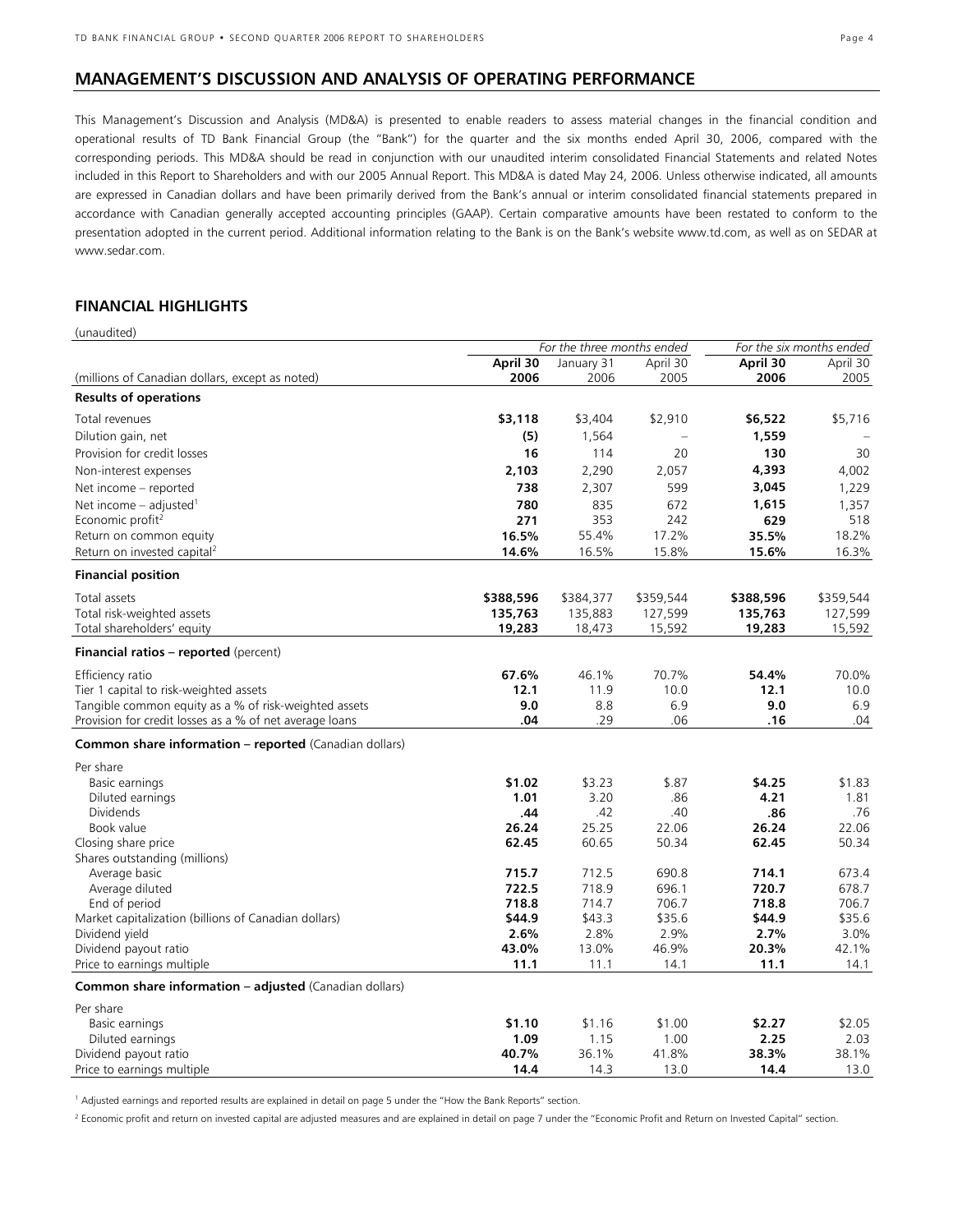## MANAGEMENT'S DISCUSSION AND ANALYSIS OF OPERATING PERFORMANCE

This Management's Discussion and Analysis (MD&A) is presented to enable readers to assess material changes in the financial condition and operational results of TD Bank Financial Group (the "Bank") for the quarter and the six months ended April 30, 2006, compared with the corresponding periods. This MD&A should be read in conjunction with our unaudited interim consolidated Financial Statements and related Notes included in this Report to Shareholders and with our 2005 Annual Report. This MD&A is dated May 24, 2006. Unless otherwise indicated, all amounts are expressed in Canadian dollars and have been primarily derived from the Bank's annual or interim consolidated financial statements prepared in accordance with Canadian generally accepted accounting principles (GAAP). Certain comparative amounts have been restated to conform to the presentation adopted in the current period. Additional information relating to the Bank is on the Bank's website www.td.com, as well as on SEDAR at www.sedar.com.

## FINANCIAL HIGHLIGHTS

(unaudited)

| | *For the three months ended* | | | *For the six months ended* | |
|---|---|---|---|---|---|
| (millions of Canadian dollars, except as noted) | **April 30 2006** | January 31 2006 | April 30 2005 | **April 30 2006** | April 30 2005 |
| **Results of operations** | | | | | |
| Total revenues | **$3,118** | $3,404 | $2,910 | **$6,522** | $5,716 |
| Dilution gain, net | **(5)** | 1,564 | – | **1,559** | – |
| Provision for credit losses | **16** | 114 | 20 | **130** | 30 |
| Non-interest expenses | **2,103** | 2,290 | 2,057 | **4,393** | 4,002 |
| Net income – reported | **738** | 2,307 | 599 | **3,045** | 1,229 |
| Net income – adjusted[1] | **780** | 835 | 672 | **1,615** | 1,357 |
| Economic profit[2] | **271** | 353 | 242 | **629** | 518 |
| Return on common equity | **16.5%** | 55.4% | 17.2% | **35.5%** | 18.2% |
| Return on invested capital[2] | **14.6%** | 16.5% | 15.8% | **15.6%** | 16.3% |
| **Financial position** | | | | | |
| Total assets | **$388,596** | $384,377 | $359,544 | **$388,596** | $359,544 |
| Total risk-weighted assets | **135,763** | 135,883 | 127,599 | **135,763** | 127,599 |
| Total shareholders' equity | **19,283** | 18,473 | 15,592 | **19,283** | 15,592 |
| **Financial ratios – reported** (percent) | | | | | |
| Efficiency ratio | **67.6%** | 46.1% | 70.7% | **54.4%** | 70.0% |
| Tier 1 capital to risk-weighted assets | **12.1** | 11.9 | 10.0 | **12.1** | 10.0 |
| Tangible common equity as a % of risk-weighted assets | **9.0** | 8.8 | 6.9 | **9.0** | 6.9 |
| Provision for credit losses as a % of net average loans | **.04** | .29 | .06 | **.16** | .04 |
| **Common share information – reported** (Canadian dollars) | | | | | |
| Per share | | | | | |
| Basic earnings | **$1.02** | $3.23 | $.87 | **$4.25** | $1.83 |
| Diluted earnings | **1.01** | 3.20 | .86 | **4.21** | 1.81 |
| Dividends | **.44** | .42 | .40 | **.86** | .76 |
| Book value | **26.24** | 25.25 | 22.06 | **26.24** | 22.06 |
| Closing share price | **62.45** | 60.65 | 50.34 | **62.45** | 50.34 |
| Shares outstanding (millions) | | | | | |
| Average basic | **715.7** | 712.5 | 690.8 | **714.1** | 673.4 |
| Average diluted | **722.5** | 718.9 | 696.1 | **720.7** | 678.7 |
| End of period | **718.8** | 714.7 | 706.7 | **718.8** | 706.7 |
| Market capitalization (billions of Canadian dollars) | **$44.9** | $43.3 | $35.6 | **$44.9** | $35.6 |
| Dividend yield | **2.6%** | 2.8% | 2.9% | **2.7%** | 3.0% |
| Dividend payout ratio | **43.0%** | 13.0% | 46.9% | **20.3%** | 42.1% |
| Price to earnings multiple | **11.1** | 11.1 | 14.1 | **11.1** | 14.1 |
| **Common share information – adjusted** (Canadian dollars) | | | | | |
| Per share | | | | | |
| Basic earnings | **$1.10** | $1.16 | $1.00 | **$2.27** | $2.05 |
| Diluted earnings | **1.09** | 1.15 | 1.00 | **2.25** | 2.03 |
| Dividend payout ratio | **40.7%** | 36.1% | 41.8% | **38.3%** | 38.1% |
| Price to earnings multiple | **14.4** | 14.3 | 13.0 | **14.4** | 13.0 |

[1] Adjusted earnings and reported results are explained in detail on page 5 under the "How the Bank Reports" section.

[2] Economic profit and return on invested capital are adjusted measures and are explained in detail on page 7 under the "Economic Profit and Return on Invested Capital" section.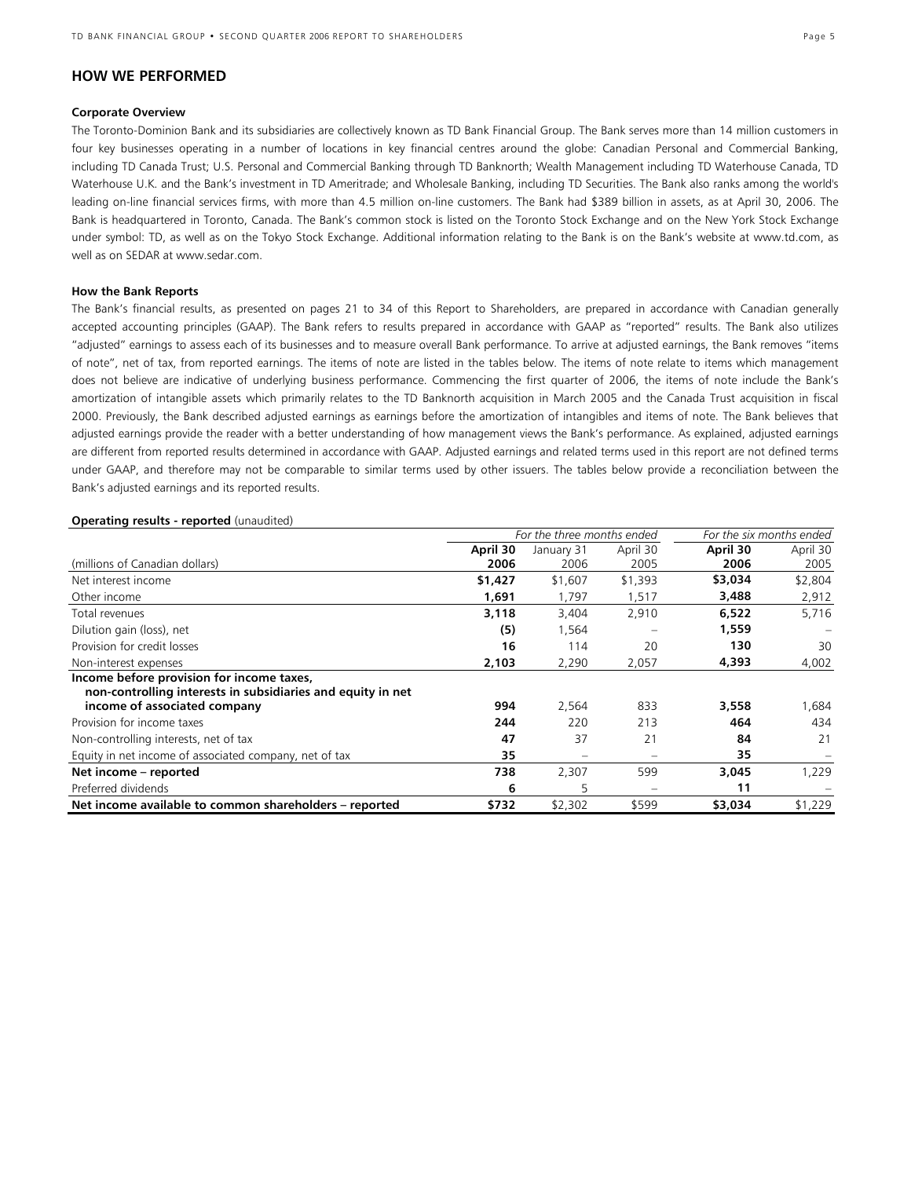## HOW WE PERFORMED

**Corporate Overview**

The Toronto-Dominion Bank and its subsidiaries are collectively known as TD Bank Financial Group. The Bank serves more than 14 million customers in four key businesses operating in a number of locations in key financial centres around the globe: Canadian Personal and Commercial Banking, including TD Canada Trust; U.S. Personal and Commercial Banking through TD Banknorth; Wealth Management including TD Waterhouse Canada, TD Waterhouse U.K. and the Bank's investment in TD Ameritrade; and Wholesale Banking, including TD Securities. The Bank also ranks among the world's leading on-line financial services firms, with more than 4.5 million on-line customers. The Bank had $389 billion in assets, as at April 30, 2006. The Bank is headquartered in Toronto, Canada. The Bank's common stock is listed on the Toronto Stock Exchange and on the New York Stock Exchange under symbol: TD, as well as on the Tokyo Stock Exchange. Additional information relating to the Bank is on the Bank's website at www.td.com, as well as on SEDAR at www.sedar.com.

**How the Bank Reports**

The Bank's financial results, as presented on pages 21 to 34 of this Report to Shareholders, are prepared in accordance with Canadian generally accepted accounting principles (GAAP). The Bank refers to results prepared in accordance with GAAP as "reported" results. The Bank also utilizes "adjusted" earnings to assess each of its businesses and to measure overall Bank performance. To arrive at adjusted earnings, the Bank removes "items of note", net of tax, from reported earnings. The items of note are listed in the tables below. The items of note relate to items which management does not believe are indicative of underlying business performance. Commencing the first quarter of 2006, the items of note include the Bank's amortization of intangible assets which primarily relates to the TD Banknorth acquisition in March 2005 and the Canada Trust acquisition in fiscal 2000. Previously, the Bank described adjusted earnings as earnings before the amortization of intangibles and items of note. The Bank believes that adjusted earnings provide the reader with a better understanding of how management views the Bank's performance. As explained, adjusted earnings are different from reported results determined in accordance with GAAP. Adjusted earnings and related terms used in this report are not defined terms under GAAP, and therefore may not be comparable to similar terms used by other issuers. The tables below provide a reconciliation between the Bank's adjusted earnings and its reported results.

**Operating results - reported** (unaudited)

| | *For the three months ended* | | | *For the six months ended* | |
|---|---|---|---|---|---|
| (millions of Canadian dollars) | **April 30 2006** | January 31 2006 | April 30 2005 | **April 30 2006** | April 30 2005 |
| Net interest income | **$1,427** | $1,607 | $1,393 | **$3,034** | $2,804 |
| Other income | **1,691** | 1,797 | 1,517 | **3,488** | 2,912 |
| Total revenues | **3,118** | 3,404 | 2,910 | **6,522** | 5,716 |
| Dilution gain (loss), net | **(5)** | 1,564 | – | **1,559** | – |
| Provision for credit losses | **16** | 114 | 20 | **130** | 30 |
| Non-interest expenses | **2,103** | 2,290 | 2,057 | **4,393** | 4,002 |
| **Income before provision for income taxes, non-controlling interests in subsidiaries and equity in net income of associated company** | **994** | 2,564 | 833 | **3,558** | 1,684 |
| Provision for income taxes | **244** | 220 | 213 | **464** | 434 |
| Non-controlling interests, net of tax | **47** | 37 | 21 | **84** | 21 |
| Equity in net income of associated company, net of tax | **35** | – | – | **35** | – |
| **Net income – reported** | **738** | 2,307 | 599 | **3,045** | 1,229 |
| Preferred dividends | **6** | 5 | – | **11** | – |
| **Net income available to common shareholders – reported** | **$732** | $2,302 | $599 | **$3,034** | $1,229 |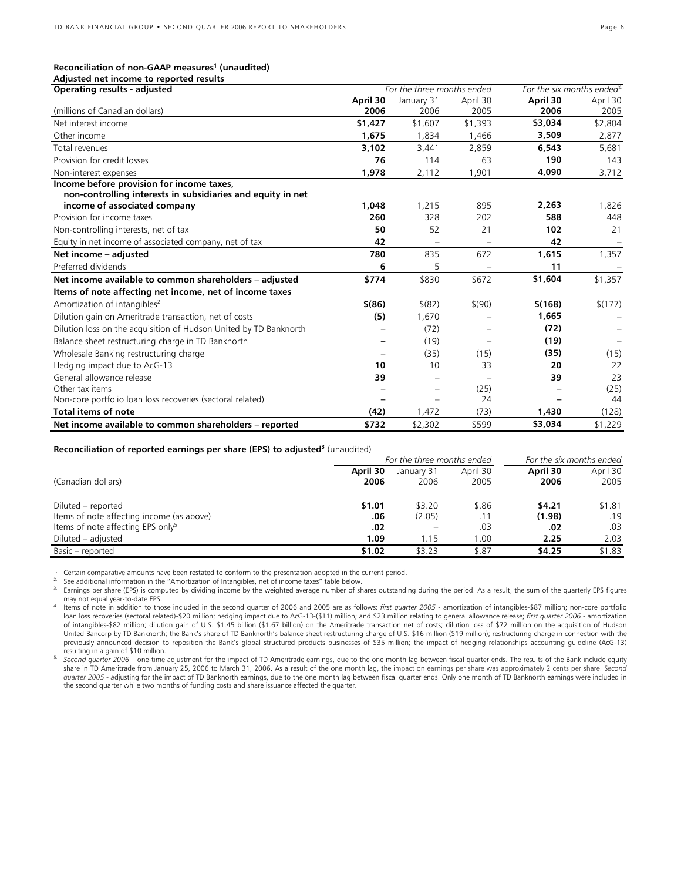**Reconciliation of non-GAAP measures[1] (unaudited)**
**Adjusted net income to reported results**

| **Operating results - adjusted** | *For the three months ended* | | | *For the six months ended[4]* | |
|---|---|---|---|---|---|
| (millions of Canadian dollars) | **April 30 2006** | January 31 2006 | April 30 2005 | **April 30 2006** | April 30 2005 |
| Net interest income | **$1,427** | $1,607 | $1,393 | **$3,034** | $2,804 |
| Other income | **1,675** | 1,834 | 1,466 | **3,509** | 2,877 |
| Total revenues | **3,102** | 3,441 | 2,859 | **6,543** | 5,681 |
| Provision for credit losses | **76** | 114 | 63 | **190** | 143 |
| Non-interest expenses | **1,978** | 2,112 | 1,901 | **4,090** | 3,712 |
| **Income before provision for income taxes, non-controlling interests in subsidiaries and equity in net income of associated company** | **1,048** | 1,215 | 895 | **2,263** | 1,826 |
| Provision for income taxes | **260** | 328 | 202 | **588** | 448 |
| Non-controlling interests, net of tax | **50** | 52 | 21 | **102** | 21 |
| Equity in net income of associated company, net of tax | **42** | – | – | **42** | – |
| **Net income – adjusted** | **780** | 835 | 672 | **1,615** | 1,357 |
| Preferred dividends | **6** | 5 | – | **11** | – |
| **Net income available to common shareholders – adjusted** | **$774** | $830 | $672 | **$1,604** | $1,357 |
| **Items of note affecting net income, net of income taxes** | | | | | |
| Amortization of intangibles[2] | **$(86)** | $(82) | $(90) | **$(168)** | $(177) |
| Dilution gain on Ameritrade transaction, net of costs | **(5)** | 1,670 | – | **1,665** | – |
| Dilution loss on the acquisition of Hudson United by TD Banknorth | **–** | (72) | – | **(72)** | – |
| Balance sheet restructuring charge in TD Banknorth | **–** | (19) | – | **(19)** | – |
| Wholesale Banking restructuring charge | **–** | (35) | (15) | **(35)** | (15) |
| Hedging impact due to AcG-13 | **10** | 10 | 33 | **20** | 22 |
| General allowance release | **39** | – | – | **39** | 23 |
| Other tax items | **–** | – | (25) | **–** | (25) |
| Non-core portfolio loan loss recoveries (sectoral related) | **–** | – | 24 | **–** | 44 |
| **Total items of note** | **(42)** | 1,472 | (73) | **1,430** | (128) |
| **Net income available to common shareholders – reported** | **$732** | $2,302 | $599 | **$3,034** | $1,229 |

**Reconciliation of reported earnings per share (EPS) to adjusted[3]** (unaudited)

| | *For the three months ended* | | | *For the six months ended* | |
|---|---|---|---|---|---|
| (Canadian dollars) | **April 30 2006** | January 31 2006 | April 30 2005 | **April 30 2006** | April 30 2005 |
| Diluted – reported | **$1.01** | $3.20 | $.86 | **$4.21** | $1.81 |
| Items of note affecting income (as above) | **.06** | (2.05) | .11 | **(1.98)** | .19 |
| Items of note affecting EPS only[5] | **.02** | – | .03 | **.02** | .03 |
| Diluted – adjusted | **1.09** | 1.15 | 1.00 | **2.25** | 2.03 |
| Basic – reported | **$1.02** | $3.23 | $.87 | **$4.25** | $1.83 |

1. Certain comparative amounts have been restated to conform to the presentation adopted in the current period.
2. See additional information in the "Amortization of Intangibles, net of income taxes" table below.
3. Earnings per share (EPS) is computed by dividing income by the weighted average number of shares outstanding during the period. As a result, the sum of the quarterly EPS figures may not equal year-to-date EPS.
4. Items of note in addition to those included in the second quarter of 2006 and 2005 are as follows: *first quarter 2005* - amortization of intangibles-$87 million; non-core portfolio loan loss recoveries (sectoral related)-$20 million; hedging impact due to AcG-13-($11) million; and $23 million relating to general allowance release; *first quarter 2006* - amortization of intangibles-$82 million; dilution gain of U.S. $1.45 billion ($1.67 billion) on the Ameritrade transaction net of costs; dilution loss of $72 million on the acquisition of Hudson United Bancorp by TD Banknorth; the Bank's share of TD Banknorth's balance sheet restructuring charge of U.S. $16 million ($19 million); restructuring charge in connection with the previously announced decision to reposition the Bank's global structured products businesses of $35 million; the impact of hedging relationships accounting guideline (AcG-13) resulting in a gain of $10 million.
5. *Second quarter 2006* – one-time adjustment for the impact of TD Ameritrade earnings, due to the one month lag between fiscal quarter ends. The results of the Bank include equity share in TD Ameritrade from January 25, 2006 to March 31, 2006. As a result of the one month lag, the impact on earnings per share was approximately 2 cents per share. *Second quarter 2005* - adjusting for the impact of TD Banknorth earnings, due to the one month lag between fiscal quarter ends. Only one month of TD Banknorth earnings were included in the second quarter while two months of funding costs and share issuance affected the quarter.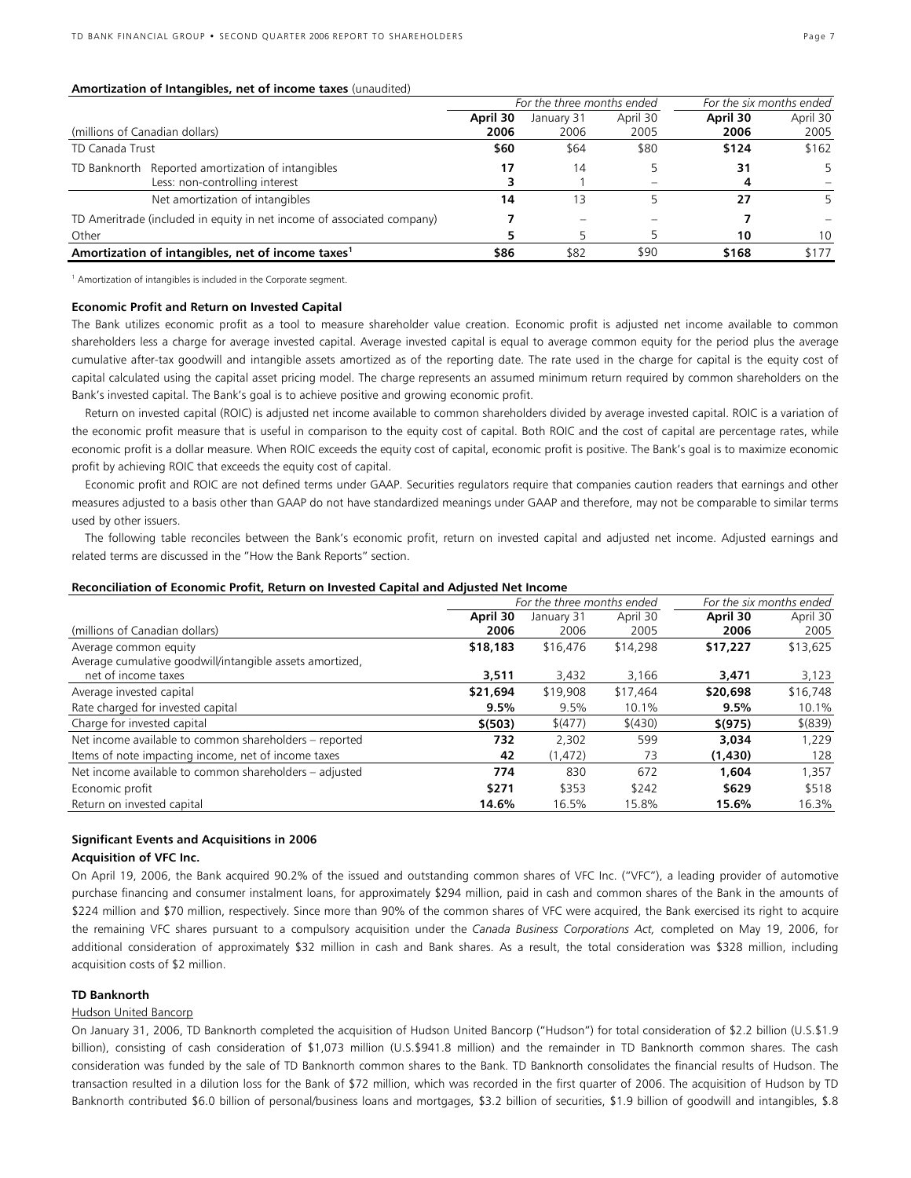**Amortization of Intangibles, net of income taxes** (unaudited)

| | For the three months ended | | | For the six months ended | |
|---|---|---|---|---|---|
| (millions of Canadian dollars) | **April 30 2006** | January 31 2006 | April 30 2005 | **April 30 2006** | April 30 2005 |
| TD Canada Trust | **$60** | $64 | $80 | **$124** | $162 |
| TD Banknorth Reported amortization of intangibles | **17** | 14 | 5 | **31** | 5 |
| Less: non-controlling interest | **3** | 1 | – | **4** | – |
| Net amortization of intangibles | **14** | 13 | 5 | **27** | 5 |
| TD Ameritrade (included in equity in net income of associated company) | **7** | – | – | **7** | – |
| Other | **5** | 5 | 5 | **10** | 10 |
| **Amortization of intangibles, net of income taxes[1]** | **$86** | $82 | $90 | **$168** | $177 |

[1] Amortization of intangibles is included in the Corporate segment.

**Economic Profit and Return on Invested Capital**

The Bank utilizes economic profit as a tool to measure shareholder value creation. Economic profit is adjusted net income available to common shareholders less a charge for average invested capital. Average invested capital is equal to average common equity for the period plus the average cumulative after-tax goodwill and intangible assets amortized as of the reporting date. The rate used in the charge for capital is the equity cost of capital calculated using the capital asset pricing model. The charge represents an assumed minimum return required by common shareholders on the Bank's invested capital. The Bank's goal is to achieve positive and growing economic profit.

Return on invested capital (ROIC) is adjusted net income available to common shareholders divided by average invested capital. ROIC is a variation of the economic profit measure that is useful in comparison to the equity cost of capital. Both ROIC and the cost of capital are percentage rates, while economic profit is a dollar measure. When ROIC exceeds the equity cost of capital, economic profit is positive. The Bank's goal is to maximize economic profit by achieving ROIC that exceeds the equity cost of capital.

Economic profit and ROIC are not defined terms under GAAP. Securities regulators require that companies caution readers that earnings and other measures adjusted to a basis other than GAAP do not have standardized meanings under GAAP and therefore, may not be comparable to similar terms used by other issuers.

The following table reconciles between the Bank's economic profit, return on invested capital and adjusted net income. Adjusted earnings and related terms are discussed in the "How the Bank Reports" section.

**Reconciliation of Economic Profit, Return on Invested Capital and Adjusted Net Income**

| | For the three months ended | | | For the six months ended | |
|---|---|---|---|---|---|
| (millions of Canadian dollars) | **April 30 2006** | January 31 2006 | April 30 2005 | **April 30 2006** | April 30 2005 |
| Average common equity | **$18,183** | $16,476 | $14,298 | **$17,227** | $13,625 |
| Average cumulative goodwill/intangible assets amortized, net of income taxes | **3,511** | 3,432 | 3,166 | **3,471** | 3,123 |
| Average invested capital | **$21,694** | $19,908 | $17,464 | **$20,698** | $16,748 |
| Rate charged for invested capital | **9.5%** | 9.5% | 10.1% | **9.5%** | 10.1% |
| Charge for invested capital | **$(503)** | $(477) | $(430) | **$(975)** | $(839) |
| Net income available to common shareholders – reported | **732** | 2,302 | 599 | **3,034** | 1,229 |
| Items of note impacting income, net of income taxes | **42** | (1,472) | 73 | **(1,430)** | 128 |
| Net income available to common shareholders – adjusted | **774** | 830 | 672 | **1,604** | 1,357 |
| Economic profit | **$271** | $353 | $242 | **$629** | $518 |
| Return on invested capital | **14.6%** | 16.5% | 15.8% | **15.6%** | 16.3% |

**Significant Events and Acquisitions in 2006**

**Acquisition of VFC Inc.**

On April 19, 2006, the Bank acquired 90.2% of the issued and outstanding common shares of VFC Inc. ("VFC"), a leading provider of automotive purchase financing and consumer instalment loans, for approximately $294 million, paid in cash and common shares of the Bank in the amounts of $224 million and $70 million, respectively. Since more than 90% of the common shares of VFC were acquired, the Bank exercised its right to acquire the remaining VFC shares pursuant to a compulsory acquisition under the *Canada Business Corporations Act,* completed on May 19, 2006, for additional consideration of approximately $32 million in cash and Bank shares. As a result, the total consideration was $328 million, including acquisition costs of $2 million.

**TD Banknorth**

Hudson United Bancorp

On January 31, 2006, TD Banknorth completed the acquisition of Hudson United Bancorp ("Hudson") for total consideration of $2.2 billion (U.S.$1.9 billion), consisting of cash consideration of $1,073 million (U.S.$941.8 million) and the remainder in TD Banknorth common shares. The cash consideration was funded by the sale of TD Banknorth common shares to the Bank. TD Banknorth consolidates the financial results of Hudson. The transaction resulted in a dilution loss for the Bank of $72 million, which was recorded in the first quarter of 2006. The acquisition of Hudson by TD Banknorth contributed $6.0 billion of personal/business loans and mortgages, $3.2 billion of securities, $1.9 billion of goodwill and intangibles, $.8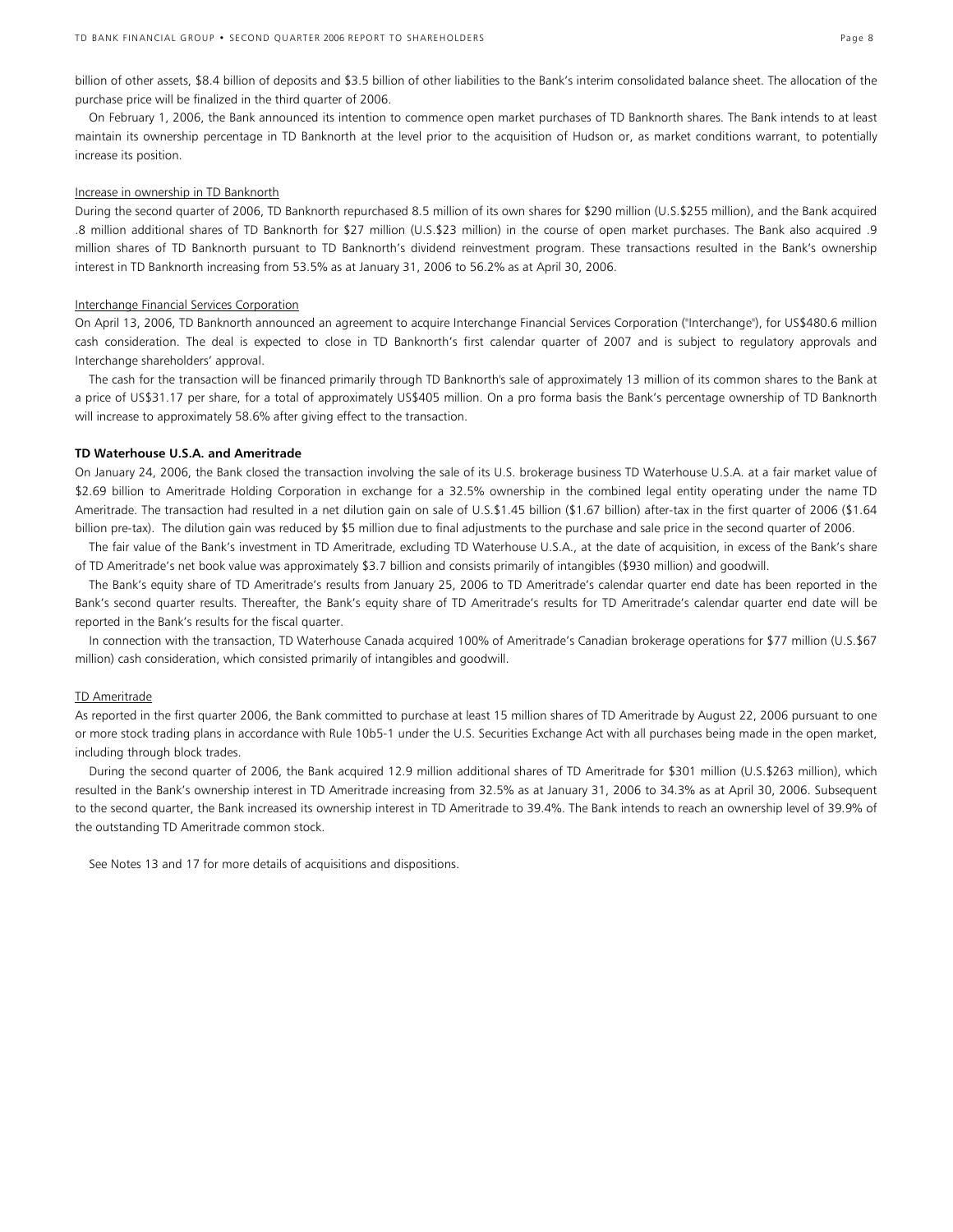billion of other assets, $8.4 billion of deposits and $3.5 billion of other liabilities to the Bank's interim consolidated balance sheet. The allocation of the purchase price will be finalized in the third quarter of 2006.

On February 1, 2006, the Bank announced its intention to commence open market purchases of TD Banknorth shares. The Bank intends to at least maintain its ownership percentage in TD Banknorth at the level prior to the acquisition of Hudson or, as market conditions warrant, to potentially increase its position.

Increase in ownership in TD Banknorth

During the second quarter of 2006, TD Banknorth repurchased 8.5 million of its own shares for $290 million (U.S.$255 million), and the Bank acquired .8 million additional shares of TD Banknorth for $27 million (U.S.$23 million) in the course of open market purchases. The Bank also acquired .9 million shares of TD Banknorth pursuant to TD Banknorth's dividend reinvestment program. These transactions resulted in the Bank's ownership interest in TD Banknorth increasing from 53.5% as at January 31, 2006 to 56.2% as at April 30, 2006.

Interchange Financial Services Corporation

On April 13, 2006, TD Banknorth announced an agreement to acquire Interchange Financial Services Corporation ("Interchange"), for US$480.6 million cash consideration. The deal is expected to close in TD Banknorth's first calendar quarter of 2007 and is subject to regulatory approvals and Interchange shareholders' approval.

The cash for the transaction will be financed primarily through TD Banknorth's sale of approximately 13 million of its common shares to the Bank at a price of US$31.17 per share, for a total of approximately US$405 million. On a pro forma basis the Bank's percentage ownership of TD Banknorth will increase to approximately 58.6% after giving effect to the transaction.

**TD Waterhouse U.S.A. and Ameritrade**

On January 24, 2006, the Bank closed the transaction involving the sale of its U.S. brokerage business TD Waterhouse U.S.A. at a fair market value of $2.69 billion to Ameritrade Holding Corporation in exchange for a 32.5% ownership in the combined legal entity operating under the name TD Ameritrade. The transaction had resulted in a net dilution gain on sale of U.S.$1.45 billion ($1.67 billion) after-tax in the first quarter of 2006 ($1.64 billion pre-tax). The dilution gain was reduced by $5 million due to final adjustments to the purchase and sale price in the second quarter of 2006.

The fair value of the Bank's investment in TD Ameritrade, excluding TD Waterhouse U.S.A., at the date of acquisition, in excess of the Bank's share of TD Ameritrade's net book value was approximately $3.7 billion and consists primarily of intangibles ($930 million) and goodwill.

The Bank's equity share of TD Ameritrade's results from January 25, 2006 to TD Ameritrade's calendar quarter end date has been reported in the Bank's second quarter results. Thereafter, the Bank's equity share of TD Ameritrade's results for TD Ameritrade's calendar quarter end date will be reported in the Bank's results for the fiscal quarter.

In connection with the transaction, TD Waterhouse Canada acquired 100% of Ameritrade's Canadian brokerage operations for $77 million (U.S.$67 million) cash consideration, which consisted primarily of intangibles and goodwill.

TD Ameritrade

As reported in the first quarter 2006, the Bank committed to purchase at least 15 million shares of TD Ameritrade by August 22, 2006 pursuant to one or more stock trading plans in accordance with Rule 10b5-1 under the U.S. Securities Exchange Act with all purchases being made in the open market, including through block trades.

During the second quarter of 2006, the Bank acquired 12.9 million additional shares of TD Ameritrade for $301 million (U.S.$263 million), which resulted in the Bank's ownership interest in TD Ameritrade increasing from 32.5% as at January 31, 2006 to 34.3% as at April 30, 2006. Subsequent to the second quarter, the Bank increased its ownership interest in TD Ameritrade to 39.4%. The Bank intends to reach an ownership level of 39.9% of the outstanding TD Ameritrade common stock.

See Notes 13 and 17 for more details of acquisitions and dispositions.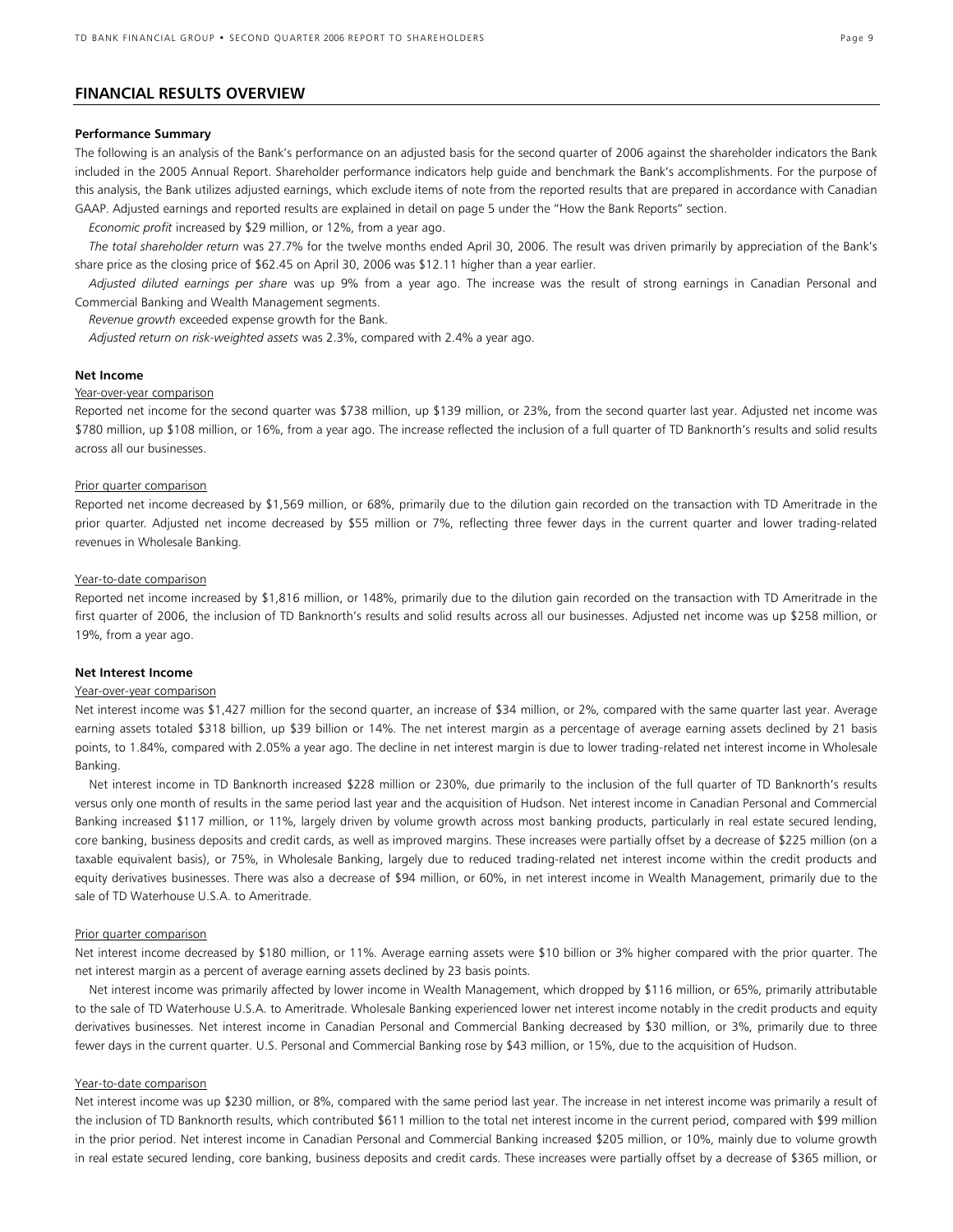## FINANCIAL RESULTS OVERVIEW

**Performance Summary**

The following is an analysis of the Bank's performance on an adjusted basis for the second quarter of 2006 against the shareholder indicators the Bank included in the 2005 Annual Report. Shareholder performance indicators help guide and benchmark the Bank's accomplishments. For the purpose of this analysis, the Bank utilizes adjusted earnings, which exclude items of note from the reported results that are prepared in accordance with Canadian GAAP. Adjusted earnings and reported results are explained in detail on page 5 under the "How the Bank Reports" section.

*Economic profit* increased by $29 million, or 12%, from a year ago.

*The total shareholder return* was 27.7% for the twelve months ended April 30, 2006. The result was driven primarily by appreciation of the Bank's share price as the closing price of $62.45 on April 30, 2006 was $12.11 higher than a year earlier.

*Adjusted diluted earnings per share* was up 9% from a year ago. The increase was the result of strong earnings in Canadian Personal and Commercial Banking and Wealth Management segments.

*Revenue growth* exceeded expense growth for the Bank.

*Adjusted return on risk-weighted assets* was 2.3%, compared with 2.4% a year ago.

**Net Income**

Year-over-year comparison

Reported net income for the second quarter was $738 million, up $139 million, or 23%, from the second quarter last year. Adjusted net income was $780 million, up $108 million, or 16%, from a year ago. The increase reflected the inclusion of a full quarter of TD Banknorth's results and solid results across all our businesses.

Prior quarter comparison

Reported net income decreased by $1,569 million, or 68%, primarily due to the dilution gain recorded on the transaction with TD Ameritrade in the prior quarter. Adjusted net income decreased by $55 million or 7%, reflecting three fewer days in the current quarter and lower trading-related revenues in Wholesale Banking.

Year-to-date comparison

Reported net income increased by $1,816 million, or 148%, primarily due to the dilution gain recorded on the transaction with TD Ameritrade in the first quarter of 2006, the inclusion of TD Banknorth's results and solid results across all our businesses. Adjusted net income was up $258 million, or 19%, from a year ago.

**Net Interest Income**

Year-over-year comparison

Net interest income was $1,427 million for the second quarter, an increase of $34 million, or 2%, compared with the same quarter last year. Average earning assets totaled $318 billion, up $39 billion or 14%. The net interest margin as a percentage of average earning assets declined by 21 basis points, to 1.84%, compared with 2.05% a year ago. The decline in net interest margin is due to lower trading-related net interest income in Wholesale Banking.

Net interest income in TD Banknorth increased $228 million or 230%, due primarily to the inclusion of the full quarter of TD Banknorth's results versus only one month of results in the same period last year and the acquisition of Hudson. Net interest income in Canadian Personal and Commercial Banking increased $117 million, or 11%, largely driven by volume growth across most banking products, particularly in real estate secured lending, core banking, business deposits and credit cards, as well as improved margins. These increases were partially offset by a decrease of $225 million (on a taxable equivalent basis), or 75%, in Wholesale Banking, largely due to reduced trading-related net interest income within the credit products and equity derivatives businesses. There was also a decrease of $94 million, or 60%, in net interest income in Wealth Management, primarily due to the sale of TD Waterhouse U.S.A. to Ameritrade.

Prior quarter comparison

Net interest income decreased by $180 million, or 11%. Average earning assets were $10 billion or 3% higher compared with the prior quarter. The net interest margin as a percent of average earning assets declined by 23 basis points.

Net interest income was primarily affected by lower income in Wealth Management, which dropped by $116 million, or 65%, primarily attributable to the sale of TD Waterhouse U.S.A. to Ameritrade. Wholesale Banking experienced lower net interest income notably in the credit products and equity derivatives businesses. Net interest income in Canadian Personal and Commercial Banking decreased by $30 million, or 3%, primarily due to three fewer days in the current quarter. U.S. Personal and Commercial Banking rose by $43 million, or 15%, due to the acquisition of Hudson.

Year-to-date comparison

Net interest income was up $230 million, or 8%, compared with the same period last year. The increase in net interest income was primarily a result of the inclusion of TD Banknorth results, which contributed $611 million to the total net interest income in the current period, compared with $99 million in the prior period. Net interest income in Canadian Personal and Commercial Banking increased $205 million, or 10%, mainly due to volume growth in real estate secured lending, core banking, business deposits and credit cards. These increases were partially offset by a decrease of $365 million, or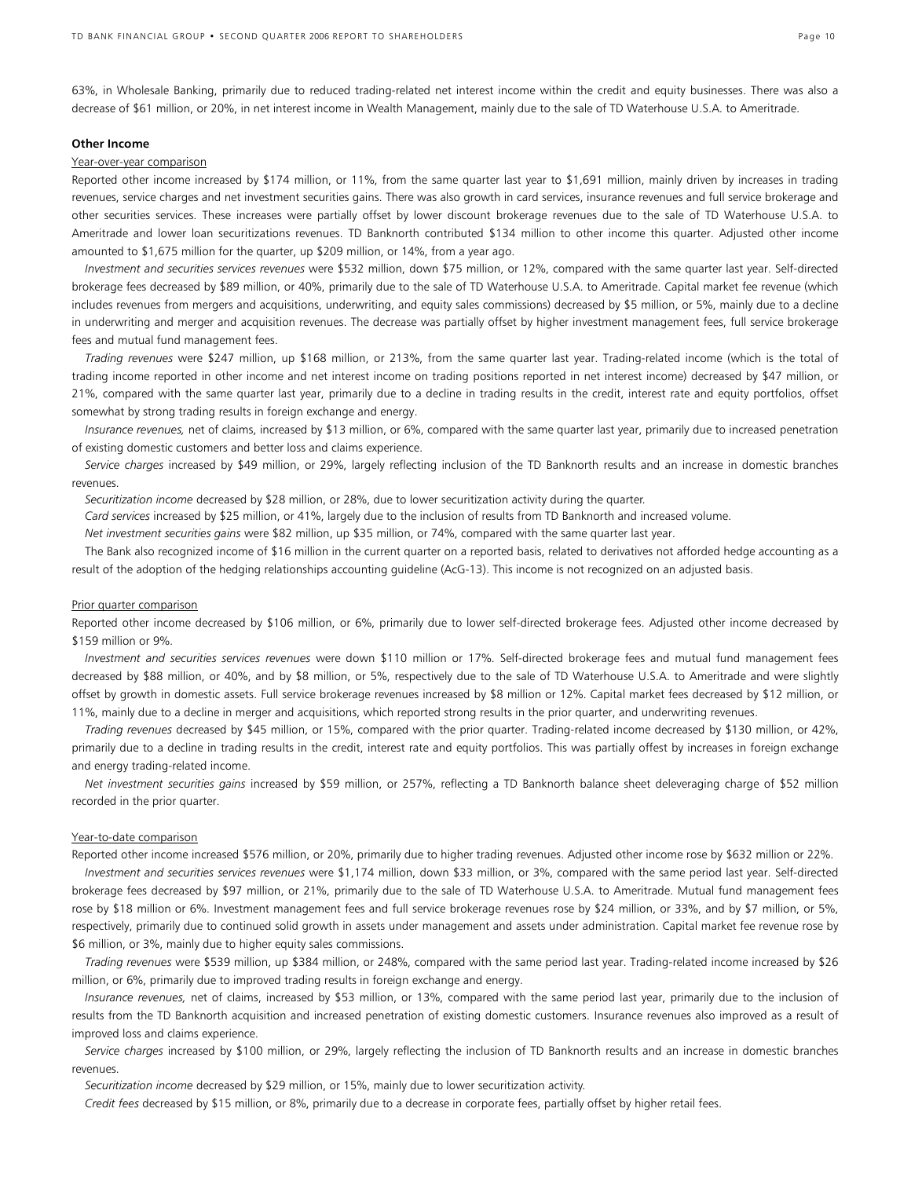63%, in Wholesale Banking, primarily due to reduced trading-related net interest income within the credit and equity businesses. There was also a decrease of $61 million, or 20%, in net interest income in Wealth Management, mainly due to the sale of TD Waterhouse U.S.A. to Ameritrade.

**Other Income**

Year-over-year comparison

Reported other income increased by $174 million, or 11%, from the same quarter last year to $1,691 million, mainly driven by increases in trading revenues, service charges and net investment securities gains. There was also growth in card services, insurance revenues and full service brokerage and other securities services. These increases were partially offset by lower discount brokerage revenues due to the sale of TD Waterhouse U.S.A. to Ameritrade and lower loan securitizations revenues. TD Banknorth contributed $134 million to other income this quarter. Adjusted other income amounted to $1,675 million for the quarter, up $209 million, or 14%, from a year ago.

*Investment and securities services revenues* were $532 million, down $75 million, or 12%, compared with the same quarter last year. Self-directed brokerage fees decreased by $89 million, or 40%, primarily due to the sale of TD Waterhouse U.S.A. to Ameritrade. Capital market fee revenue (which includes revenues from mergers and acquisitions, underwriting, and equity sales commissions) decreased by $5 million, or 5%, mainly due to a decline in underwriting and merger and acquisition revenues. The decrease was partially offset by higher investment management fees, full service brokerage fees and mutual fund management fees.

*Trading revenues* were $247 million, up $168 million, or 213%, from the same quarter last year. Trading-related income (which is the total of trading income reported in other income and net interest income on trading positions reported in net interest income) decreased by $47 million, or 21%, compared with the same quarter last year, primarily due to a decline in trading results in the credit, interest rate and equity portfolios, offset somewhat by strong trading results in foreign exchange and energy.

*Insurance revenues,* net of claims, increased by $13 million, or 6%, compared with the same quarter last year, primarily due to increased penetration of existing domestic customers and better loss and claims experience.

*Service charges* increased by $49 million, or 29%, largely reflecting inclusion of the TD Banknorth results and an increase in domestic branches revenues.

*Securitization income* decreased by $28 million, or 28%, due to lower securitization activity during the quarter.

*Card services* increased by $25 million, or 41%, largely due to the inclusion of results from TD Banknorth and increased volume.

*Net investment securities gains* were $82 million, up $35 million, or 74%, compared with the same quarter last year.

The Bank also recognized income of $16 million in the current quarter on a reported basis, related to derivatives not afforded hedge accounting as a result of the adoption of the hedging relationships accounting guideline (AcG-13). This income is not recognized on an adjusted basis.

Prior quarter comparison

Reported other income decreased by $106 million, or 6%, primarily due to lower self-directed brokerage fees. Adjusted other income decreased by $159 million or 9%.

*Investment and securities services revenues* were down $110 million or 17%. Self-directed brokerage fees and mutual fund management fees decreased by $88 million, or 40%, and by $8 million, or 5%, respectively due to the sale of TD Waterhouse U.S.A. to Ameritrade and were slightly offset by growth in domestic assets. Full service brokerage revenues increased by $8 million or 12%. Capital market fees decreased by $12 million, or 11%, mainly due to a decline in merger and acquisitions, which reported strong results in the prior quarter, and underwriting revenues.

*Trading revenues* decreased by $45 million, or 15%, compared with the prior quarter. Trading-related income decreased by $130 million, or 42%, primarily due to a decline in trading results in the credit, interest rate and equity portfolios. This was partially offest by increases in foreign exchange and energy trading-related income.

*Net investment securities gains* increased by $59 million, or 257%, reflecting a TD Banknorth balance sheet deleveraging charge of $52 million recorded in the prior quarter.

Year-to-date comparison

Reported other income increased $576 million, or 20%, primarily due to higher trading revenues. Adjusted other income rose by $632 million or 22%.

*Investment and securities services revenues* were $1,174 million, down $33 million, or 3%, compared with the same period last year. Self-directed brokerage fees decreased by $97 million, or 21%, primarily due to the sale of TD Waterhouse U.S.A. to Ameritrade. Mutual fund management fees rose by $18 million or 6%. Investment management fees and full service brokerage revenues rose by $24 million, or 33%, and by $7 million, or 5%, respectively, primarily due to continued solid growth in assets under management and assets under administration. Capital market fee revenue rose by $6 million, or 3%, mainly due to higher equity sales commissions.

*Trading revenues* were $539 million, up $384 million, or 248%, compared with the same period last year. Trading-related income increased by $26 million, or 6%, primarily due to improved trading results in foreign exchange and energy.

*Insurance revenues,* net of claims, increased by $53 million, or 13%, compared with the same period last year, primarily due to the inclusion of results from the TD Banknorth acquisition and increased penetration of existing domestic customers. Insurance revenues also improved as a result of improved loss and claims experience.

*Service charges* increased by $100 million, or 29%, largely reflecting the inclusion of TD Banknorth results and an increase in domestic branches revenues.

*Securitization income* decreased by $29 million, or 15%, mainly due to lower securitization activity.

*Credit fees* decreased by $15 million, or 8%, primarily due to a decrease in corporate fees, partially offset by higher retail fees.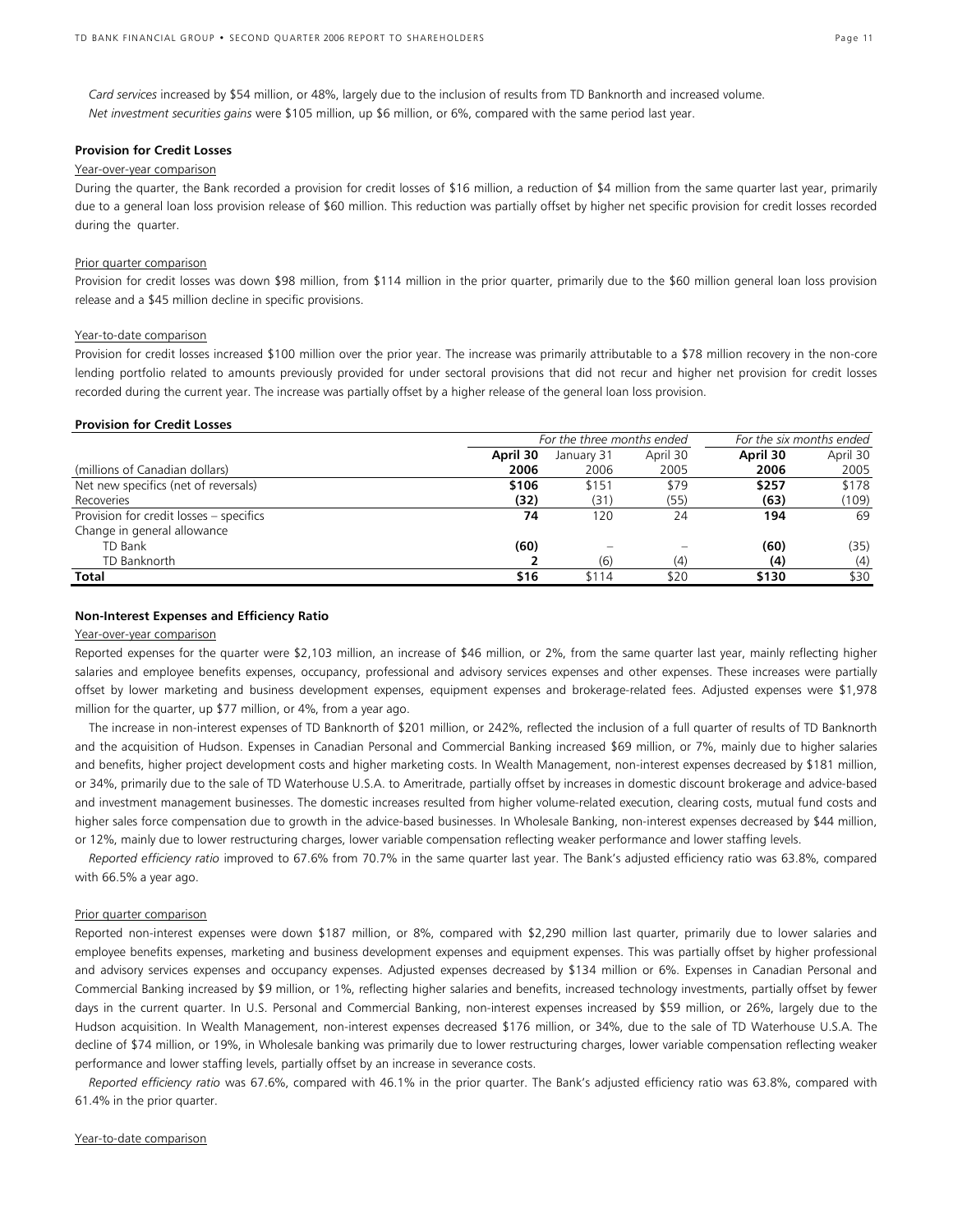*Card services* increased by $54 million, or 48%, largely due to the inclusion of results from TD Banknorth and increased volume.

*Net investment securities gains* were $105 million, up $6 million, or 6%, compared with the same period last year.

**Provision for Credit Losses**

Year-over-year comparison

During the quarter, the Bank recorded a provision for credit losses of $16 million, a reduction of $4 million from the same quarter last year, primarily due to a general loan loss provision release of $60 million. This reduction was partially offset by higher net specific provision for credit losses recorded during the quarter.

Prior quarter comparison

Provision for credit losses was down $98 million, from $114 million in the prior quarter, primarily due to the $60 million general loan loss provision release and a $45 million decline in specific provisions.

Year-to-date comparison

Provision for credit losses increased $100 million over the prior year. The increase was primarily attributable to a $78 million recovery in the non-core lending portfolio related to amounts previously provided for under sectoral provisions that did not recur and higher net provision for credit losses recorded during the current year. The increase was partially offset by a higher release of the general loan loss provision.

**Provision for Credit Losses**

| | *For the three months ended* | | | *For the six months ended* | |
|---|---|---|---|---|---|
| (millions of Canadian dollars) | **April 30 2006** | January 31 2006 | April 30 2005 | **April 30 2006** | April 30 2005 |
| Net new specifics (net of reversals) | **$106** | $151 | $79 | **$257** | $178 |
| Recoveries | **(32)** | (31) | (55) | **(63)** | (109) |
| Provision for credit losses – specifics | **74** | 120 | 24 | **194** | 69 |
| Change in general allowance | | | | | |
| TD Bank | **(60)** | – | – | **(60)** | (35) |
| TD Banknorth | **2** | (6) | (4) | **(4)** | (4) |
| **Total** | **$16** | $114 | $20 | **$130** | $30 |

**Non-Interest Expenses and Efficiency Ratio**

Year-over-year comparison

Reported expenses for the quarter were $2,103 million, an increase of $46 million, or 2%, from the same quarter last year, mainly reflecting higher salaries and employee benefits expenses, occupancy, professional and advisory services expenses and other expenses. These increases were partially offset by lower marketing and business development expenses, equipment expenses and brokerage-related fees. Adjusted expenses were $1,978 million for the quarter, up $77 million, or 4%, from a year ago.

The increase in non-interest expenses of TD Banknorth of $201 million, or 242%, reflected the inclusion of a full quarter of results of TD Banknorth and the acquisition of Hudson. Expenses in Canadian Personal and Commercial Banking increased $69 million, or 7%, mainly due to higher salaries and benefits, higher project development costs and higher marketing costs. In Wealth Management, non-interest expenses decreased by $181 million, or 34%, primarily due to the sale of TD Waterhouse U.S.A. to Ameritrade, partially offset by increases in domestic discount brokerage and advice-based and investment management businesses. The domestic increases resulted from higher volume-related execution, clearing costs, mutual fund costs and higher sales force compensation due to growth in the advice-based businesses. In Wholesale Banking, non-interest expenses decreased by $44 million, or 12%, mainly due to lower restructuring charges, lower variable compensation reflecting weaker performance and lower staffing levels.

*Reported efficiency ratio* improved to 67.6% from 70.7% in the same quarter last year. The Bank's adjusted efficiency ratio was 63.8%, compared with 66.5% a year ago.

Prior quarter comparison

Reported non-interest expenses were down $187 million, or 8%, compared with $2,290 million last quarter, primarily due to lower salaries and employee benefits expenses, marketing and business development expenses and equipment expenses. This was partially offset by higher professional and advisory services expenses and occupancy expenses. Adjusted expenses decreased by $134 million or 6%. Expenses in Canadian Personal and Commercial Banking increased by $9 million, or 1%, reflecting higher salaries and benefits, increased technology investments, partially offset by fewer days in the current quarter. In U.S. Personal and Commercial Banking, non-interest expenses increased by $59 million, or 26%, largely due to the Hudson acquisition. In Wealth Management, non-interest expenses decreased $176 million, or 34%, due to the sale of TD Waterhouse U.S.A. The decline of $74 million, or 19%, in Wholesale banking was primarily due to lower restructuring charges, lower variable compensation reflecting weaker performance and lower staffing levels, partially offset by an increase in severance costs.

*Reported efficiency ratio* was 67.6%, compared with 46.1% in the prior quarter. The Bank's adjusted efficiency ratio was 63.8%, compared with 61.4% in the prior quarter.

Year-to-date comparison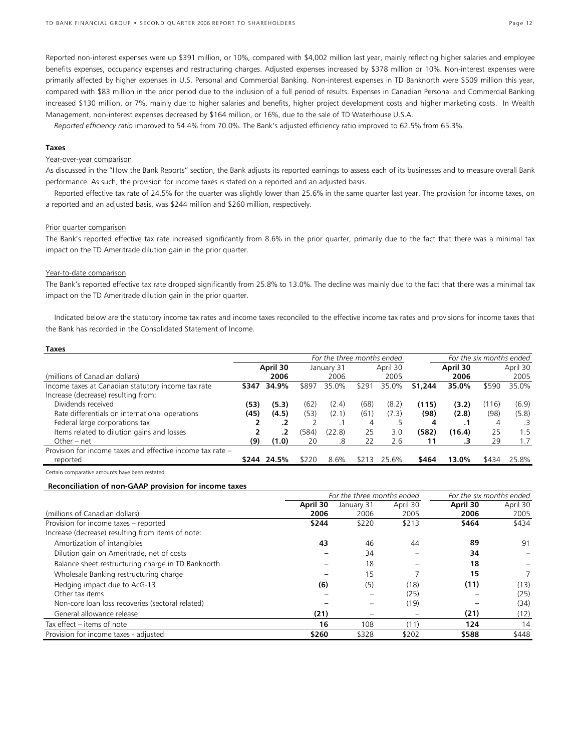Reported non-interest expenses were up $391 million, or 10%, compared with $4,002 million last year, mainly reflecting higher salaries and employee benefits expenses, occupancy expenses and restructuring charges. Adjusted expenses increased by $378 million or 10%. Non-interest expenses were primarily affected by higher expenses in U.S. Personal and Commercial Banking. Non-interest expenses in TD Banknorth were $509 million this year, compared with $83 million in the prior period due to the inclusion of a full period of results. Expenses in Canadian Personal and Commercial Banking increased $130 million, or 7%, mainly due to higher salaries and benefits, higher project development costs and higher marketing costs. In Wealth Management, non-interest expenses decreased by $164 million, or 16%, due to the sale of TD Waterhouse U.S.A.

*Reported efficiency ratio* improved to 54.4% from 70.0%. The Bank's adjusted efficiency ratio improved to 62.5% from 65.3%.

### Taxes

Year-over-year comparison

As discussed in the "How the Bank Reports" section, the Bank adjusts its reported earnings to assess each of its businesses and to measure overall Bank performance. As such, the provision for income taxes is stated on a reported and an adjusted basis.

Reported effective tax rate of 24.5% for the quarter was slightly lower than 25.6% in the same quarter last year. The provision for income taxes, on a reported and an adjusted basis, was $244 million and $260 million, respectively.

Prior quarter comparison

The Bank's reported effective tax rate increased significantly from 8.6% in the prior quarter, primarily due to the fact that there was a minimal tax impact on the TD Ameritrade dilution gain in the prior quarter.

Year-to-date comparison

The Bank's reported effective tax rate dropped significantly from 25.8% to 13.0%. The decline was mainly due to the fact that there was a minimal tax impact on the TD Ameritrade dilution gain in the prior quarter.

Indicated below are the statutory income tax rates and income taxes reconciled to the effective income tax rates and provisions for income taxes that the Bank has recorded in the Consolidated Statement of Income.

**Taxes**

| (millions of Canadian dollars) | For the three months ended | | | | | | For the six months ended | | | |
|---|---|---|---|---|---|---|---|---|---|---|
| | **April 30 2006** | | January 31 2006 | | April 30 2005 | | **April 30 2006** | | April 30 2005 | |
| Income taxes at Canadian statutory income tax rate | **$347** | **34.9%** | $897 | 35.0% | $291 | 35.0% | **$1,244** | **35.0%** | $590 | 35.0% |
| Increase (decrease) resulting from: | | | | | | | | | | |
| Dividends received | **(53)** | **(5.3)** | (62) | (2.4) | (68) | (8.2) | **(115)** | **(3.2)** | (116) | (6.9) |
| Rate differentials on international operations | **(45)** | **(4.5)** | (53) | (2.1) | (61) | (7.3) | **(98)** | **(2.8)** | (98) | (5.8) |
| Federal large corporations tax | **2** | **.2** | 2 | .1 | 4 | .5 | **4** | **.1** | 4 | .3 |
| Items related to dilution gains and losses | **2** | **.2** | (584) | (22.8) | 25 | 3.0 | **(582)** | **(16.4)** | 25 | 1.5 |
| Other – net | **(9)** | **(1.0)** | 20 | .8 | 22 | 2.6 | **11** | **.3** | 29 | 1.7 |
| Provision for income taxes and effective income tax rate – reported | **$244** | **24.5%** | $220 | 8.6% | $213 | 25.6% | **$464** | **13.0%** | $434 | 25.8% |

Certain comparative amounts have been restated.

**Reconciliation of non-GAAP provision for income taxes**

| (millions of Canadian dollars) | For the three months ended | | | For the six months ended | |
|---|---|---|---|---|---|
| | **April 30 2006** | January 31 2006 | April 30 2005 | **April 30 2006** | April 30 2005 |
| Provision for income taxes – reported | **$244** | $220 | $213 | **$464** | $434 |
| Increase (decrease) resulting from items of note: | | | | | |
| Amortization of intangibles | **43** | 46 | 44 | **89** | 91 |
| Dilution gain on Ameritrade, net of costs | **–** | 34 | – | **34** | – |
| Balance sheet restructuring charge in TD Banknorth | **–** | 18 | – | **18** | – |
| Wholesale Banking restructuring charge | **–** | 15 | 7 | **15** | 7 |
| Hedging impact due to AcG-13 | **(6)** | (5) | (18) | **(11)** | (13) |
| Other tax items | **–** | – | (25) | **–** | (25) |
| Non-core loan loss recoveries (sectoral related) | **–** | – | (19) | **–** | (34) |
| General allowance release | **(21)** | – | – | **(21)** | (12) |
| Tax effect – items of note | **16** | 108 | (11) | **124** | 14 |
| Provision for income taxes - adjusted | **$260** | $328 | $202 | **$588** | $448 |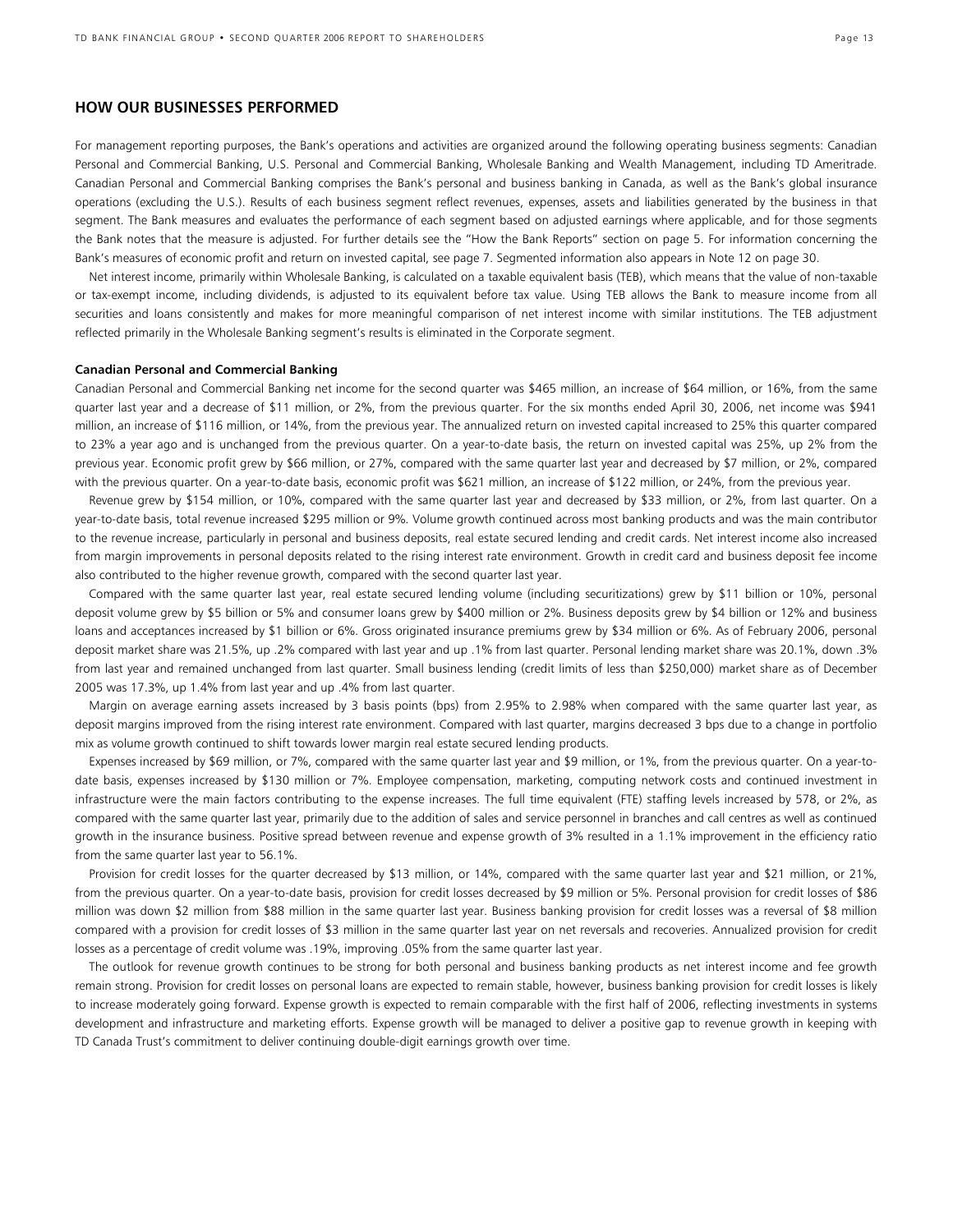## HOW OUR BUSINESSES PERFORMED

For management reporting purposes, the Bank's operations and activities are organized around the following operating business segments: Canadian Personal and Commercial Banking, U.S. Personal and Commercial Banking, Wholesale Banking and Wealth Management, including TD Ameritrade. Canadian Personal and Commercial Banking comprises the Bank's personal and business banking in Canada, as well as the Bank's global insurance operations (excluding the U.S.). Results of each business segment reflect revenues, expenses, assets and liabilities generated by the business in that segment. The Bank measures and evaluates the performance of each segment based on adjusted earnings where applicable, and for those segments the Bank notes that the measure is adjusted. For further details see the "How the Bank Reports" section on page 5. For information concerning the Bank's measures of economic profit and return on invested capital, see page 7. Segmented information also appears in Note 12 on page 30.

Net interest income, primarily within Wholesale Banking, is calculated on a taxable equivalent basis (TEB), which means that the value of non-taxable or tax-exempt income, including dividends, is adjusted to its equivalent before tax value. Using TEB allows the Bank to measure income from all securities and loans consistently and makes for more meaningful comparison of net interest income with similar institutions. The TEB adjustment reflected primarily in the Wholesale Banking segment's results is eliminated in the Corporate segment.

**Canadian Personal and Commercial Banking**

Canadian Personal and Commercial Banking net income for the second quarter was $465 million, an increase of $64 million, or 16%, from the same quarter last year and a decrease of $11 million, or 2%, from the previous quarter. For the six months ended April 30, 2006, net income was $941 million, an increase of $116 million, or 14%, from the previous year. The annualized return on invested capital increased to 25% this quarter compared to 23% a year ago and is unchanged from the previous quarter. On a year-to-date basis, the return on invested capital was 25%, up 2% from the previous year. Economic profit grew by $66 million, or 27%, compared with the same quarter last year and decreased by $7 million, or 2%, compared with the previous quarter. On a year-to-date basis, economic profit was $621 million, an increase of $122 million, or 24%, from the previous year.

Revenue grew by $154 million, or 10%, compared with the same quarter last year and decreased by $33 million, or 2%, from last quarter. On a year-to-date basis, total revenue increased $295 million or 9%. Volume growth continued across most banking products and was the main contributor to the revenue increase, particularly in personal and business deposits, real estate secured lending and credit cards. Net interest income also increased from margin improvements in personal deposits related to the rising interest rate environment. Growth in credit card and business deposit fee income also contributed to the higher revenue growth, compared with the second quarter last year.

Compared with the same quarter last year, real estate secured lending volume (including securitizations) grew by $11 billion or 10%, personal deposit volume grew by $5 billion or 5% and consumer loans grew by $400 million or 2%. Business deposits grew by $4 billion or 12% and business loans and acceptances increased by $1 billion or 6%. Gross originated insurance premiums grew by $34 million or 6%. As of February 2006, personal deposit market share was 21.5%, up .2% compared with last year and up .1% from last quarter. Personal lending market share was 20.1%, down .3% from last year and remained unchanged from last quarter. Small business lending (credit limits of less than $250,000) market share as of December 2005 was 17.3%, up 1.4% from last year and up .4% from last quarter.

Margin on average earning assets increased by 3 basis points (bps) from 2.95% to 2.98% when compared with the same quarter last year, as deposit margins improved from the rising interest rate environment. Compared with last quarter, margins decreased 3 bps due to a change in portfolio mix as volume growth continued to shift towards lower margin real estate secured lending products.

Expenses increased by $69 million, or 7%, compared with the same quarter last year and $9 million, or 1%, from the previous quarter. On a year-to-date basis, expenses increased by $130 million or 7%. Employee compensation, marketing, computing network costs and continued investment in infrastructure were the main factors contributing to the expense increases. The full time equivalent (FTE) staffing levels increased by 578, or 2%, as compared with the same quarter last year, primarily due to the addition of sales and service personnel in branches and call centres as well as continued growth in the insurance business. Positive spread between revenue and expense growth of 3% resulted in a 1.1% improvement in the efficiency ratio from the same quarter last year to 56.1%.

Provision for credit losses for the quarter decreased by $13 million, or 14%, compared with the same quarter last year and $21 million, or 21%, from the previous quarter. On a year-to-date basis, provision for credit losses decreased by $9 million or 5%. Personal provision for credit losses of $86 million was down $2 million from $88 million in the same quarter last year. Business banking provision for credit losses was a reversal of $8 million compared with a provision for credit losses of $3 million in the same quarter last year on net reversals and recoveries. Annualized provision for credit losses as a percentage of credit volume was .19%, improving .05% from the same quarter last year.

The outlook for revenue growth continues to be strong for both personal and business banking products as net interest income and fee growth remain strong. Provision for credit losses on personal loans are expected to remain stable, however, business banking provision for credit losses is likely to increase moderately going forward. Expense growth is expected to remain comparable with the first half of 2006, reflecting investments in systems development and infrastructure and marketing efforts. Expense growth will be managed to deliver a positive gap to revenue growth in keeping with TD Canada Trust's commitment to deliver continuing double-digit earnings growth over time.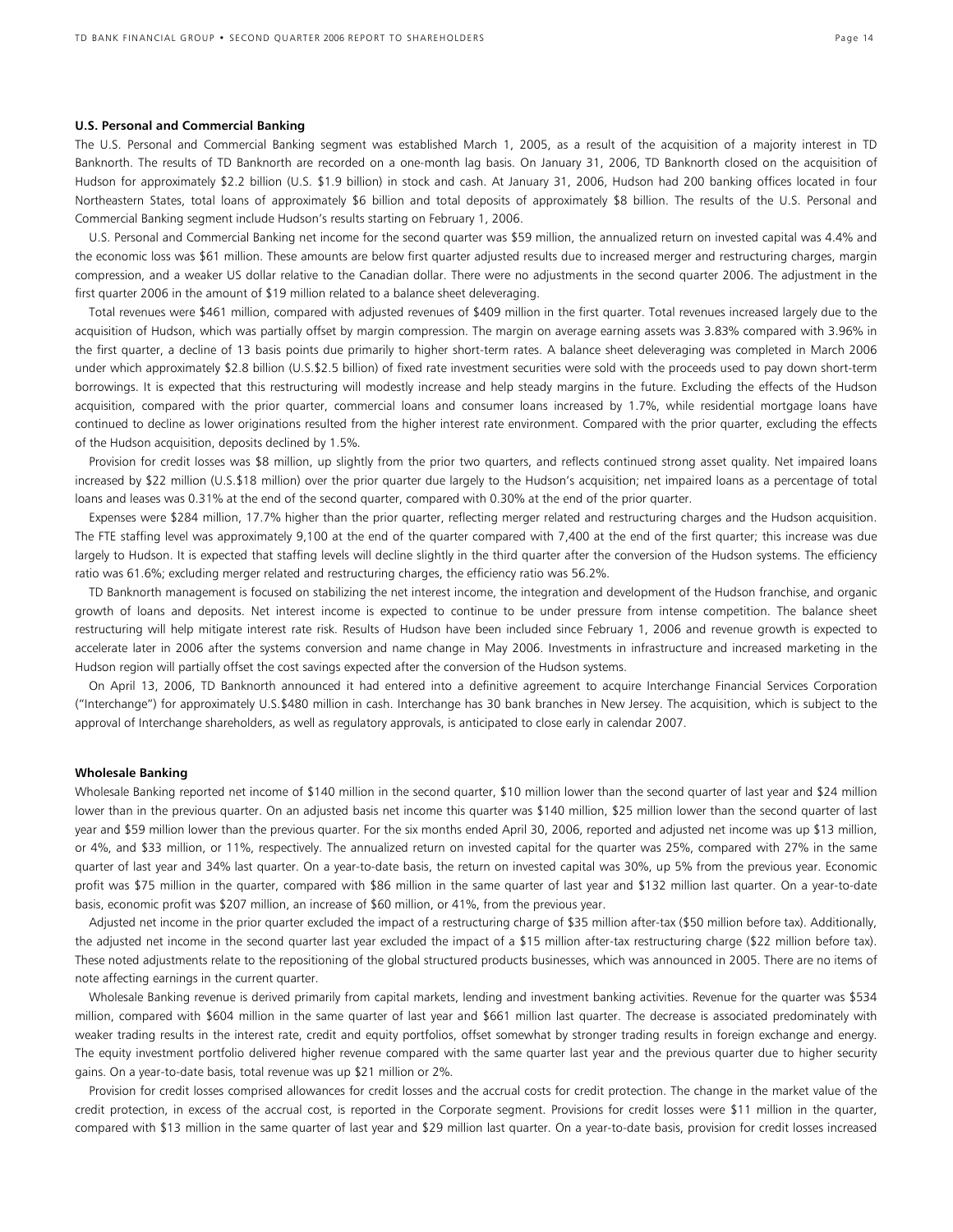### U.S. Personal and Commercial Banking

The U.S. Personal and Commercial Banking segment was established March 1, 2005, as a result of the acquisition of a majority interest in TD Banknorth. The results of TD Banknorth are recorded on a one-month lag basis. On January 31, 2006, TD Banknorth closed on the acquisition of Hudson for approximately $2.2 billion (U.S. $1.9 billion) in stock and cash. At January 31, 2006, Hudson had 200 banking offices located in four Northeastern States, total loans of approximately $6 billion and total deposits of approximately $8 billion. The results of the U.S. Personal and Commercial Banking segment include Hudson's results starting on February 1, 2006.

U.S. Personal and Commercial Banking net income for the second quarter was $59 million, the annualized return on invested capital was 4.4% and the economic loss was $61 million. These amounts are below first quarter adjusted results due to increased merger and restructuring charges, margin compression, and a weaker US dollar relative to the Canadian dollar. There were no adjustments in the second quarter 2006. The adjustment in the first quarter 2006 in the amount of $19 million related to a balance sheet deleveraging.

Total revenues were $461 million, compared with adjusted revenues of $409 million in the first quarter. Total revenues increased largely due to the acquisition of Hudson, which was partially offset by margin compression. The margin on average earning assets was 3.83% compared with 3.96% in the first quarter, a decline of 13 basis points due primarily to higher short-term rates. A balance sheet deleveraging was completed in March 2006 under which approximately $2.8 billion (U.S.$2.5 billion) of fixed rate investment securities were sold with the proceeds used to pay down short-term borrowings. It is expected that this restructuring will modestly increase and help steady margins in the future. Excluding the effects of the Hudson acquisition, compared with the prior quarter, commercial loans and consumer loans increased by 1.7%, while residential mortgage loans have continued to decline as lower originations resulted from the higher interest rate environment. Compared with the prior quarter, excluding the effects of the Hudson acquisition, deposits declined by 1.5%.

Provision for credit losses was $8 million, up slightly from the prior two quarters, and reflects continued strong asset quality. Net impaired loans increased by $22 million (U.S.$18 million) over the prior quarter due largely to the Hudson's acquisition; net impaired loans as a percentage of total loans and leases was 0.31% at the end of the second quarter, compared with 0.30% at the end of the prior quarter.

Expenses were $284 million, 17.7% higher than the prior quarter, reflecting merger related and restructuring charges and the Hudson acquisition. The FTE staffing level was approximately 9,100 at the end of the quarter compared with 7,400 at the end of the first quarter; this increase was due largely to Hudson. It is expected that staffing levels will decline slightly in the third quarter after the conversion of the Hudson systems. The efficiency ratio was 61.6%; excluding merger related and restructuring charges, the efficiency ratio was 56.2%.

TD Banknorth management is focused on stabilizing the net interest income, the integration and development of the Hudson franchise, and organic growth of loans and deposits. Net interest income is expected to continue to be under pressure from intense competition. The balance sheet restructuring will help mitigate interest rate risk. Results of Hudson have been included since February 1, 2006 and revenue growth is expected to accelerate later in 2006 after the systems conversion and name change in May 2006. Investments in infrastructure and increased marketing in the Hudson region will partially offset the cost savings expected after the conversion of the Hudson systems.

On April 13, 2006, TD Banknorth announced it had entered into a definitive agreement to acquire Interchange Financial Services Corporation ("Interchange") for approximately U.S.$480 million in cash. Interchange has 30 bank branches in New Jersey. The acquisition, which is subject to the approval of Interchange shareholders, as well as regulatory approvals, is anticipated to close early in calendar 2007.

### Wholesale Banking

Wholesale Banking reported net income of $140 million in the second quarter, $10 million lower than the second quarter of last year and $24 million lower than in the previous quarter. On an adjusted basis net income this quarter was $140 million, $25 million lower than the second quarter of last year and $59 million lower than the previous quarter. For the six months ended April 30, 2006, reported and adjusted net income was up $13 million, or 4%, and $33 million, or 11%, respectively. The annualized return on invested capital for the quarter was 25%, compared with 27% in the same quarter of last year and 34% last quarter. On a year-to-date basis, the return on invested capital was 30%, up 5% from the previous year. Economic profit was $75 million in the quarter, compared with $86 million in the same quarter of last year and $132 million last quarter. On a year-to-date basis, economic profit was $207 million, an increase of $60 million, or 41%, from the previous year.

Adjusted net income in the prior quarter excluded the impact of a restructuring charge of $35 million after-tax ($50 million before tax). Additionally, the adjusted net income in the second quarter last year excluded the impact of a $15 million after-tax restructuring charge ($22 million before tax). These noted adjustments relate to the repositioning of the global structured products businesses, which was announced in 2005. There are no items of note affecting earnings in the current quarter.

Wholesale Banking revenue is derived primarily from capital markets, lending and investment banking activities. Revenue for the quarter was $534 million, compared with $604 million in the same quarter of last year and $661 million last quarter. The decrease is associated predominately with weaker trading results in the interest rate, credit and equity portfolios, offset somewhat by stronger trading results in foreign exchange and energy. The equity investment portfolio delivered higher revenue compared with the same quarter last year and the previous quarter due to higher security gains. On a year-to-date basis, total revenue was up $21 million or 2%.

Provision for credit losses comprised allowances for credit losses and the accrual costs for credit protection. The change in the market value of the credit protection, in excess of the accrual cost, is reported in the Corporate segment. Provisions for credit losses were $11 million in the quarter, compared with $13 million in the same quarter of last year and $29 million last quarter. On a year-to-date basis, provision for credit losses increased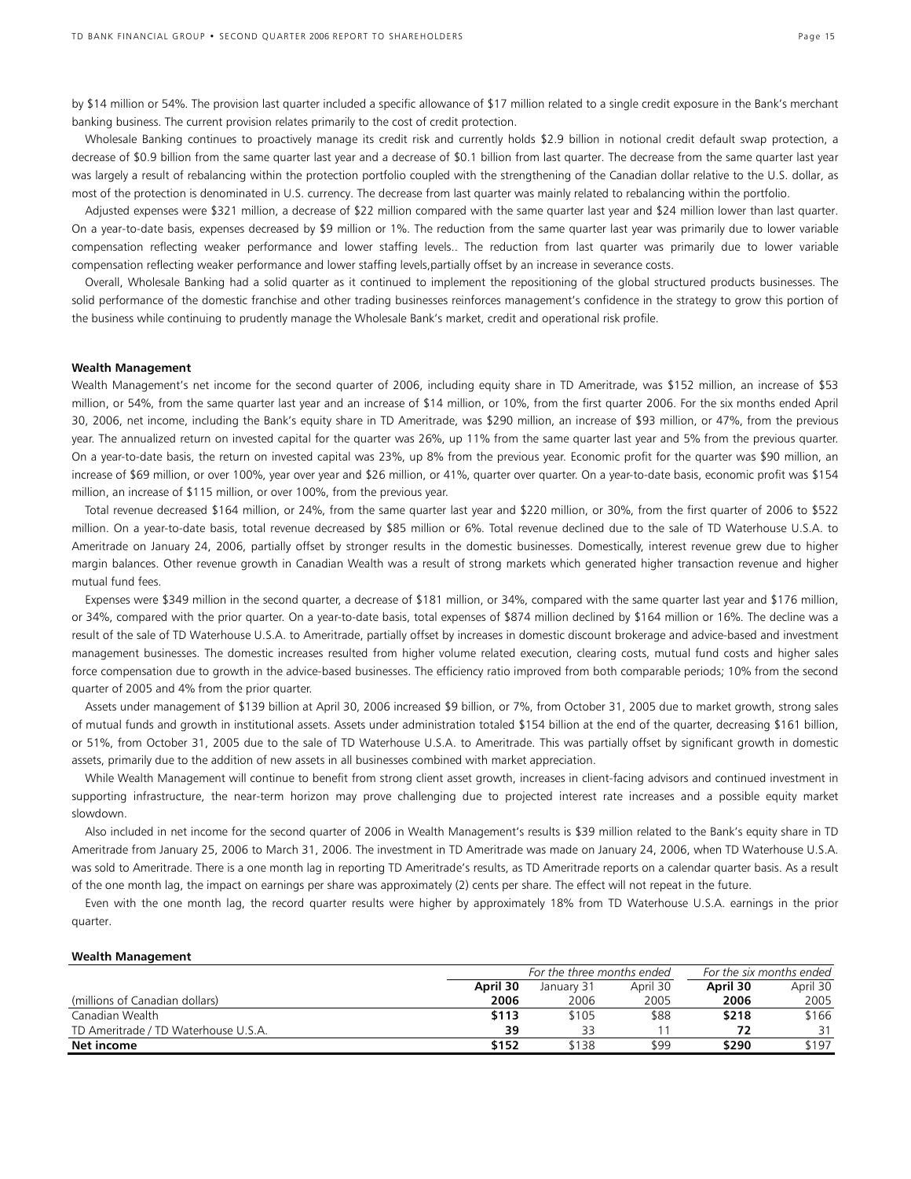by $14 million or 54%. The provision last quarter included a specific allowance of $17 million related to a single credit exposure in the Bank's merchant banking business. The current provision relates primarily to the cost of credit protection.

Wholesale Banking continues to proactively manage its credit risk and currently holds $2.9 billion in notional credit default swap protection, a decrease of $0.9 billion from the same quarter last year and a decrease of $0.1 billion from last quarter. The decrease from the same quarter last year was largely a result of rebalancing within the protection portfolio coupled with the strengthening of the Canadian dollar relative to the U.S. dollar, as most of the protection is denominated in U.S. currency. The decrease from last quarter was mainly related to rebalancing within the portfolio.

Adjusted expenses were $321 million, a decrease of $22 million compared with the same quarter last year and $24 million lower than last quarter. On a year-to-date basis, expenses decreased by $9 million or 1%. The reduction from the same quarter last year was primarily due to lower variable compensation reflecting weaker performance and lower staffing levels.. The reduction from last quarter was primarily due to lower variable compensation reflecting weaker performance and lower staffing levels,partially offset by an increase in severance costs.

Overall, Wholesale Banking had a solid quarter as it continued to implement the repositioning of the global structured products businesses. The solid performance of the domestic franchise and other trading businesses reinforces management's confidence in the strategy to grow this portion of the business while continuing to prudently manage the Wholesale Bank's market, credit and operational risk profile.

**Wealth Management**

Wealth Management's net income for the second quarter of 2006, including equity share in TD Ameritrade, was $152 million, an increase of $53 million, or 54%, from the same quarter last year and an increase of $14 million, or 10%, from the first quarter 2006. For the six months ended April 30, 2006, net income, including the Bank's equity share in TD Ameritrade, was $290 million, an increase of $93 million, or 47%, from the previous year. The annualized return on invested capital for the quarter was 26%, up 11% from the same quarter last year and 5% from the previous quarter. On a year-to-date basis, the return on invested capital was 23%, up 8% from the previous year. Economic profit for the quarter was $90 million, an increase of $69 million, or over 100%, year over year and $26 million, or 41%, quarter over quarter. On a year-to-date basis, economic profit was $154 million, an increase of $115 million, or over 100%, from the previous year.

Total revenue decreased $164 million, or 24%, from the same quarter last year and $220 million, or 30%, from the first quarter of 2006 to $522 million. On a year-to-date basis, total revenue decreased by $85 million or 6%. Total revenue declined due to the sale of TD Waterhouse U.S.A. to Ameritrade on January 24, 2006, partially offset by stronger results in the domestic businesses. Domestically, interest revenue grew due to higher margin balances. Other revenue growth in Canadian Wealth was a result of strong markets which generated higher transaction revenue and higher mutual fund fees.

Expenses were $349 million in the second quarter, a decrease of $181 million, or 34%, compared with the same quarter last year and $176 million, or 34%, compared with the prior quarter. On a year-to-date basis, total expenses of $874 million declined by $164 million or 16%. The decline was a result of the sale of TD Waterhouse U.S.A. to Ameritrade, partially offset by increases in domestic discount brokerage and advice-based and investment management businesses. The domestic increases resulted from higher volume related execution, clearing costs, mutual fund costs and higher sales force compensation due to growth in the advice-based businesses. The efficiency ratio improved from both comparable periods; 10% from the second quarter of 2005 and 4% from the prior quarter.

Assets under management of $139 billion at April 30, 2006 increased $9 billion, or 7%, from October 31, 2005 due to market growth, strong sales of mutual funds and growth in institutional assets. Assets under administration totaled $154 billion at the end of the quarter, decreasing $161 billion, or 51%, from October 31, 2005 due to the sale of TD Waterhouse U.S.A. to Ameritrade. This was partially offset by significant growth in domestic assets, primarily due to the addition of new assets in all businesses combined with market appreciation.

While Wealth Management will continue to benefit from strong client asset growth, increases in client-facing advisors and continued investment in supporting infrastructure, the near-term horizon may prove challenging due to projected interest rate increases and a possible equity market slowdown.

Also included in net income for the second quarter of 2006 in Wealth Management's results is $39 million related to the Bank's equity share in TD Ameritrade from January 25, 2006 to March 31, 2006. The investment in TD Ameritrade was made on January 24, 2006, when TD Waterhouse U.S.A. was sold to Ameritrade. There is a one month lag in reporting TD Ameritrade's results, as TD Ameritrade reports on a calendar quarter basis. As a result of the one month lag, the impact on earnings per share was approximately (2) cents per share. The effect will not repeat in the future.

Even with the one month lag, the record quarter results were higher by approximately 18% from TD Waterhouse U.S.A. earnings in the prior quarter.

**Wealth Management**

| | *For the three months ended* | | | *For the six months ended* | |
|---|---|---|---|---|---|
| | **April 30** | January 31 | April 30 | **April 30** | April 30 |
| (millions of Canadian dollars) | **2006** | 2006 | 2005 | **2006** | 2005 |
| Canadian Wealth | **$113** | $105 | $88 | **$218** | $166 |
| TD Ameritrade / TD Waterhouse U.S.A. | **39** | 33 | 11 | **72** | 31 |
| **Net income** | **$152** | $138 | $99 | **$290** | $197 |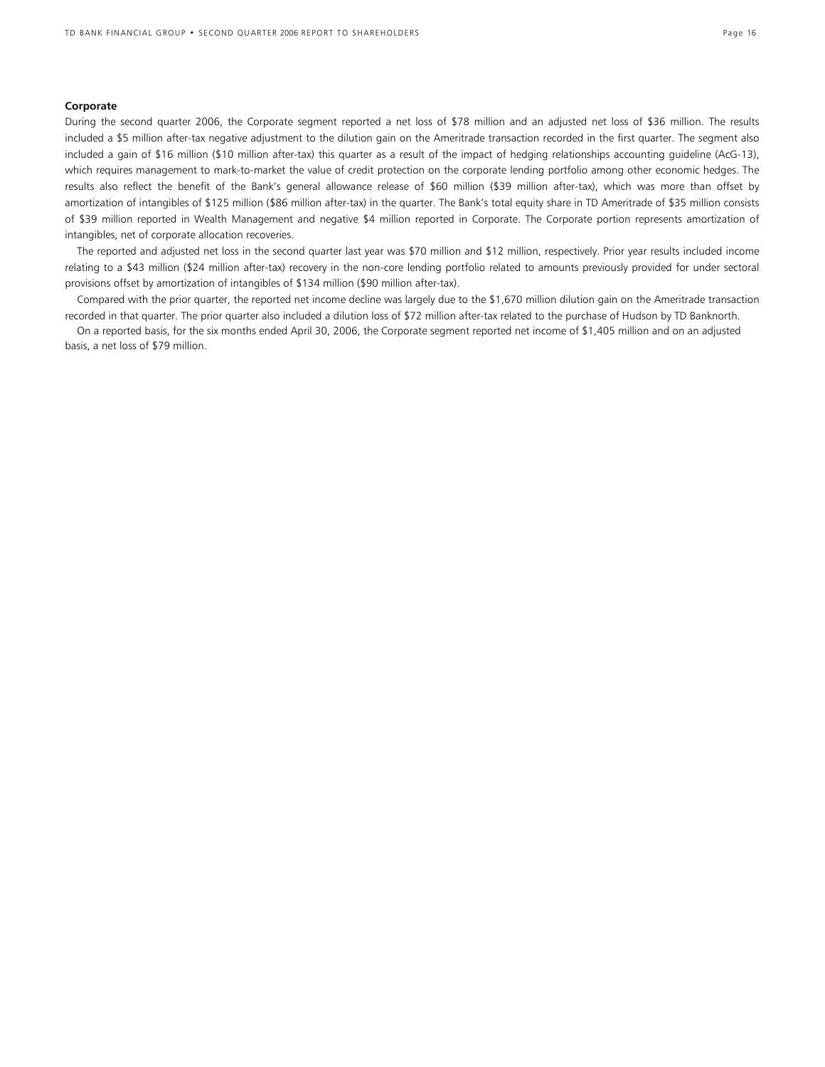**Corporate**

During the second quarter 2006, the Corporate segment reported a net loss of $78 million and an adjusted net loss of $36 million. The results included a $5 million after-tax negative adjustment to the dilution gain on the Ameritrade transaction recorded in the first quarter. The segment also included a gain of $16 million ($10 million after-tax) this quarter as a result of the impact of hedging relationships accounting guideline (AcG-13), which requires management to mark-to-market the value of credit protection on the corporate lending portfolio among other economic hedges. The results also reflect the benefit of the Bank's general allowance release of $60 million ($39 million after-tax), which was more than offset by amortization of intangibles of $125 million ($86 million after-tax) in the quarter. The Bank's total equity share in TD Ameritrade of $35 million consists of $39 million reported in Wealth Management and negative $4 million reported in Corporate. The Corporate portion represents amortization of intangibles, net of corporate allocation recoveries.

The reported and adjusted net loss in the second quarter last year was $70 million and $12 million, respectively. Prior year results included income relating to a $43 million ($24 million after-tax) recovery in the non-core lending portfolio related to amounts previously provided for under sectoral provisions offset by amortization of intangibles of $134 million ($90 million after-tax).

Compared with the prior quarter, the reported net income decline was largely due to the $1,670 million dilution gain on the Ameritrade transaction recorded in that quarter. The prior quarter also included a dilution loss of $72 million after-tax related to the purchase of Hudson by TD Banknorth.

On a reported basis, for the six months ended April 30, 2006, the Corporate segment reported net income of $1,405 million and on an adjusted basis, a net loss of $79 million.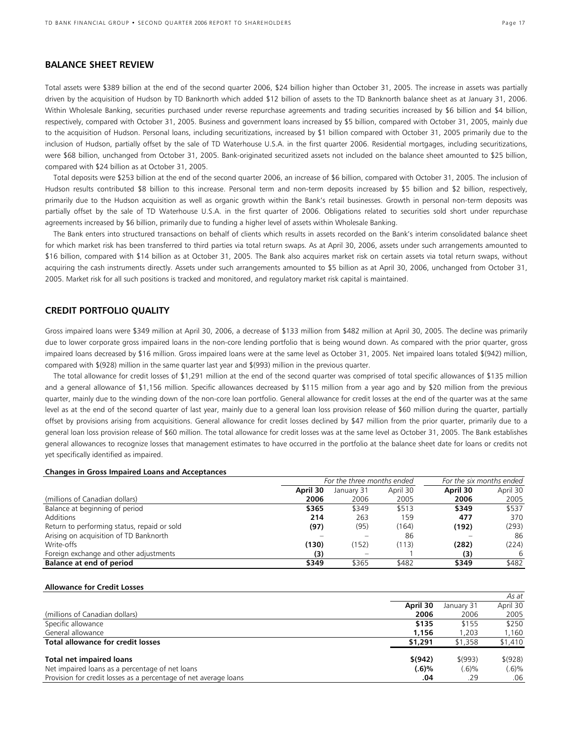## BALANCE SHEET REVIEW

Total assets were $389 billion at the end of the second quarter 2006, $24 billion higher than October 31, 2005. The increase in assets was partially driven by the acquisition of Hudson by TD Banknorth which added $12 billion of assets to the TD Banknorth balance sheet as at January 31, 2006. Within Wholesale Banking, securities purchased under reverse repurchase agreements and trading securities increased by $6 billion and $4 billion, respectively, compared with October 31, 2005. Business and government loans increased by $5 billion, compared with October 31, 2005, mainly due to the acquisition of Hudson. Personal loans, including securitizations, increased by $1 billion compared with October 31, 2005 primarily due to the inclusion of Hudson, partially offset by the sale of TD Waterhouse U.S.A. in the first quarter 2006. Residential mortgages, including securitizations, were $68 billion, unchanged from October 31, 2005. Bank-originated securitized assets not included on the balance sheet amounted to $25 billion, compared with $24 billion as at October 31, 2005.

Total deposits were $253 billion at the end of the second quarter 2006, an increase of $6 billion, compared with October 31, 2005. The inclusion of Hudson results contributed $8 billion to this increase. Personal term and non-term deposits increased by $5 billion and $2 billion, respectively, primarily due to the Hudson acquisition as well as organic growth within the Bank's retail businesses. Growth in personal non-term deposits was partially offset by the sale of TD Waterhouse U.S.A. in the first quarter of 2006. Obligations related to securities sold short under repurchase agreements increased by $6 billion, primarily due to funding a higher level of assets within Wholesale Banking.

The Bank enters into structured transactions on behalf of clients which results in assets recorded on the Bank's interim consolidated balance sheet for which market risk has been transferred to third parties via total return swaps. As at April 30, 2006, assets under such arrangements amounted to $16 billion, compared with $14 billion as at October 31, 2005. The Bank also acquires market risk on certain assets via total return swaps, without acquiring the cash instruments directly. Assets under such arrangements amounted to $5 billion as at April 30, 2006, unchanged from October 31, 2005. Market risk for all such positions is tracked and monitored, and regulatory market risk capital is maintained.

## CREDIT PORTFOLIO QUALITY

Gross impaired loans were $349 million at April 30, 2006, a decrease of $133 million from $482 million at April 30, 2005. The decline was primarily due to lower corporate gross impaired loans in the non-core lending portfolio that is being wound down. As compared with the prior quarter, gross impaired loans decreased by $16 million. Gross impaired loans were at the same level as October 31, 2005. Net impaired loans totaled $(942) million, compared with $(928) million in the same quarter last year and $(993) million in the previous quarter.

The total allowance for credit losses of $1,291 million at the end of the second quarter was comprised of total specific allowances of $135 million and a general allowance of $1,156 million. Specific allowances decreased by $115 million from a year ago and by $20 million from the previous quarter, mainly due to the winding down of the non-core loan portfolio. General allowance for credit losses at the end of the quarter was at the same level as at the end of the second quarter of last year, mainly due to a general loan loss provision release of $60 million during the quarter, partially offset by provisions arising from acquisitions. General allowance for credit losses declined by $47 million from the prior quarter, primarily due to a general loan loss provision release of $60 million. The total allowance for credit losses was at the same level as October 31, 2005. The Bank establishes general allowances to recognize losses that management estimates to have occurred in the portfolio at the balance sheet date for loans or credits not yet specifically identified as impaired.

**Changes in Gross Impaired Loans and Acceptances**

| | *For the three months ended* | | | *For the six months ended* | |
|---|---|---|---|---|---|
| (millions of Canadian dollars) | **April 30 2006** | January 31 2006 | April 30 2005 | **April 30 2006** | April 30 2005 |
| Balance at beginning of period | **$365** | $349 | $513 | **$349** | $537 |
| Additions | **214** | 263 | 159 | **477** | 370 |
| Return to performing status, repaid or sold | **(97)** | (95) | (164) | **(192)** | (293) |
| Arising on acquisition of TD Banknorth | – | – | 86 | – | 86 |
| Write-offs | **(130)** | (152) | (113) | **(282)** | (224) |
| Foreign exchange and other adjustments | **(3)** | – | 1 | **(3)** | 6 |
| **Balance at end of period** | **$349** | $365 | $482 | **$349** | $482 |

**Allowance for Credit Losses**

| | | | *As at* |
|---|---|---|---|
| (millions of Canadian dollars) | **April 30 2006** | January 31 2006 | April 30 2005 |
| Specific allowance | **$135** | $155 | $250 |
| General allowance | **1,156** | 1,203 | 1,160 |
| **Total allowance for credit losses** | **$1,291** | $1,358 | $1,410 |
| **Total net impaired loans** | **$(942)** | $(993) | $(928) |
| Net impaired loans as a percentage of net loans | **(.6)%** | (.6)% | (.6)% |
| Provision for credit losses as a percentage of net average loans | **.04** | .29 | .06 |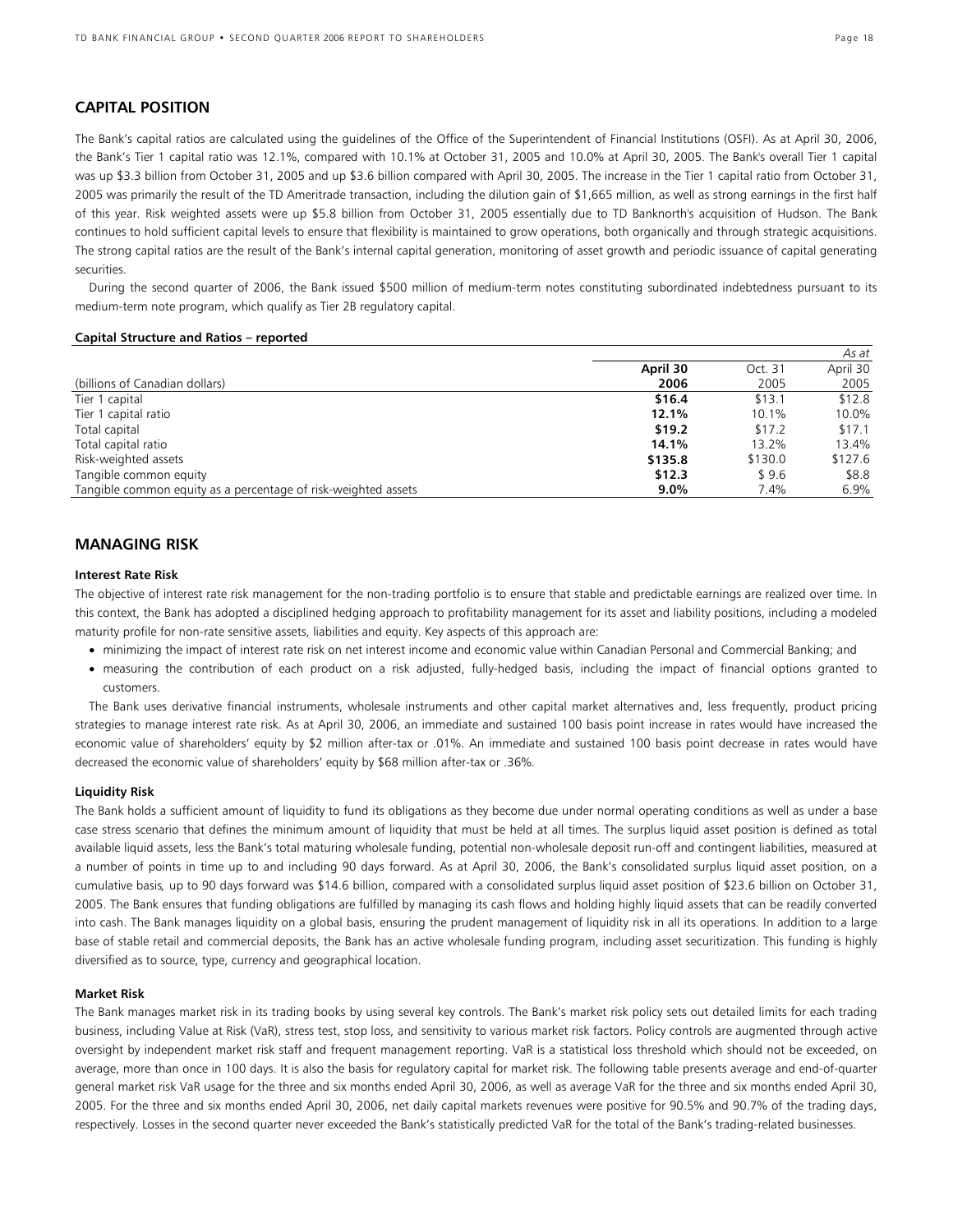## CAPITAL POSITION

The Bank's capital ratios are calculated using the guidelines of the Office of the Superintendent of Financial Institutions (OSFI). As at April 30, 2006, the Bank's Tier 1 capital ratio was 12.1%, compared with 10.1% at October 31, 2005 and 10.0% at April 30, 2005. The Bank's overall Tier 1 capital was up $3.3 billion from October 31, 2005 and up $3.6 billion compared with April 30, 2005. The increase in the Tier 1 capital ratio from October 31, 2005 was primarily the result of the TD Ameritrade transaction, including the dilution gain of $1,665 million, as well as strong earnings in the first half of this year. Risk weighted assets were up $5.8 billion from October 31, 2005 essentially due to TD Banknorth's acquisition of Hudson. The Bank continues to hold sufficient capital levels to ensure that flexibility is maintained to grow operations, both organically and through strategic acquisitions. The strong capital ratios are the result of the Bank's internal capital generation, monitoring of asset growth and periodic issuance of capital generating securities.

During the second quarter of 2006, the Bank issued $500 million of medium-term notes constituting subordinated indebtedness pursuant to its medium-term note program, which qualify as Tier 2B regulatory capital.

**Capital Structure and Ratios – reported**

| | | | *As at* |
|---|---|---|---|
| (billions of Canadian dollars) | **April 30 2006** | Oct. 31 2005 | April 30 2005 |
| Tier 1 capital | **$16.4** | $13.1 | $12.8 |
| Tier 1 capital ratio | **12.1%** | 10.1% | 10.0% |
| Total capital | **$19.2** | $17.2 | $17.1 |
| Total capital ratio | **14.1%** | 13.2% | 13.4% |
| Risk-weighted assets | **$135.8** | $130.0 | $127.6 |
| Tangible common equity | **$12.3** | $ 9.6 | $8.8 |
| Tangible common equity as a percentage of risk-weighted assets | **9.0%** | 7.4% | 6.9% |

## MANAGING RISK

### Interest Rate Risk

The objective of interest rate risk management for the non-trading portfolio is to ensure that stable and predictable earnings are realized over time. In this context, the Bank has adopted a disciplined hedging approach to profitability management for its asset and liability positions, including a modeled maturity profile for non-rate sensitive assets, liabilities and equity. Key aspects of this approach are:

- minimizing the impact of interest rate risk on net interest income and economic value within Canadian Personal and Commercial Banking; and
- measuring the contribution of each product on a risk adjusted, fully-hedged basis, including the impact of financial options granted to customers.

The Bank uses derivative financial instruments, wholesale instruments and other capital market alternatives and, less frequently, product pricing strategies to manage interest rate risk. As at April 30, 2006, an immediate and sustained 100 basis point increase in rates would have increased the economic value of shareholders' equity by $2 million after-tax or .01%. An immediate and sustained 100 basis point decrease in rates would have decreased the economic value of shareholders' equity by $68 million after-tax or .36%.

### Liquidity Risk

The Bank holds a sufficient amount of liquidity to fund its obligations as they become due under normal operating conditions as well as under a base case stress scenario that defines the minimum amount of liquidity that must be held at all times. The surplus liquid asset position is defined as total available liquid assets, less the Bank's total maturing wholesale funding, potential non-wholesale deposit run-off and contingent liabilities, measured at a number of points in time up to and including 90 days forward. As at April 30, 2006, the Bank's consolidated surplus liquid asset position, on a cumulative basis, up to 90 days forward was $14.6 billion, compared with a consolidated surplus liquid asset position of $23.6 billion on October 31, 2005. The Bank ensures that funding obligations are fulfilled by managing its cash flows and holding highly liquid assets that can be readily converted into cash. The Bank manages liquidity on a global basis, ensuring the prudent management of liquidity risk in all its operations. In addition to a large base of stable retail and commercial deposits, the Bank has an active wholesale funding program, including asset securitization. This funding is highly diversified as to source, type, currency and geographical location.

### Market Risk

The Bank manages market risk in its trading books by using several key controls. The Bank's market risk policy sets out detailed limits for each trading business, including Value at Risk (VaR), stress test, stop loss, and sensitivity to various market risk factors. Policy controls are augmented through active oversight by independent market risk staff and frequent management reporting. VaR is a statistical loss threshold which should not be exceeded, on average, more than once in 100 days. It is also the basis for regulatory capital for market risk. The following table presents average and end-of-quarter general market risk VaR usage for the three and six months ended April 30, 2006, as well as average VaR for the three and six months ended April 30, 2005. For the three and six months ended April 30, 2006, net daily capital markets revenues were positive for 90.5% and 90.7% of the trading days, respectively. Losses in the second quarter never exceeded the Bank's statistically predicted VaR for the total of the Bank's trading-related businesses.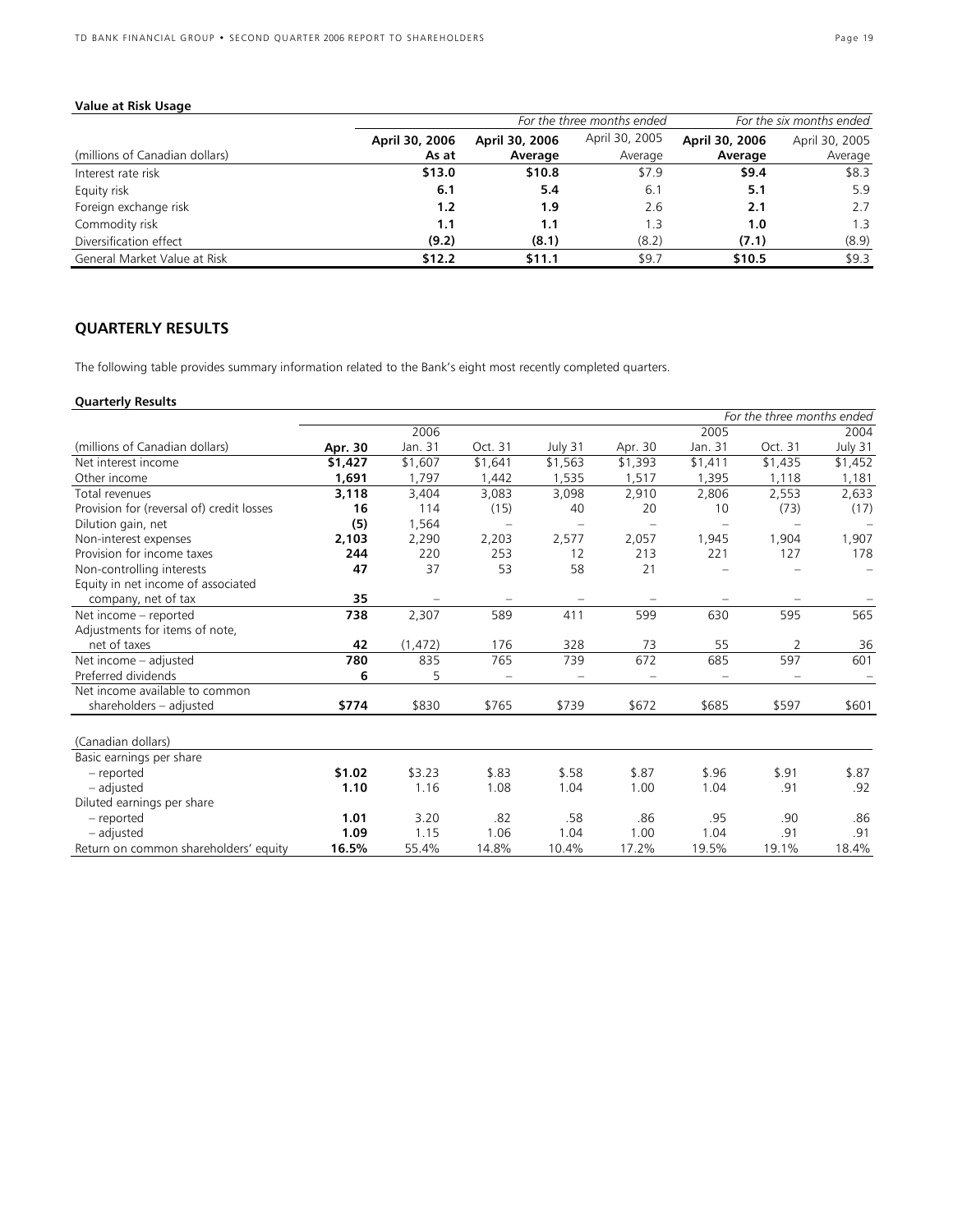**Value at Risk Usage**

| (millions of Canadian dollars) | April 30, 2006 As at | *For the three months ended* April 30, 2006 Average | April 30, 2005 Average | *For the six months ended* April 30, 2006 Average | April 30, 2005 Average |
|---|---|---|---|---|---|
| Interest rate risk | **$13.0** | **$10.8** | $7.9 | **$9.4** | $8.3 |
| Equity risk | **6.1** | **5.4** | 6.1 | **5.1** | 5.9 |
| Foreign exchange risk | **1.2** | **1.9** | 2.6 | **2.1** | 2.7 |
| Commodity risk | **1.1** | **1.1** | 1.3 | **1.0** | 1.3 |
| Diversification effect | **(9.2)** | **(8.1)** | (8.2) | **(7.1)** | (8.9) |
| General Market Value at Risk | **$12.2** | **$11.1** | $9.7 | **$10.5** | $9.3 |

## QUARTERLY RESULTS

The following table provides summary information related to the Bank's eight most recently completed quarters.

**Quarterly Results**

| | | | | | | | | *For the three months ended* |
|---|---|---|---|---|---|---|---|---|
| | | 2006 | | | | 2005 | | 2004 |
| (millions of Canadian dollars) | **Apr. 30** | Jan. 31 | Oct. 31 | July 31 | Apr. 30 | Jan. 31 | Oct. 31 | July 31 |
| Net interest income | **$1,427** | $1,607 | $1,641 | $1,563 | $1,393 | $1,411 | $1,435 | $1,452 |
| Other income | **1,691** | 1,797 | 1,442 | 1,535 | 1,517 | 1,395 | 1,118 | 1,181 |
| Total revenues | **3,118** | 3,404 | 3,083 | 3,098 | 2,910 | 2,806 | 2,553 | 2,633 |
| Provision for (reversal of) credit losses | **16** | 114 | (15) | 40 | 20 | 10 | (73) | (17) |
| Dilution gain, net | **(5)** | 1,564 | – | – | – | – | – | – |
| Non-interest expenses | **2,103** | 2,290 | 2,203 | 2,577 | 2,057 | 1,945 | 1,904 | 1,907 |
| Provision for income taxes | **244** | 220 | 253 | 12 | 213 | 221 | 127 | 178 |
| Non-controlling interests | **47** | 37 | 53 | 58 | 21 | – | – | – |
| Equity in net income of associated company, net of tax | **35** | – | – | – | – | – | – | – |
| Net income – reported | **738** | 2,307 | 589 | 411 | 599 | 630 | 595 | 565 |
| Adjustments for items of note, net of taxes | **42** | (1,472) | 176 | 328 | 73 | 55 | 2 | 36 |
| Net income – adjusted | **780** | 835 | 765 | 739 | 672 | 685 | 597 | 601 |
| Preferred dividends | **6** | 5 | – | – | – | – | – | – |
| Net income available to common shareholders – adjusted | **$774** | $830 | $765 | $739 | $672 | $685 | $597 | $601 |
| | | | | | | | | |
| (Canadian dollars) | | | | | | | | |
| Basic earnings per share | | | | | | | | |
| – reported | **$1.02** | $3.23 | $.83 | $.58 | $.87 | $.96 | $.91 | $.87 |
| – adjusted | **1.10** | 1.16 | 1.08 | 1.04 | 1.00 | 1.04 | .91 | .92 |
| Diluted earnings per share | | | | | | | | |
| – reported | **1.01** | 3.20 | .82 | .58 | .86 | .95 | .90 | .86 |
| – adjusted | **1.09** | 1.15 | 1.06 | 1.04 | 1.00 | 1.04 | .91 | .91 |
| Return on common shareholders' equity | **16.5%** | 55.4% | 14.8% | 10.4% | 17.2% | 19.5% | 19.1% | 18.4% |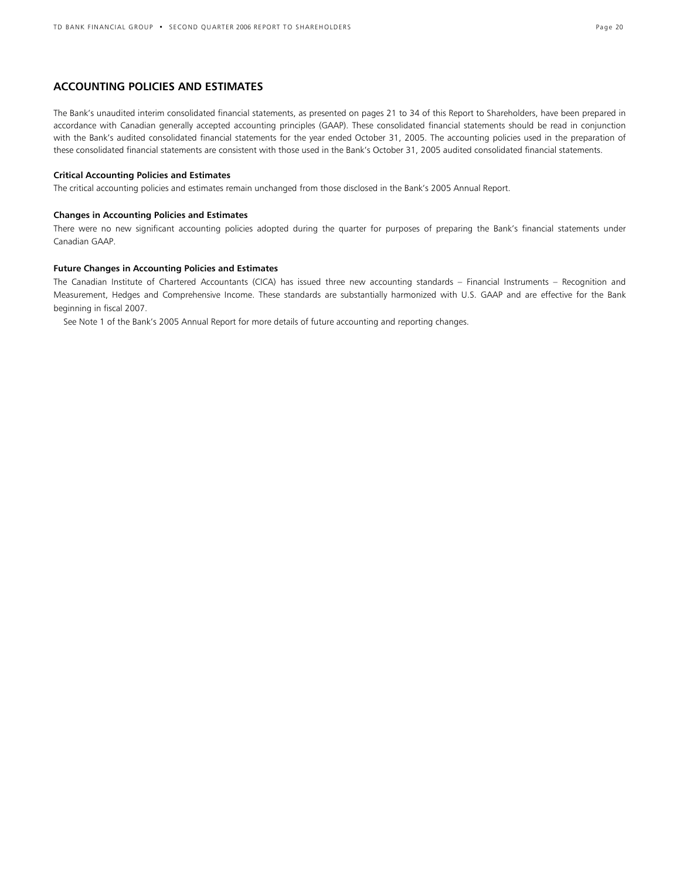## ACCOUNTING POLICIES AND ESTIMATES

The Bank's unaudited interim consolidated financial statements, as presented on pages 21 to 34 of this Report to Shareholders, have been prepared in accordance with Canadian generally accepted accounting principles (GAAP). These consolidated financial statements should be read in conjunction with the Bank's audited consolidated financial statements for the year ended October 31, 2005. The accounting policies used in the preparation of these consolidated financial statements are consistent with those used in the Bank's October 31, 2005 audited consolidated financial statements.

**Critical Accounting Policies and Estimates**

The critical accounting policies and estimates remain unchanged from those disclosed in the Bank's 2005 Annual Report.

**Changes in Accounting Policies and Estimates**

There were no new significant accounting policies adopted during the quarter for purposes of preparing the Bank's financial statements under Canadian GAAP.

**Future Changes in Accounting Policies and Estimates**

The Canadian Institute of Chartered Accountants (CICA) has issued three new accounting standards – Financial Instruments – Recognition and Measurement, Hedges and Comprehensive Income. These standards are substantially harmonized with U.S. GAAP and are effective for the Bank beginning in fiscal 2007.

See Note 1 of the Bank's 2005 Annual Report for more details of future accounting and reporting changes.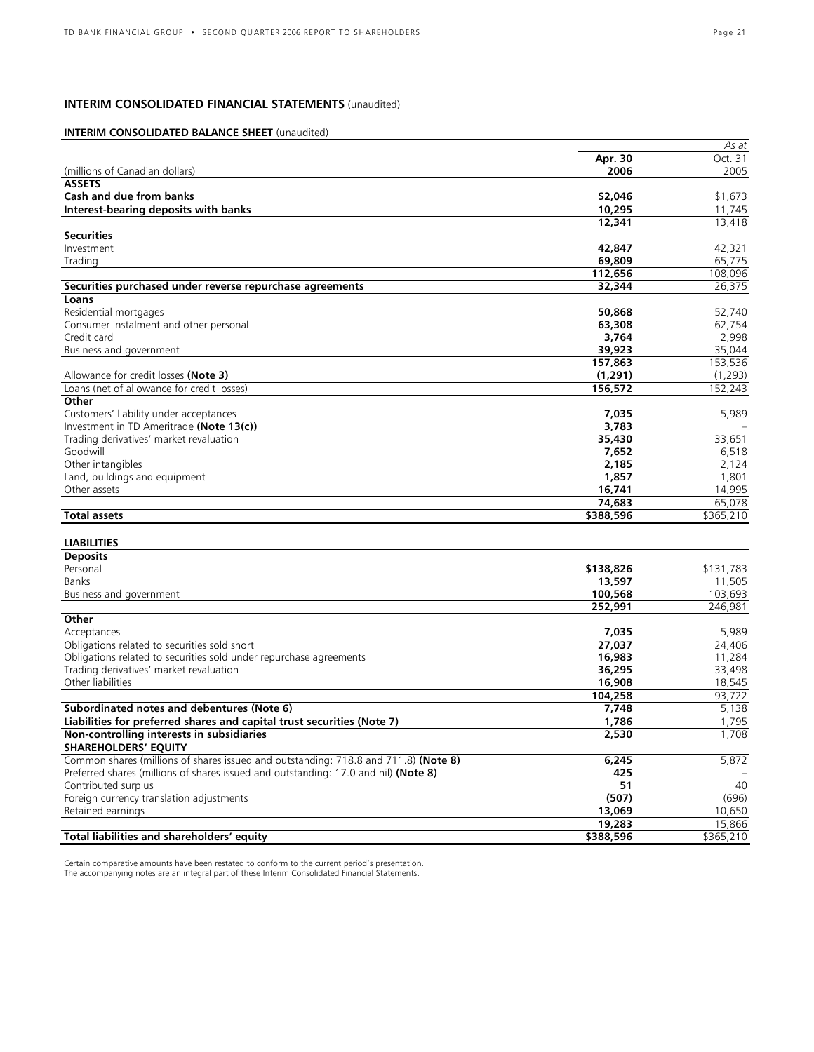## INTERIM CONSOLIDATED FINANCIAL STATEMENTS (unaudited)

### INTERIM CONSOLIDATED BALANCE SHEET (unaudited)

| | | *As at* |
|---|---|---|
| (millions of Canadian dollars) | **Apr. 30 2006** | Oct. 31 2005 |
| **ASSETS** | | |
| **Cash and due from banks** | **$2,046** | $1,673 |
| **Interest-bearing deposits with banks** | **10,295** | 11,745 |
| | **12,341** | 13,418 |
| **Securities** | | |
| Investment | **42,847** | 42,321 |
| Trading | **69,809** | 65,775 |
| | **112,656** | 108,096 |
| **Securities purchased under reverse repurchase agreements** | **32,344** | 26,375 |
| **Loans** | | |
| Residential mortgages | **50,868** | 52,740 |
| Consumer instalment and other personal | **63,308** | 62,754 |
| Credit card | **3,764** | 2,998 |
| Business and government | **39,923** | 35,044 |
| | **157,863** | 153,536 |
| Allowance for credit losses **(Note 3)** | **(1,291)** | (1,293) |
| Loans (net of allowance for credit losses) | **156,572** | 152,243 |
| **Other** | | |
| Customers' liability under acceptances | **7,035** | 5,989 |
| Investment in TD Ameritrade **(Note 13(c))** | **3,783** | – |
| Trading derivatives' market revaluation | **35,430** | 33,651 |
| Goodwill | **7,652** | 6,518 |
| Other intangibles | **2,185** | 2,124 |
| Land, buildings and equipment | **1,857** | 1,801 |
| Other assets | **16,741** | 14,995 |
| | **74,683** | 65,078 |
| **Total assets** | **$388,596** | $365,210 |
| | | |
| **LIABILITIES** | | |
| **Deposits** | | |
| Personal | **$138,826** | $131,783 |
| Banks | **13,597** | 11,505 |
| Business and government | **100,568** | 103,693 |
| | **252,991** | 246,981 |
| **Other** | | |
| Acceptances | **7,035** | 5,989 |
| Obligations related to securities sold short | **27,037** | 24,406 |
| Obligations related to securities sold under repurchase agreements | **16,983** | 11,284 |
| Trading derivatives' market revaluation | **36,295** | 33,498 |
| Other liabilities | **16,908** | 18,545 |
| | **104,258** | 93,722 |
| **Subordinated notes and debentures (Note 6)** | **7,748** | 5,138 |
| **Liabilities for preferred shares and capital trust securities (Note 7)** | **1,786** | 1,795 |
| **Non-controlling interests in subsidiaries** | **2,530** | 1,708 |
| **SHAREHOLDERS' EQUITY** | | |
| Common shares (millions of shares issued and outstanding: 718.8 and 711.8) **(Note 8)** | **6,245** | 5,872 |
| Preferred shares (millions of shares issued and outstanding: 17.0 and nil) **(Note 8)** | **425** | – |
| Contributed surplus | **51** | 40 |
| Foreign currency translation adjustments | **(507)** | (696) |
| Retained earnings | **13,069** | 10,650 |
| | **19,283** | 15,866 |
| **Total liabilities and shareholders' equity** | **$388,596** | $365,210 |

Certain comparative amounts have been restated to conform to the current period's presentation.
The accompanying notes are an integral part of these Interim Consolidated Financial Statements.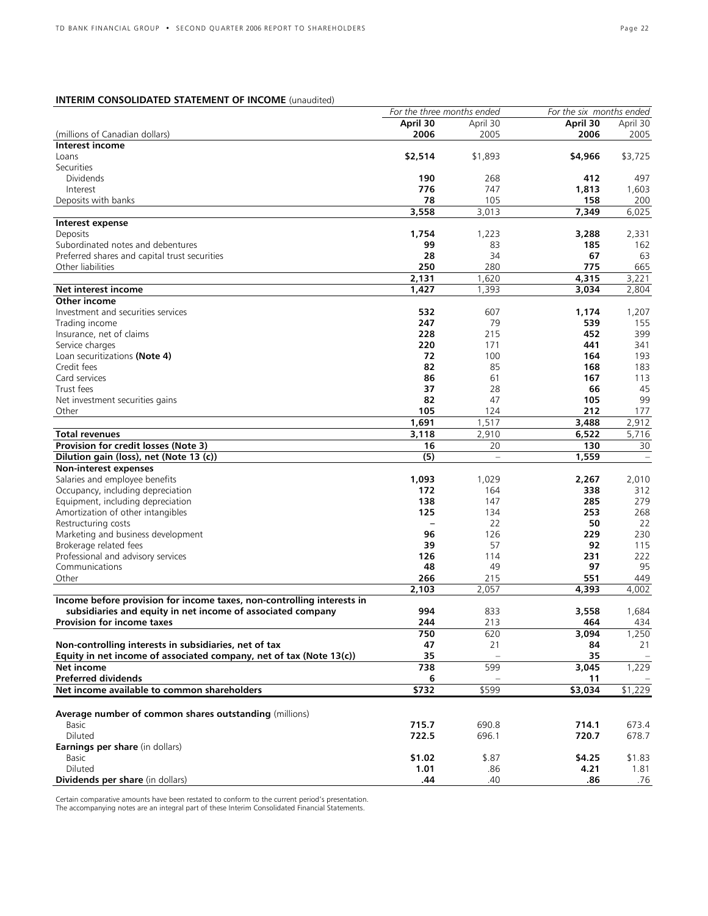**INTERIM CONSOLIDATED STATEMENT OF INCOME** (unaudited)

| (millions of Canadian dollars) | *For the three months ended* **April 30 2006** | April 30 2005 | *For the six months ended* **April 30 2006** | April 30 2005 |
|---|---|---|---|---|
| **Interest income** | | | | |
| Loans | **$2,514** | $1,893 | **$4,966** | $3,725 |
| Securities | | | | |
| Dividends | **190** | 268 | **412** | 497 |
| Interest | **776** | 747 | **1,813** | 1,603 |
| Deposits with banks | **78** | 105 | **158** | 200 |
| | **3,558** | 3,013 | **7,349** | 6,025 |
| **Interest expense** | | | | |
| Deposits | **1,754** | 1,223 | **3,288** | 2,331 |
| Subordinated notes and debentures | **99** | 83 | **185** | 162 |
| Preferred shares and capital trust securities | **28** | 34 | **67** | 63 |
| Other liabilities | **250** | 280 | **775** | 665 |
| | **2,131** | 1,620 | **4,315** | 3,221 |
| **Net interest income** | **1,427** | 1,393 | **3,034** | 2,804 |
| **Other income** | | | | |
| Investment and securities services | **532** | 607 | **1,174** | 1,207 |
| Trading income | **247** | 79 | **539** | 155 |
| Insurance, net of claims | **228** | 215 | **452** | 399 |
| Service charges | **220** | 171 | **441** | 341 |
| Loan securitizations **(Note 4)** | **72** | 100 | **164** | 193 |
| Credit fees | **82** | 85 | **168** | 183 |
| Card services | **86** | 61 | **167** | 113 |
| Trust fees | **37** | 28 | **66** | 45 |
| Net investment securities gains | **82** | 47 | **105** | 99 |
| Other | **105** | 124 | **212** | 177 |
| | **1,691** | 1,517 | **3,488** | 2,912 |
| **Total revenues** | **3,118** | 2,910 | **6,522** | 5,716 |
| **Provision for credit losses (Note 3)** | **16** | 20 | **130** | 30 |
| **Dilution gain (loss), net (Note 13 (c))** | **(5)** | – | **1,559** | – |
| **Non-interest expenses** | | | | |
| Salaries and employee benefits | **1,093** | 1,029 | **2,267** | 2,010 |
| Occupancy, including depreciation | **172** | 164 | **338** | 312 |
| Equipment, including depreciation | **138** | 147 | **285** | 279 |
| Amortization of other intangibles | **125** | 134 | **253** | 268 |
| Restructuring costs | **–** | 22 | **50** | 22 |
| Marketing and business development | **96** | 126 | **229** | 230 |
| Brokerage related fees | **39** | 57 | **92** | 115 |
| Professional and advisory services | **126** | 114 | **231** | 222 |
| Communications | **48** | 49 | **97** | 95 |
| Other | **266** | 215 | **551** | 449 |
| | **2,103** | 2,057 | **4,393** | 4,002 |
| **Income before provision for income taxes, non-controlling interests in subsidiaries and equity in net income of associated company** | **994** | 833 | **3,558** | 1,684 |
| **Provision for income taxes** | **244** | 213 | **464** | 434 |
| | **750** | 620 | **3,094** | 1,250 |
| **Non-controlling interests in subsidiaries, net of tax** | **47** | 21 | **84** | 21 |
| **Equity in net income of associated company, net of tax (Note 13(c))** | **35** | – | **35** | – |
| **Net income** | **738** | 599 | **3,045** | 1,229 |
| **Preferred dividends** | **6** | – | **11** | – |
| **Net income available to common shareholders** | **$732** | $599 | **$3,034** | $1,229 |
| | | | | |
| **Average number of common shares outstanding** (millions) | | | | |
| Basic | **715.7** | 690.8 | **714.1** | 673.4 |
| Diluted | **722.5** | 696.1 | **720.7** | 678.7 |
| **Earnings per share** (in dollars) | | | | |
| Basic | **$1.02** | $.87 | **$4.25** | $1.83 |
| Diluted | **1.01** | .86 | **4.21** | 1.81 |
| **Dividends per share** (in dollars) | **.44** | .40 | **.86** | .76 |

Certain comparative amounts have been restated to conform to the current period's presentation.
The accompanying notes are an integral part of these Interim Consolidated Financial Statements.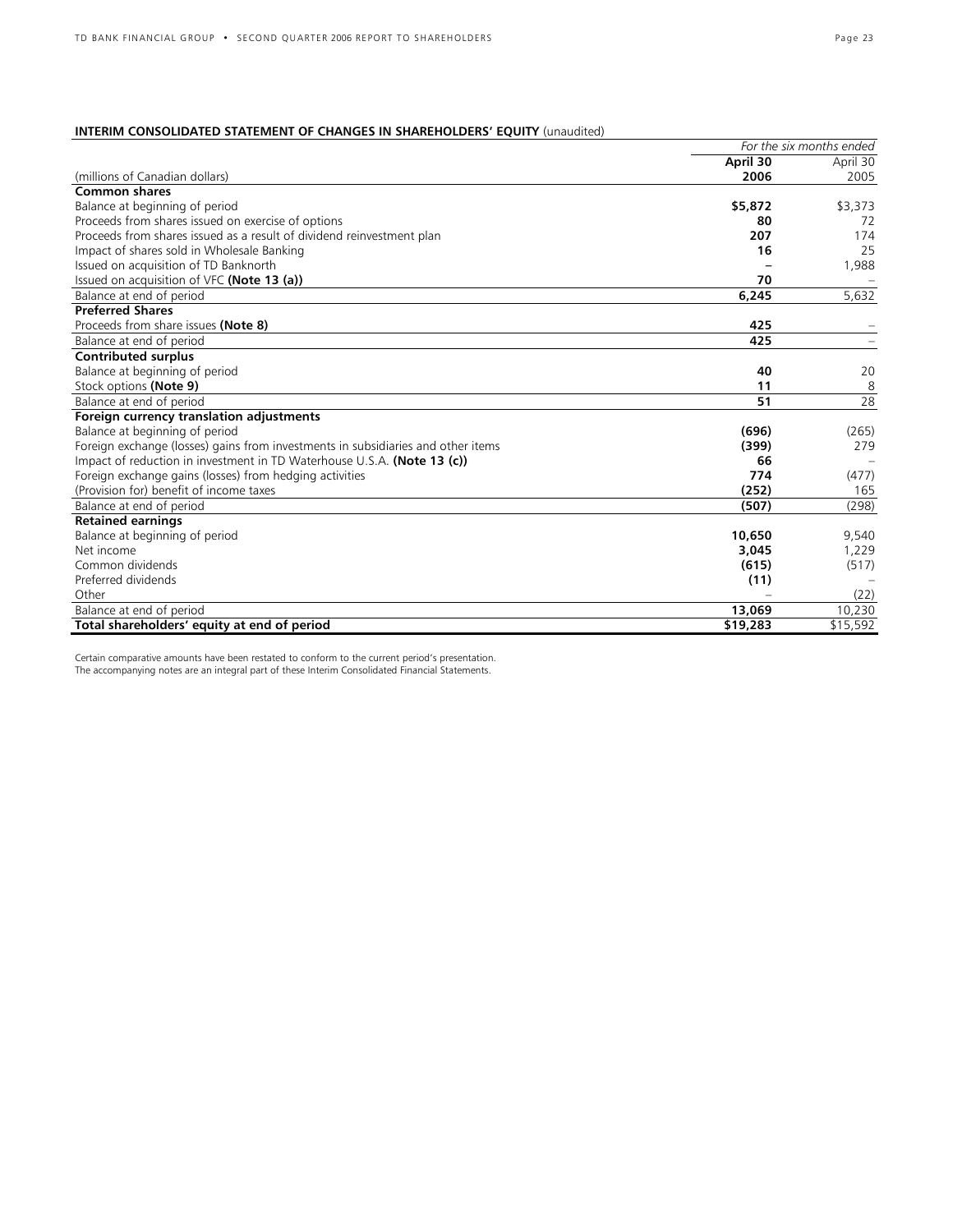**INTERIM CONSOLIDATED STATEMENT OF CHANGES IN SHAREHOLDERS' EQUITY** (unaudited)

| | *For the six months ended* | |
|---|---|---|
| (millions of Canadian dollars) | **April 30 2006** | April 30 2005 |
| **Common shares** | | |
| Balance at beginning of period | **$5,872** | $3,373 |
| Proceeds from shares issued on exercise of options | **80** | 72 |
| Proceeds from shares issued as a result of dividend reinvestment plan | **207** | 174 |
| Impact of shares sold in Wholesale Banking | **16** | 25 |
| Issued on acquisition of TD Banknorth | **–** | 1,988 |
| Issued on acquisition of VFC **(Note 13 (a))** | **70** | – |
| Balance at end of period | **6,245** | 5,632 |
| **Preferred Shares** | | |
| Proceeds from share issues **(Note 8)** | **425** | – |
| Balance at end of period | **425** | – |
| **Contributed surplus** | | |
| Balance at beginning of period | **40** | 20 |
| Stock options **(Note 9)** | **11** | 8 |
| Balance at end of period | **51** | 28 |
| **Foreign currency translation adjustments** | | |
| Balance at beginning of period | **(696)** | (265) |
| Foreign exchange (losses) gains from investments in subsidiaries and other items | **(399)** | 279 |
| Impact of reduction in investment in TD Waterhouse U.S.A. **(Note 13 (c))** | **66** | – |
| Foreign exchange gains (losses) from hedging activities | **774** | (477) |
| (Provision for) benefit of income taxes | **(252)** | 165 |
| Balance at end of period | **(507)** | (298) |
| **Retained earnings** | | |
| Balance at beginning of period | **10,650** | 9,540 |
| Net income | **3,045** | 1,229 |
| Common dividends | **(615)** | (517) |
| Preferred dividends | **(11)** | – |
| Other | **–** | (22) |
| Balance at end of period | **13,069** | 10,230 |
| **Total shareholders' equity at end of period** | **$19,283** | $15,592 |

Certain comparative amounts have been restated to conform to the current period's presentation.
The accompanying notes are an integral part of these Interim Consolidated Financial Statements.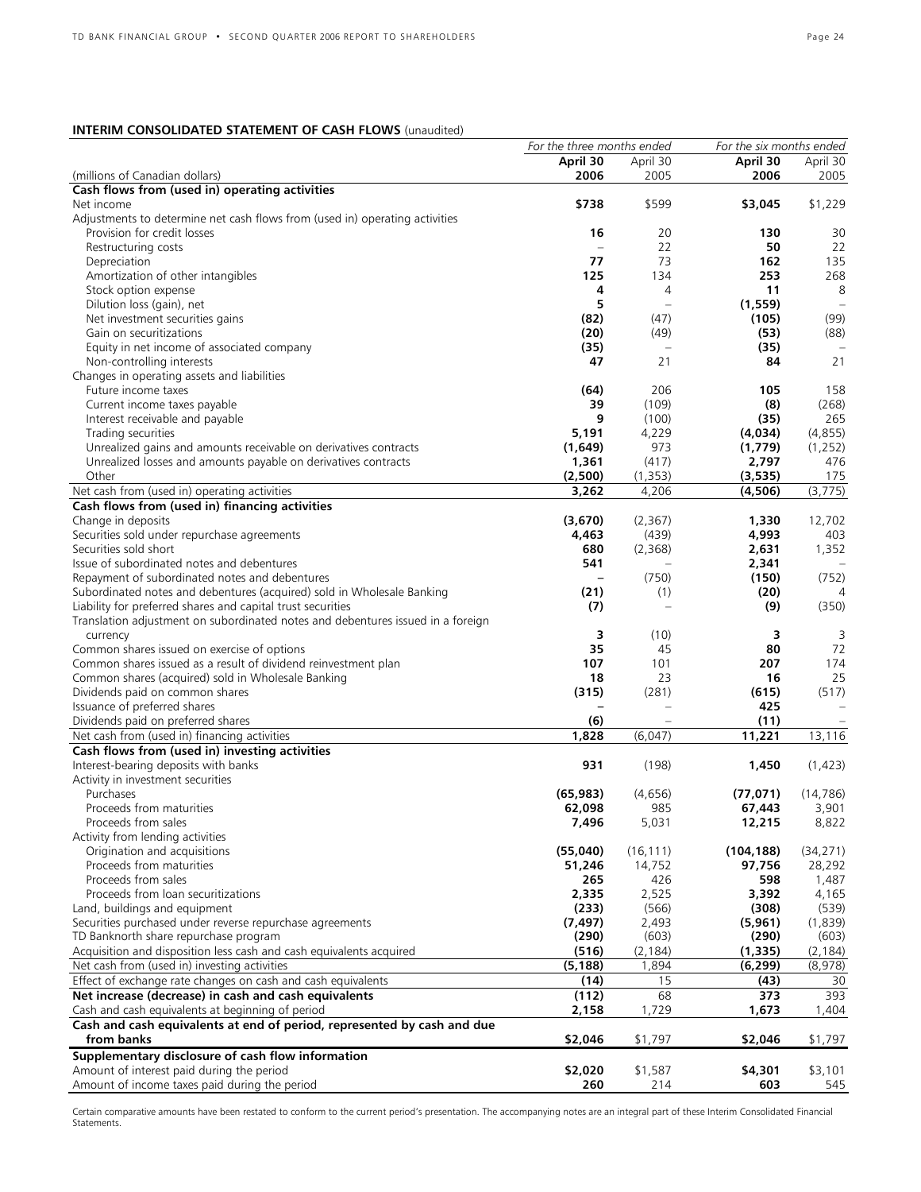**INTERIM CONSOLIDATED STATEMENT OF CASH FLOWS** (unaudited)

| | *For the three months ended* | | *For the six months ended* | |
|---|---|---|---|---|
| | **April 30** | April 30 | **April 30** | April 30 |
| (millions of Canadian dollars) | **2006** | 2005 | **2006** | 2005 |
| **Cash flows from (used in) operating activities** | | | | |
| Net income | **$738** | $599 | **$3,045** | $1,229 |
| Adjustments to determine net cash flows from (used in) operating activities | | | | |
| Provision for credit losses | **16** | 20 | **130** | 30 |
| Restructuring costs | **–** | 22 | **50** | 22 |
| Depreciation | **77** | 73 | **162** | 135 |
| Amortization of other intangibles | **125** | 134 | **253** | 268 |
| Stock option expense | **4** | 4 | **11** | 8 |
| Dilution loss (gain), net | **5** | – | **(1,559)** | – |
| Net investment securities gains | **(82)** | (47) | **(105)** | (99) |
| Gain on securitizations | **(20)** | (49) | **(53)** | (88) |
| Equity in net income of associated company | **(35)** | – | **(35)** | – |
| Non-controlling interests | **47** | 21 | **84** | 21 |
| Changes in operating assets and liabilities | | | | |
| Future income taxes | **(64)** | 206 | **105** | 158 |
| Current income taxes payable | **39** | (109) | **(8)** | (268) |
| Interest receivable and payable | **9** | (100) | **(35)** | 265 |
| Trading securities | **5,191** | 4,229 | **(4,034)** | (4,855) |
| Unrealized gains and amounts receivable on derivatives contracts | **(1,649)** | 973 | **(1,779)** | (1,252) |
| Unrealized losses and amounts payable on derivatives contracts | **1,361** | (417) | **2,797** | 476 |
| Other | **(2,500)** | (1,353) | **(3,535)** | 175 |
| Net cash from (used in) operating activities | **3,262** | 4,206 | **(4,506)** | (3,775) |
| **Cash flows from (used in) financing activities** | | | | |
| Change in deposits | **(3,670)** | (2,367) | **1,330** | 12,702 |
| Securities sold under repurchase agreements | **4,463** | (439) | **4,993** | 403 |
| Securities sold short | **680** | (2,368) | **2,631** | 1,352 |
| Issue of subordinated notes and debentures | **541** | – | **2,341** | – |
| Repayment of subordinated notes and debentures | **–** | (750) | **(150)** | (752) |
| Subordinated notes and debentures (acquired) sold in Wholesale Banking | **(21)** | (1) | **(20)** | 4 |
| Liability for preferred shares and capital trust securities | **(7)** | – | **(9)** | (350) |
| Translation adjustment on subordinated notes and debentures issued in a foreign currency | **3** | (10) | **3** | 3 |
| Common shares issued on exercise of options | **35** | 45 | **80** | 72 |
| Common shares issued as a result of dividend reinvestment plan | **107** | 101 | **207** | 174 |
| Common shares (acquired) sold in Wholesale Banking | **18** | 23 | **16** | 25 |
| Dividends paid on common shares | **(315)** | (281) | **(615)** | (517) |
| Issuance of preferred shares | **–** | – | **425** | – |
| Dividends paid on preferred shares | **(6)** | – | **(11)** | – |
| Net cash from (used in) financing activities | **1,828** | (6,047) | **11,221** | 13,116 |
| **Cash flows from (used in) investing activities** | | | | |
| Interest-bearing deposits with banks | **931** | (198) | **1,450** | (1,423) |
| Activity in investment securities | | | | |
| Purchases | **(65,983)** | (4,656) | **(77,071)** | (14,786) |
| Proceeds from maturities | **62,098** | 985 | **67,443** | 3,901 |
| Proceeds from sales | **7,496** | 5,031 | **12,215** | 8,822 |
| Activity from lending activities | | | | |
| Origination and acquisitions | **(55,040)** | (16,111) | **(104,188)** | (34,271) |
| Proceeds from maturities | **51,246** | 14,752 | **97,756** | 28,292 |
| Proceeds from sales | **265** | 426 | **598** | 1,487 |
| Proceeds from loan securitizations | **2,335** | 2,525 | **3,392** | 4,165 |
| Land, buildings and equipment | **(233)** | (566) | **(308)** | (539) |
| Securities purchased under reverse repurchase agreements | **(7,497)** | 2,493 | **(5,961)** | (1,839) |
| TD Banknorth share repurchase program | **(290)** | (603) | **(290)** | (603) |
| Acquisition and disposition less cash and cash equivalents acquired | **(516)** | (2,184) | **(1,335)** | (2,184) |
| Net cash from (used in) investing activities | **(5,188)** | 1,894 | **(6,299)** | (8,978) |
| Effect of exchange rate changes on cash and cash equivalents | **(14)** | 15 | **(43)** | 30 |
| **Net increase (decrease) in cash and cash equivalents** | **(112)** | 68 | **373** | 393 |
| Cash and cash equivalents at beginning of period | **2,158** | 1,729 | **1,673** | 1,404 |
| **Cash and cash equivalents at end of period, represented by cash and due from banks** | **$2,046** | $1,797 | **$2,046** | $1,797 |
| **Supplementary disclosure of cash flow information** | | | | |
| Amount of interest paid during the period | **$2,020** | $1,587 | **$4,301** | $3,101 |
| Amount of income taxes paid during the period | **260** | 214 | **603** | 545 |

Certain comparative amounts have been restated to conform to the current period's presentation. The accompanying notes are an integral part of these Interim Consolidated Financial Statements.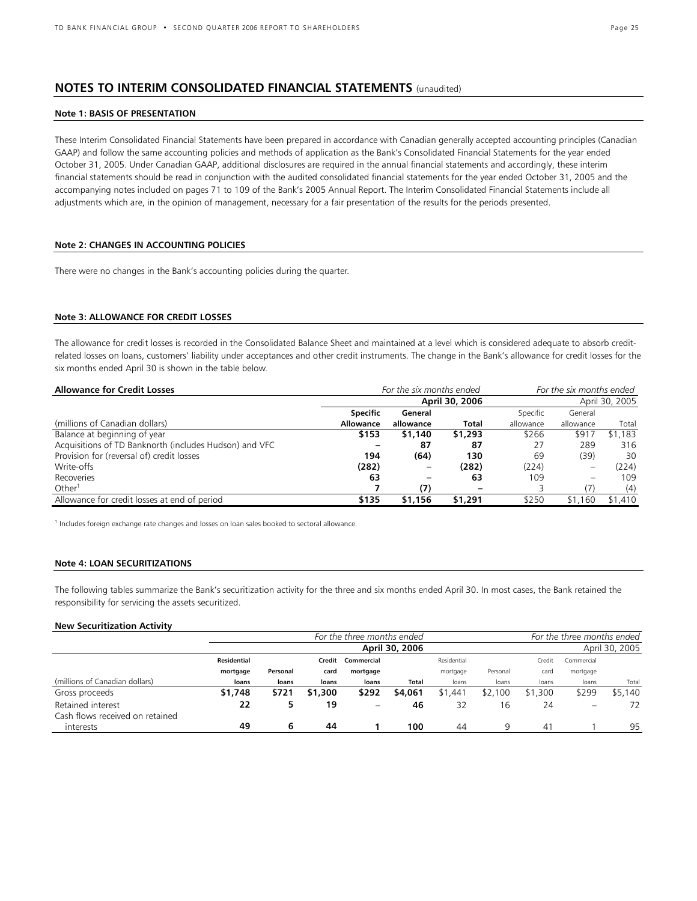# NOTES TO INTERIM CONSOLIDATED FINANCIAL STATEMENTS (unaudited)

## Note 1: BASIS OF PRESENTATION

These Interim Consolidated Financial Statements have been prepared in accordance with Canadian generally accepted accounting principles (Canadian GAAP) and follow the same accounting policies and methods of application as the Bank's Consolidated Financial Statements for the year ended October 31, 2005. Under Canadian GAAP, additional disclosures are required in the annual financial statements and accordingly, these interim financial statements should be read in conjunction with the audited consolidated financial statements for the year ended October 31, 2005 and the accompanying notes included on pages 71 to 109 of the Bank's 2005 Annual Report. The Interim Consolidated Financial Statements include all adjustments which are, in the opinion of management, necessary for a fair presentation of the results for the periods presented.

## Note 2: CHANGES IN ACCOUNTING POLICIES

There were no changes in the Bank's accounting policies during the quarter.

## Note 3: ALLOWANCE FOR CREDIT LOSSES

The allowance for credit losses is recorded in the Consolidated Balance Sheet and maintained at a level which is considered adequate to absorb credit-related losses on loans, customers' liability under acceptances and other credit instruments. The change in the Bank's allowance for credit losses for the six months ended April 30 is shown in the table below.

| **Allowance for Credit Losses** | *For the six months ended* | | | *For the six months ended* | | |
|---|---|---|---|---|---|---|
| | | | **April 30, 2006** | | | April 30, 2005 |
| (millions of Canadian dollars) | **Specific Allowance** | **General allowance** | **Total** | Specific allowance | General allowance | Total |
| Balance at beginning of year | **$153** | **$1,140** | **$1,293** | $266 | $917 | $1,183 |
| Acquisitions of TD Banknorth (includes Hudson) and VFC | **–** | **87** | **87** | 27 | 289 | 316 |
| Provision for (reversal of) credit losses | **194** | **(64)** | **130** | 69 | (39) | 30 |
| Write-offs | **(282)** | **–** | **(282)** | (224) | – | (224) |
| Recoveries | **63** | **–** | **63** | 109 | – | 109 |
| Other[1] | **7** | **(7)** | **–** | 3 | (7) | (4) |
| Allowance for credit losses at end of period | **$135** | **$1,156** | **$1,291** | $250 | $1,160 | $1,410 |

[1] Includes foreign exchange rate changes and losses on loan sales booked to sectoral allowance.

## Note 4: LOAN SECURITIZATIONS

The following tables summarize the Bank's securitization activity for the three and six months ended April 30. In most cases, the Bank retained the responsibility for servicing the assets securitized.

**New Securitization Activity**

| | *For the three months ended* | | | | | *For the three months ended* | | | | |
|---|---|---|---|---|---|---|---|---|---|---|
| | | | | | **April 30, 2006** | | | | | April 30, 2005 |
| (millions of Canadian dollars) | **Residential mortgage loans** | **Personal loans** | **Credit card loans** | **Commercial mortgage loans** | **Total** | Residential mortgage loans | Personal loans | Credit card loans | Commercial mortgage loans | Total |
| Gross proceeds | **$1,748** | **$721** | **$1,300** | **$292** | **$4,061** | $1,441 | $2,100 | $1,300 | $299 | $5,140 |
| Retained interest | **22** | **5** | **19** | **–** | **46** | 32 | 16 | 24 | – | 72 |
| Cash flows received on retained interests | **49** | **6** | **44** | **1** | **100** | 44 | 9 | 41 | 1 | 95 |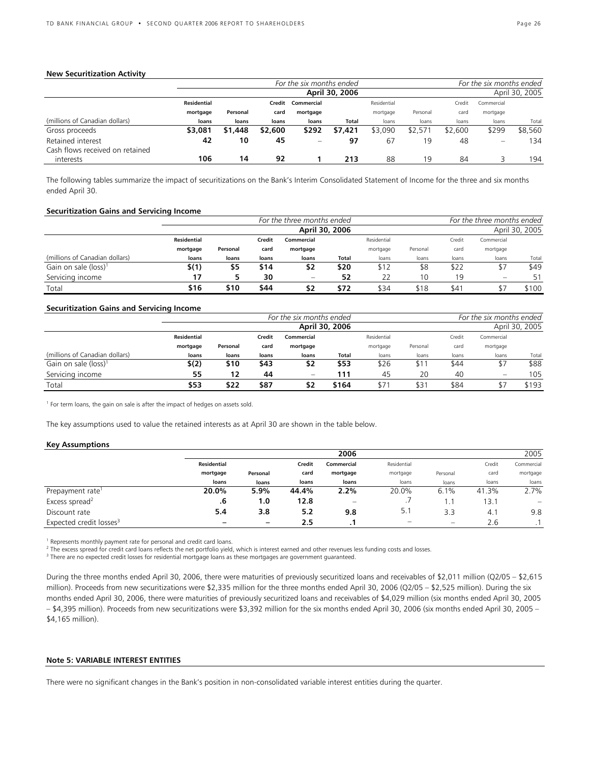**New Securitization Activity**

| | For the six months ended April 30, 2006 | | | | | For the six months ended April 30, 2005 | | | | |
|---|---|---|---|---|---|---|---|---|---|---|
| (millions of Canadian dollars) | Residential mortgage loans | Personal loans | Credit card loans | Commercial mortgage loans | Total | Residential mortgage loans | Personal loans | Credit card loans | Commercial mortgage loans | Total |
| Gross proceeds | $3,081 | $1,448 | $2,600 | $292 | $7,421 | $3,090 | $2,571 | $2,600 | $299 | $8,560 |
| Retained interest | 42 | 10 | 45 | – | 97 | 67 | 19 | 48 | – | 134 |
| Cash flows received on retained interests | 106 | 14 | 92 | 1 | 213 | 88 | 19 | 84 | 3 | 194 |

The following tables summarize the impact of securitizations on the Bank's Interim Consolidated Statement of Income for the three and six months ended April 30.

**Securitization Gains and Servicing Income**

| | For the three months ended April 30, 2006 | | | | | For the three months ended April 30, 2005 | | | | |
|---|---|---|---|---|---|---|---|---|---|---|
| (millions of Canadian dollars) | Residential mortgage loans | Personal loans | Credit card loans | Commercial mortgage loans | Total | Residential mortgage loans | Personal loans | Credit card loans | Commercial mortgage loans | Total |
| Gain on sale (loss)[1] | $(1) | $5 | $14 | $2 | $20 | $12 | $8 | $22 | $7 | $49 |
| Servicing income | 17 | 5 | 30 | – | 52 | 22 | 10 | 19 | – | 51 |
| Total | $16 | $10 | $44 | $2 | $72 | $34 | $18 | $41 | $7 | $100 |

**Securitization Gains and Servicing Income**

| | For the six months ended April 30, 2006 | | | | | For the six months ended April 30, 2005 | | | | |
|---|---|---|---|---|---|---|---|---|---|---|
| (millions of Canadian dollars) | Residential mortgage loans | Personal loans | Credit card loans | Commercial mortgage loans | Total | Residential mortgage loans | Personal loans | Credit card loans | Commercial mortgage loans | Total |
| Gain on sale (loss)[1] | $(2) | $10 | $43 | $2 | $53 | $26 | $11 | $44 | $7 | $88 |
| Servicing income | 55 | 12 | 44 | – | 111 | 45 | 20 | 40 | – | 105 |
| Total | $53 | $22 | $87 | $2 | $164 | $71 | $31 | $84 | $7 | $193 |

[1] For term loans, the gain on sale is after the impact of hedges on assets sold.

The key assumptions used to value the retained interests as at April 30 are shown in the table below.

**Key Assumptions**

| | 2006 | | | | 2005 | | | |
|---|---|---|---|---|---|---|---|---|
| | Residential mortgage loans | Personal loans | Credit card loans | Commercial mortgage loans | Residential mortgage loans | Personal loans | Credit card loans | Commercial mortgage loans |
| Prepayment rate[1] | 20.0% | 5.9% | 44.4% | 2.2% | 20.0% | 6.1% | 41.3% | 2.7% |
| Excess spread[2] | .6 | 1.0 | 12.8 | – | .7 | 1.1 | 13.1 | – |
| Discount rate | 5.4 | 3.8 | 5.2 | 9.8 | 5.1 | 3.3 | 4.1 | 9.8 |
| Expected credit losses[3] | – | – | 2.5 | .1 | – | – | 2.6 | .1 |

[1] Represents monthly payment rate for personal and credit card loans.
[2] The excess spread for credit card loans reflects the net portfolio yield, which is interest earned and other revenues less funding costs and losses.
[3] There are no expected credit losses for residential mortgage loans as these mortgages are government guaranteed.

During the three months ended April 30, 2006, there were maturities of previously securitized loans and receivables of $2,011 million (Q2/05 – $2,615 million). Proceeds from new securitizations were $2,335 million for the three months ended April 30, 2006 (Q2/05 – $2,525 million). During the six months ended April 30, 2006, there were maturities of previously securitized loans and receivables of $4,029 million (six months ended April 30, 2005 – $4,395 million). Proceeds from new securitizations were $3,392 million for the six months ended April 30, 2006 (six months ended April 30, 2005 – $4,165 million).

**Note 5: VARIABLE INTEREST ENTITIES**

There were no significant changes in the Bank's position in non-consolidated variable interest entities during the quarter.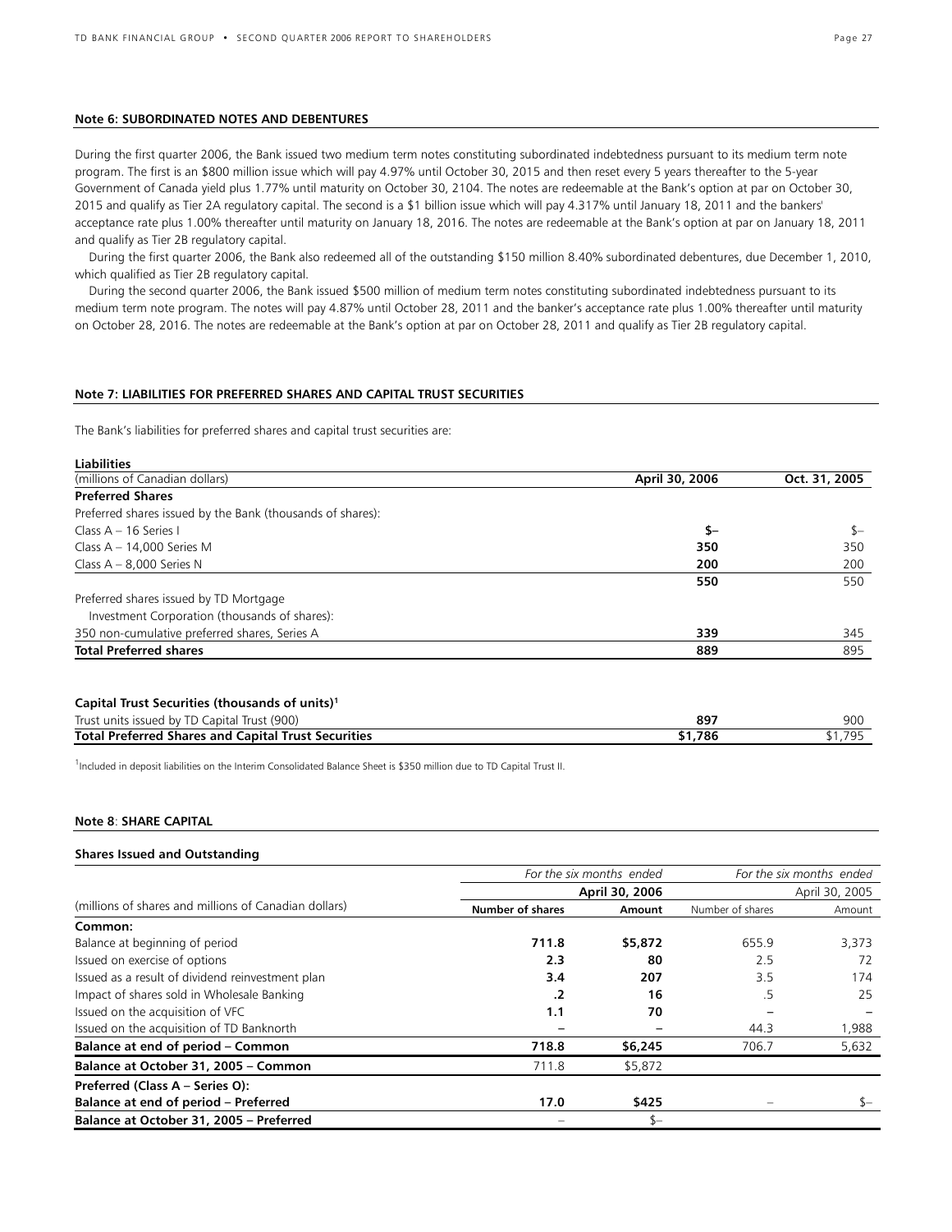### Note 6: SUBORDINATED NOTES AND DEBENTURES

During the first quarter 2006, the Bank issued two medium term notes constituting subordinated indebtedness pursuant to its medium term note program. The first is an $800 million issue which will pay 4.97% until October 30, 2015 and then reset every 5 years thereafter to the 5-year Government of Canada yield plus 1.77% until maturity on October 30, 2104. The notes are redeemable at the Bank's option at par on October 30, 2015 and qualify as Tier 2A regulatory capital. The second is a $1 billion issue which will pay 4.317% until January 18, 2011 and the bankers' acceptance rate plus 1.00% thereafter until maturity on January 18, 2016. The notes are redeemable at the Bank's option at par on January 18, 2011 and qualify as Tier 2B regulatory capital.

During the first quarter 2006, the Bank also redeemed all of the outstanding $150 million 8.40% subordinated debentures, due December 1, 2010, which qualified as Tier 2B regulatory capital.

During the second quarter 2006, the Bank issued $500 million of medium term notes constituting subordinated indebtedness pursuant to its medium term note program. The notes will pay 4.87% until October 28, 2011 and the banker's acceptance rate plus 1.00% thereafter until maturity on October 28, 2016. The notes are redeemable at the Bank's option at par on October 28, 2011 and qualify as Tier 2B regulatory capital.

### Note 7: LIABILITIES FOR PREFERRED SHARES AND CAPITAL TRUST SECURITIES

The Bank's liabilities for preferred shares and capital trust securities are:

| **Liabilities** (millions of Canadian dollars) | **April 30, 2006** | **Oct. 31, 2005** |
|---|---|---|
| **Preferred Shares** | | |
| Preferred shares issued by the Bank (thousands of shares): | | |
| Class A – 16 Series I | **$–** | $– |
| Class A – 14,000 Series M | **350** | 350 |
| Class A – 8,000 Series N | **200** | 200 |
| | **550** | 550 |
| Preferred shares issued by TD Mortgage Investment Corporation (thousands of shares): | | |
| 350 non-cumulative preferred shares, Series A | **339** | 345 |
| **Total Preferred shares** | **889** | 895 |
| | | |
| **Capital Trust Securities (thousands of units)[1]** | | |
| Trust units issued by TD Capital Trust (900) | **897** | 900 |
| **Total Preferred Shares and Capital Trust Securities** | **$1,786** | $1,795 |

[1]Included in deposit liabilities on the Interim Consolidated Balance Sheet is $350 million due to TD Capital Trust II.

### Note 8: SHARE CAPITAL

**Shares Issued and Outstanding**

| | *For the six months ended* | | *For the six months ended* | |
|---|---|---|---|---|
| | **April 30, 2006** | | April 30, 2005 | |
| (millions of shares and millions of Canadian dollars) | **Number of shares** | **Amount** | Number of shares | Amount |
| **Common:** | | | | |
| Balance at beginning of period | **711.8** | **$5,872** | 655.9 | 3,373 |
| Issued on exercise of options | **2.3** | **80** | 2.5 | 72 |
| Issued as a result of dividend reinvestment plan | **3.4** | **207** | 3.5 | 174 |
| Impact of shares sold in Wholesale Banking | **.2** | **16** | .5 | 25 |
| Issued on the acquisition of VFC | **1.1** | **70** | – | – |
| Issued on the acquisition of TD Banknorth | – | – | 44.3 | 1,988 |
| **Balance at end of period – Common** | **718.8** | **$6,245** | 706.7 | 5,632 |
| **Balance at October 31, 2005 – Common** | 711.8 | $5,872 | | |
| **Preferred (Class A – Series O):** | | | | |
| **Balance at end of period – Preferred** | **17.0** | **$425** | – | $– |
| **Balance at October 31, 2005 – Preferred** | – | $– | | |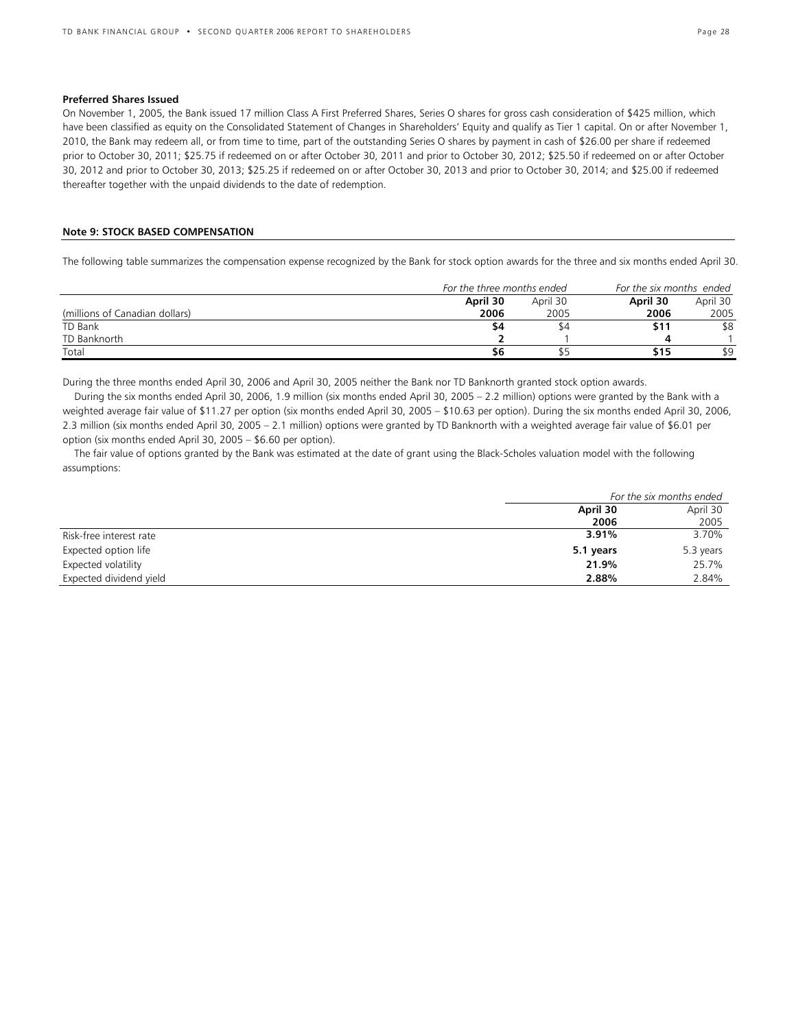**Preferred Shares Issued**

On November 1, 2005, the Bank issued 17 million Class A First Preferred Shares, Series O shares for gross cash consideration of $425 million, which have been classified as equity on the Consolidated Statement of Changes in Shareholders' Equity and qualify as Tier 1 capital. On or after November 1, 2010, the Bank may redeem all, or from time to time, part of the outstanding Series O shares by payment in cash of $26.00 per share if redeemed prior to October 30, 2011; $25.75 if redeemed on or after October 30, 2011 and prior to October 30, 2012; $25.50 if redeemed on or after October 30, 2012 and prior to October 30, 2013; $25.25 if redeemed on or after October 30, 2013 and prior to October 30, 2014; and $25.00 if redeemed thereafter together with the unpaid dividends to the date of redemption.

**Note 9: STOCK BASED COMPENSATION**

The following table summarizes the compensation expense recognized by the Bank for stock option awards for the three and six months ended April 30.

| | *For the three months ended* | | *For the six months ended* | |
|---|---|---|---|---|
| (millions of Canadian dollars) | **April 30 2006** | April 30 2005 | **April 30 2006** | April 30 2005 |
| TD Bank | **$4** | $4 | **$11** | $8 |
| TD Banknorth | **2** | 1 | **4** | 1 |
| Total | **$6** | $5 | **$15** | $9 |

During the three months ended April 30, 2006 and April 30, 2005 neither the Bank nor TD Banknorth granted stock option awards.

During the six months ended April 30, 2006, 1.9 million (six months ended April 30, 2005 – 2.2 million) options were granted by the Bank with a weighted average fair value of $11.27 per option (six months ended April 30, 2005 – $10.63 per option). During the six months ended April 30, 2006, 2.3 million (six months ended April 30, 2005 – 2.1 million) options were granted by TD Banknorth with a weighted average fair value of $6.01 per option (six months ended April 30, 2005 – $6.60 per option).

The fair value of options granted by the Bank was estimated at the date of grant using the Black-Scholes valuation model with the following assumptions:

| | *For the six months ended* | |
|---|---|---|
| | **April 30 2006** | April 30 2005 |
| Risk-free interest rate | **3.91%** | 3.70% |
| Expected option life | **5.1 years** | 5.3 years |
| Expected volatility | **21.9%** | 25.7% |
| Expected dividend yield | **2.88%** | 2.84% |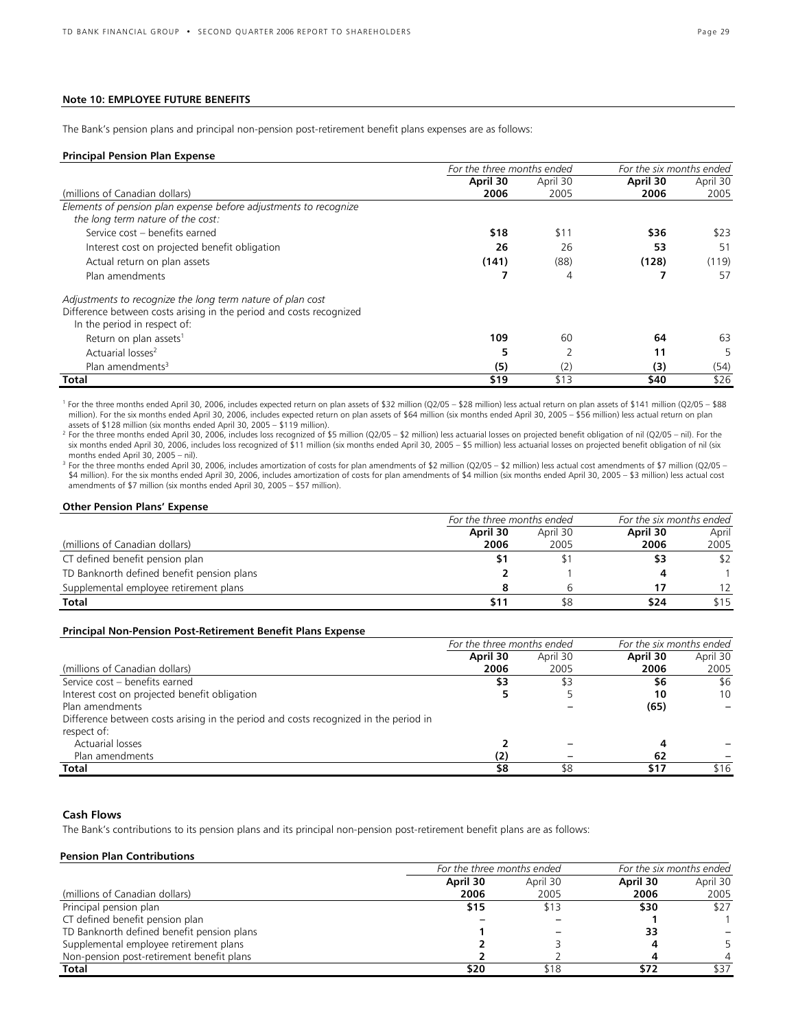**Note 10: EMPLOYEE FUTURE BENEFITS**

The Bank's pension plans and principal non-pension post-retirement benefit plans expenses are as follows:

**Principal Pension Plan Expense**

| | For the three months ended | | For the six months ended | |
|---|---|---|---|---|
| | **April 30** | April 30 | **April 30** | April 30 |
| (millions of Canadian dollars) | **2006** | 2005 | **2006** | 2005 |
| *Elements of pension plan expense before adjustments to recognize the long term nature of the cost:* | | | | |
| Service cost – benefits earned | **$18** | $11 | **$36** | $23 |
| Interest cost on projected benefit obligation | **26** | 26 | **53** | 51 |
| Actual return on plan assets | **(141)** | (88) | **(128)** | (119) |
| Plan amendments | **7** | 4 | **7** | 57 |
| *Adjustments to recognize the long term nature of plan cost* | | | | |
| Difference between costs arising in the period and costs recognized In the period in respect of: | | | | |
| Return on plan assets[1] | **109** | 60 | **64** | 63 |
| Actuarial losses[2] | **5** | 2 | **11** | 5 |
| Plan amendments[3] | **(5)** | (2) | **(3)** | (54) |
| **Total** | **$19** | $13 | **$40** | $26 |

[1] For the three months ended April 30, 2006, includes expected return on plan assets of $32 million (Q2/05 – $28 million) less actual return on plan assets of $141 million (Q2/05 – $88 million). For the six months ended April 30, 2006, includes expected return on plan assets of $64 million (six months ended April 30, 2005 – $56 million) less actual return on plan assets of $128 million (six months ended April 30, 2005 – $119 million).

[2] For the three months ended April 30, 2006, includes loss recognized of $5 million (Q2/05 – $2 million) less actuarial losses on projected benefit obligation of nil (Q2/05 – nil). For the six months ended April 30, 2006, includes loss recognized of $11 million (six months ended April 30, 2005 – $5 million) less actuarial losses on projected benefit obligation of nil (six months ended April 30, 2005 – nil).

[3] For the three months ended April 30, 2006, includes amortization of costs for plan amendments of $2 million (Q2/05 – $2 million) less actual cost amendments of $7 million (Q2/05 – $4 million). For the six months ended April 30, 2006, includes amortization of costs for plan amendments of $4 million (six months ended April 30, 2005 – $3 million) less actual cost amendments of $7 million (six months ended April 30, 2005 – $57 million).

**Other Pension Plans' Expense**

| | For the three months ended | | For the six months ended | |
|---|---|---|---|---|
| | **April 30** | April 30 | **April 30** | April |
| (millions of Canadian dollars) | **2006** | 2005 | **2006** | 2005 |
| CT defined benefit pension plan | **$1** | $1 | **$3** | $2 |
| TD Banknorth defined benefit pension plans | **2** | 1 | **4** | 1 |
| Supplemental employee retirement plans | **8** | 6 | **17** | 12 |
| **Total** | **$11** | $8 | **$24** | $15 |

**Principal Non-Pension Post-Retirement Benefit Plans Expense**

| | For the three months ended | | For the six months ended | |
|---|---|---|---|---|
| | **April 30** | April 30 | **April 30** | April 30 |
| (millions of Canadian dollars) | **2006** | 2005 | **2006** | 2005 |
| Service cost – benefits earned | **$3** | $3 | **$6** | $6 |
| Interest cost on projected benefit obligation | **5** | 5 | **10** | 10 |
| Plan amendments | | – | **(65)** | – |
| Difference between costs arising in the period and costs recognized in the period in respect of: | | | | |
| Actuarial losses | **2** | – | **4** | – |
| Plan amendments | **(2)** | – | **62** | – |
| **Total** | **$8** | $8 | **$17** | $16 |

**Cash Flows**

The Bank's contributions to its pension plans and its principal non-pension post-retirement benefit plans are as follows:

**Pension Plan Contributions**

| | For the three months ended | | For the six months ended | |
|---|---|---|---|---|
| | **April 30** | April 30 | **April 30** | April 30 |
| (millions of Canadian dollars) | **2006** | 2005 | **2006** | 2005 |
| Principal pension plan | **$15** | $13 | **$30** | $27 |
| CT defined benefit pension plan | **–** | – | **1** | 1 |
| TD Banknorth defined benefit pension plans | **1** | – | **33** | – |
| Supplemental employee retirement plans | **2** | 3 | **4** | 5 |
| Non-pension post-retirement benefit plans | **2** | 2 | **4** | 4 |
| **Total** | **$20** | $18 | **$72** | $37 |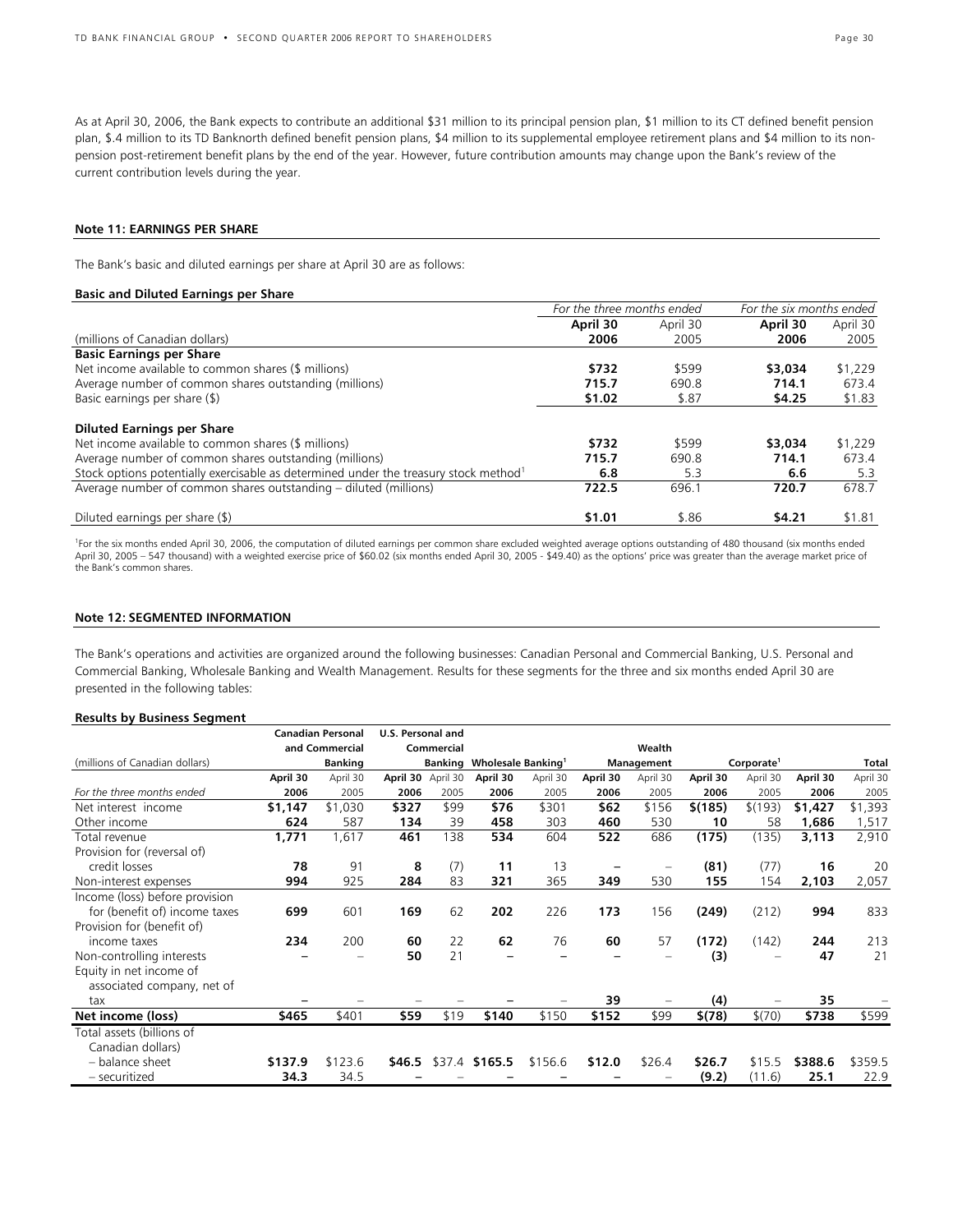As at April 30, 2006, the Bank expects to contribute an additional $31 million to its principal pension plan, $1 million to its CT defined benefit pension plan, $.4 million to its TD Banknorth defined benefit pension plans, $4 million to its supplemental employee retirement plans and $4 million to its non-pension post-retirement benefit plans by the end of the year. However, future contribution amounts may change upon the Bank's review of the current contribution levels during the year.

## Note 11: EARNINGS PER SHARE

The Bank's basic and diluted earnings per share at April 30 are as follows:

**Basic and Diluted Earnings per Share**

| | *For the three months ended* | | *For the six months ended* | |
|---|---|---|---|---|
| (millions of Canadian dollars) | **April 30 2006** | April 30 2005 | **April 30 2006** | April 30 2005 |
| **Basic Earnings per Share** | | | | |
| Net income available to common shares ($ millions) | **$732** | $599 | **$3,034** | $1,229 |
| Average number of common shares outstanding (millions) | **715.7** | 690.8 | **714.1** | 673.4 |
| Basic earnings per share ($) | **$1.02** | $.87 | **$4.25** | $1.83 |
| **Diluted Earnings per Share** | | | | |
| Net income available to common shares ($ millions) | **$732** | $599 | **$3,034** | $1,229 |
| Average number of common shares outstanding (millions) | **715.7** | 690.8 | **714.1** | 673.4 |
| Stock options potentially exercisable as determined under the treasury stock method[1] | **6.8** | 5.3 | **6.6** | 5.3 |
| Average number of common shares outstanding – diluted (millions) | **722.5** | 696.1 | **720.7** | 678.7 |
| Diluted earnings per share ($) | **$1.01** | $.86 | **$4.21** | $1.81 |

[1] For the six months ended April 30, 2006, the computation of diluted earnings per common share excluded weighted average options outstanding of 480 thousand (six months ended April 30, 2005 – 547 thousand) with a weighted exercise price of $60.02 (six months ended April 30, 2005 - $49.40) as the options' price was greater than the average market price of the Bank's common shares.

## Note 12: SEGMENTED INFORMATION

The Bank's operations and activities are organized around the following businesses: Canadian Personal and Commercial Banking, U.S. Personal and Commercial Banking, Wholesale Banking and Wealth Management. Results for these segments for the three and six months ended April 30 are presented in the following tables:

**Results by Business Segment**

| (millions of Canadian dollars) | Canadian Personal and Commercial Banking | | U.S. Personal and Commercial Banking | | Wholesale Banking[1] | | Wealth Management | | Corporate[1] | | Total | |
|---|---|---|---|---|---|---|---|---|---|---|---|---|
| *For the three months ended* | **April 30 2006** | April 30 2005 | **April 30 2006** | April 30 2005 | **April 30 2006** | April 30 2005 | **April 30 2006** | April 30 2005 | **April 30 2006** | April 30 2005 | **April 30 2006** | April 30 2005 |
| Net interest income | **$1,147** | $1,030 | **$327** | $99 | **$76** | $301 | **$62** | $156 | **$(185)** | $(193) | **$1,427** | $1,393 |
| Other income | **624** | 587 | **134** | 39 | **458** | 303 | **460** | 530 | **10** | 58 | **1,686** | 1,517 |
| Total revenue | **1,771** | 1,617 | **461** | 138 | **534** | 604 | **522** | 686 | **(175)** | (135) | **3,113** | 2,910 |
| Provision for (reversal of) credit losses | **78** | 91 | **8** | (7) | **11** | 13 | **–** | – | **(81)** | (77) | **16** | 20 |
| Non-interest expenses | **994** | 925 | **284** | 83 | **321** | 365 | **349** | 530 | **155** | 154 | **2,103** | 2,057 |
| Income (loss) before provision for (benefit of) income taxes | **699** | 601 | **169** | 62 | **202** | 226 | **173** | 156 | **(249)** | (212) | **994** | 833 |
| Provision for (benefit of) income taxes | **234** | 200 | **60** | 22 | **62** | 76 | **60** | 57 | **(172)** | (142) | **244** | 213 |
| Non-controlling interests | **–** | – | **50** | 21 | **–** | – | **–** | – | **(3)** | – | **47** | 21 |
| Equity in net income of associated company, net of tax | **–** | – | **–** | – | **–** | – | **39** | – | **(4)** | – | **35** | – |
| **Net income (loss)** | **$465** | $401 | **$59** | $19 | **$140** | $150 | **$152** | $99 | **$(78)** | $(70) | **$738** | $599 |
| Total assets (billions of Canadian dollars) | | | | | | | | | | | | |
| – balance sheet | **$137.9** | $123.6 | **$46.5** | $37.4 | **$165.5** | $156.6 | **$12.0** | $26.4 | **$26.7** | $15.5 | **$388.6** | $359.5 |
| – securitized | **34.3** | 34.5 | **–** | – | **–** | – | **–** | – | **(9.2)** | (11.6) | **25.1** | 22.9 |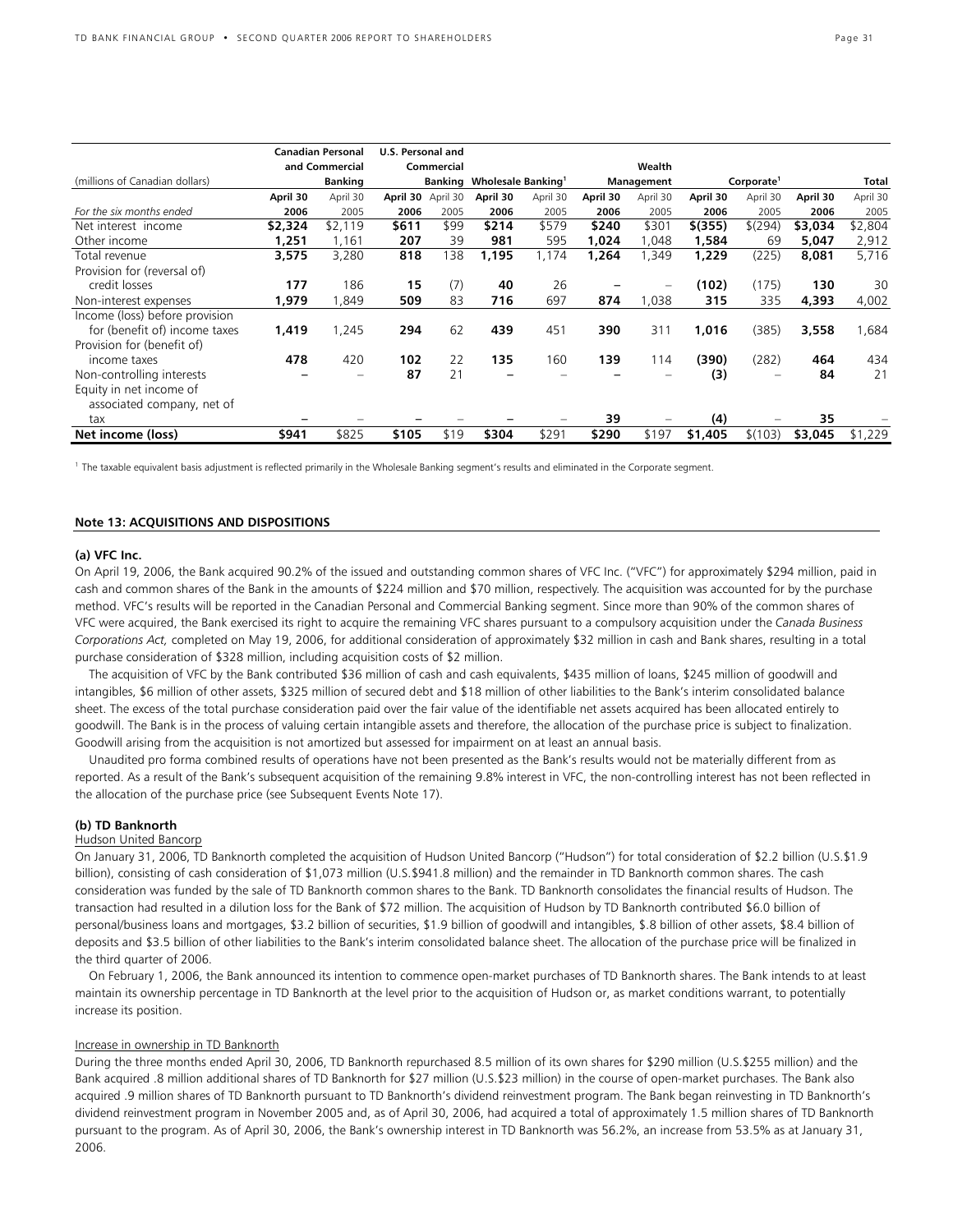| (millions of Canadian dollars) | Canadian Personal and Commercial Banking | | U.S. Personal and Commercial Banking | | Wholesale Banking[1] | | Wealth Management | | Corporate[1] | | Total | |
|---|---|---|---|---|---|---|---|---|---|---|---|---|
| | **April 30** | April 30 | **April 30** | April 30 | **April 30** | April 30 | **April 30** | April 30 | **April 30** | April 30 | **April 30** | April 30 |
| *For the six months ended* | **2006** | 2005 | **2006** | 2005 | **2006** | 2005 | **2006** | 2005 | **2006** | 2005 | **2006** | 2005 |
| Net interest income | **$2,324** | $2,119 | **$611** | $99 | **$214** | $579 | **$240** | $301 | **$(355)** | $(294) | **$3,034** | $2,804 |
| Other income | **1,251** | 1,161 | **207** | 39 | **981** | 595 | **1,024** | 1,048 | **1,584** | 69 | **5,047** | 2,912 |
| Total revenue | **3,575** | 3,280 | **818** | 138 | **1,195** | 1,174 | **1,264** | 1,349 | **1,229** | (225) | **8,081** | 5,716 |
| Provision for (reversal of) credit losses | **177** | 186 | **15** | (7) | **40** | 26 | **–** | – | **(102)** | (175) | **130** | 30 |
| Non-interest expenses | **1,979** | 1,849 | **509** | 83 | **716** | 697 | **874** | 1,038 | **315** | 335 | **4,393** | 4,002 |
| Income (loss) before provision for (benefit of) income taxes | **1,419** | 1,245 | **294** | 62 | **439** | 451 | **390** | 311 | **1,016** | (385) | **3,558** | 1,684 |
| Provision for (benefit of) income taxes | **478** | 420 | **102** | 22 | **135** | 160 | **139** | 114 | **(390)** | (282) | **464** | 434 |
| Non-controlling interests | **–** | – | **87** | 21 | **–** | – | **–** | – | **(3)** | – | **84** | 21 |
| Equity in net income of associated company, net of tax | **–** | – | **–** | – | **–** | – | **39** | – | **(4)** | – | **35** | – |
| **Net income (loss)** | **$941** | $825 | **$105** | $19 | **$304** | $291 | **$290** | $197 | **$1,405** | $(103) | **$3,045** | $1,229 |

[1] The taxable equivalent basis adjustment is reflected primarily in the Wholesale Banking segment's results and eliminated in the Corporate segment.

## Note 13: ACQUISITIONS AND DISPOSITIONS

### (a) VFC Inc.

On April 19, 2006, the Bank acquired 90.2% of the issued and outstanding common shares of VFC Inc. ("VFC") for approximately $294 million, paid in cash and common shares of the Bank in the amounts of $224 million and $70 million, respectively. The acquisition was accounted for by the purchase method. VFC's results will be reported in the Canadian Personal and Commercial Banking segment. Since more than 90% of the common shares of VFC were acquired, the Bank exercised its right to acquire the remaining VFC shares pursuant to a compulsory acquisition under the *Canada Business Corporations Act,* completed on May 19, 2006, for additional consideration of approximately $32 million in cash and Bank shares, resulting in a total purchase consideration of $328 million, including acquisition costs of $2 million.

The acquisition of VFC by the Bank contributed $36 million of cash and cash equivalents, $435 million of loans, $245 million of goodwill and intangibles, $6 million of other assets, $325 million of secured debt and $18 million of other liabilities to the Bank's interim consolidated balance sheet. The excess of the total purchase consideration paid over the fair value of the identifiable net assets acquired has been allocated entirely to goodwill. The Bank is in the process of valuing certain intangible assets and therefore, the allocation of the purchase price is subject to finalization. Goodwill arising from the acquisition is not amortized but assessed for impairment on at least an annual basis.

Unaudited pro forma combined results of operations have not been presented as the Bank's results would not be materially different from as reported. As a result of the Bank's subsequent acquisition of the remaining 9.8% interest in VFC, the non-controlling interest has not been reflected in the allocation of the purchase price (see Subsequent Events Note 17).

### (b) TD Banknorth

Hudson United Bancorp

On January 31, 2006, TD Banknorth completed the acquisition of Hudson United Bancorp ("Hudson") for total consideration of $2.2 billion (U.S.$1.9 billion), consisting of cash consideration of $1,073 million (U.S.$941.8 million) and the remainder in TD Banknorth common shares. The cash consideration was funded by the sale of TD Banknorth common shares to the Bank. TD Banknorth consolidates the financial results of Hudson. The transaction had resulted in a dilution loss for the Bank of $72 million. The acquisition of Hudson by TD Banknorth contributed $6.0 billion of personal/business loans and mortgages, $3.2 billion of securities, $1.9 billion of goodwill and intangibles, $.8 billion of other assets, $8.4 billion of deposits and $3.5 billion of other liabilities to the Bank's interim consolidated balance sheet. The allocation of the purchase price will be finalized in the third quarter of 2006.

On February 1, 2006, the Bank announced its intention to commence open-market purchases of TD Banknorth shares. The Bank intends to at least maintain its ownership percentage in TD Banknorth at the level prior to the acquisition of Hudson or, as market conditions warrant, to potentially increase its position.

Increase in ownership in TD Banknorth

During the three months ended April 30, 2006, TD Banknorth repurchased 8.5 million of its own shares for $290 million (U.S.$255 million) and the Bank acquired .8 million additional shares of TD Banknorth for $27 million (U.S.$23 million) in the course of open-market purchases. The Bank also acquired .9 million shares of TD Banknorth pursuant to TD Banknorth's dividend reinvestment program. The Bank began reinvesting in TD Banknorth's dividend reinvestment program in November 2005 and, as of April 30, 2006, had acquired a total of approximately 1.5 million shares of TD Banknorth pursuant to the program. As of April 30, 2006, the Bank's ownership interest in TD Banknorth was 56.2%, an increase from 53.5% as at January 31, 2006.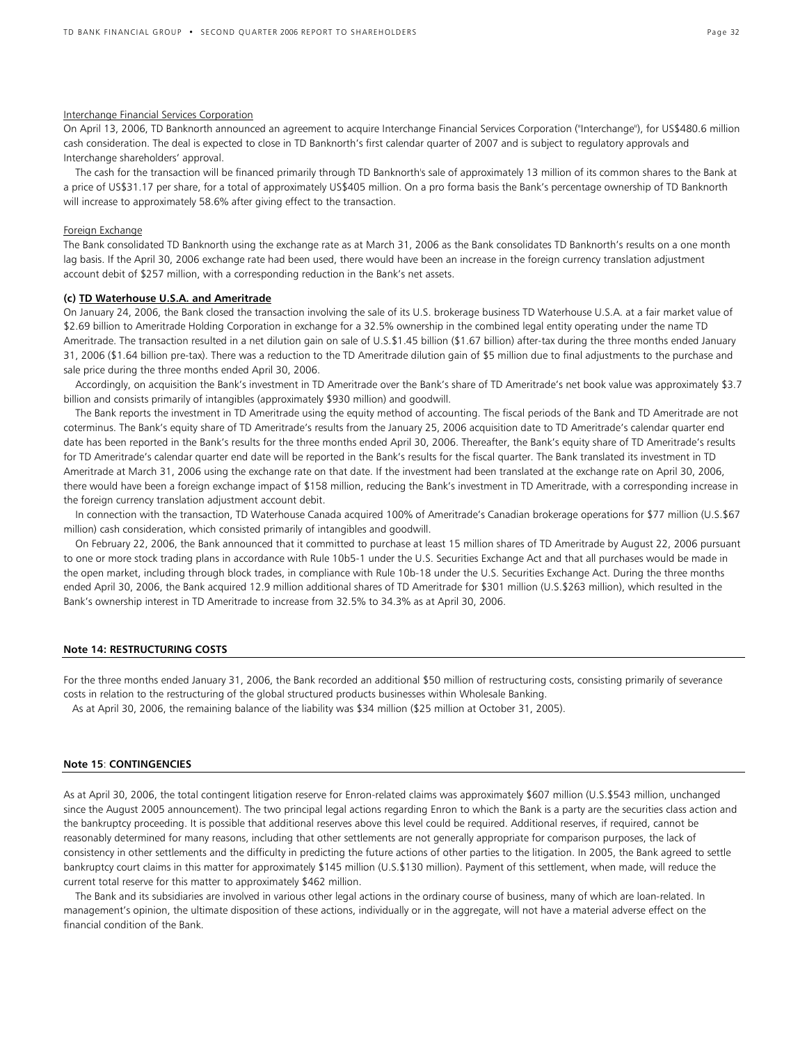Interchange Financial Services Corporation

On April 13, 2006, TD Banknorth announced an agreement to acquire Interchange Financial Services Corporation ("Interchange"), for US$480.6 million cash consideration. The deal is expected to close in TD Banknorth's first calendar quarter of 2007 and is subject to regulatory approvals and Interchange shareholders' approval.

The cash for the transaction will be financed primarily through TD Banknorth's sale of approximately 13 million of its common shares to the Bank at a price of US$31.17 per share, for a total of approximately US$405 million. On a pro forma basis the Bank's percentage ownership of TD Banknorth will increase to approximately 58.6% after giving effect to the transaction.

Foreign Exchange

The Bank consolidated TD Banknorth using the exchange rate as at March 31, 2006 as the Bank consolidates TD Banknorth's results on a one month lag basis. If the April 30, 2006 exchange rate had been used, there would have been an increase in the foreign currency translation adjustment account debit of $257 million, with a corresponding reduction in the Bank's net assets.

**(c) TD Waterhouse U.S.A. and Ameritrade**

On January 24, 2006, the Bank closed the transaction involving the sale of its U.S. brokerage business TD Waterhouse U.S.A. at a fair market value of $2.69 billion to Ameritrade Holding Corporation in exchange for a 32.5% ownership in the combined legal entity operating under the name TD Ameritrade. The transaction resulted in a net dilution gain on sale of U.S.$1.45 billion ($1.67 billion) after-tax during the three months ended January 31, 2006 ($1.64 billion pre-tax). There was a reduction to the TD Ameritrade dilution gain of $5 million due to final adjustments to the purchase and sale price during the three months ended April 30, 2006.

Accordingly, on acquisition the Bank's investment in TD Ameritrade over the Bank's share of TD Ameritrade's net book value was approximately $3.7 billion and consists primarily of intangibles (approximately $930 million) and goodwill.

The Bank reports the investment in TD Ameritrade using the equity method of accounting. The fiscal periods of the Bank and TD Ameritrade are not coterminus. The Bank's equity share of TD Ameritrade's results from the January 25, 2006 acquisition date to TD Ameritrade's calendar quarter end date has been reported in the Bank's results for the three months ended April 30, 2006. Thereafter, the Bank's equity share of TD Ameritrade's results for TD Ameritrade's calendar quarter end date will be reported in the Bank's results for the fiscal quarter. The Bank translated its investment in TD Ameritrade at March 31, 2006 using the exchange rate on that date. If the investment had been translated at the exchange rate on April 30, 2006, there would have been a foreign exchange impact of $158 million, reducing the Bank's investment in TD Ameritrade, with a corresponding increase in the foreign currency translation adjustment account debit.

In connection with the transaction, TD Waterhouse Canada acquired 100% of Ameritrade's Canadian brokerage operations for $77 million (U.S.$67 million) cash consideration, which consisted primarily of intangibles and goodwill.

On February 22, 2006, the Bank announced that it committed to purchase at least 15 million shares of TD Ameritrade by August 22, 2006 pursuant to one or more stock trading plans in accordance with Rule 10b5-1 under the U.S. Securities Exchange Act and that all purchases would be made in the open market, including through block trades, in compliance with Rule 10b-18 under the U.S. Securities Exchange Act. During the three months ended April 30, 2006, the Bank acquired 12.9 million additional shares of TD Ameritrade for $301 million (U.S.$263 million), which resulted in the Bank's ownership interest in TD Ameritrade to increase from 32.5% to 34.3% as at April 30, 2006.

## Note 14: RESTRUCTURING COSTS

For the three months ended January 31, 2006, the Bank recorded an additional $50 million of restructuring costs, consisting primarily of severance costs in relation to the restructuring of the global structured products businesses within Wholesale Banking.

As at April 30, 2006, the remaining balance of the liability was $34 million ($25 million at October 31, 2005).

## Note 15: CONTINGENCIES

As at April 30, 2006, the total contingent litigation reserve for Enron-related claims was approximately $607 million (U.S.$543 million, unchanged since the August 2005 announcement). The two principal legal actions regarding Enron to which the Bank is a party are the securities class action and the bankruptcy proceeding. It is possible that additional reserves above this level could be required. Additional reserves, if required, cannot be reasonably determined for many reasons, including that other settlements are not generally appropriate for comparison purposes, the lack of consistency in other settlements and the difficulty in predicting the future actions of other parties to the litigation. In 2005, the Bank agreed to settle bankruptcy court claims in this matter for approximately $145 million (U.S.$130 million). Payment of this settlement, when made, will reduce the current total reserve for this matter to approximately $462 million.

The Bank and its subsidiaries are involved in various other legal actions in the ordinary course of business, many of which are loan-related. In management's opinion, the ultimate disposition of these actions, individually or in the aggregate, will not have a material adverse effect on the financial condition of the Bank.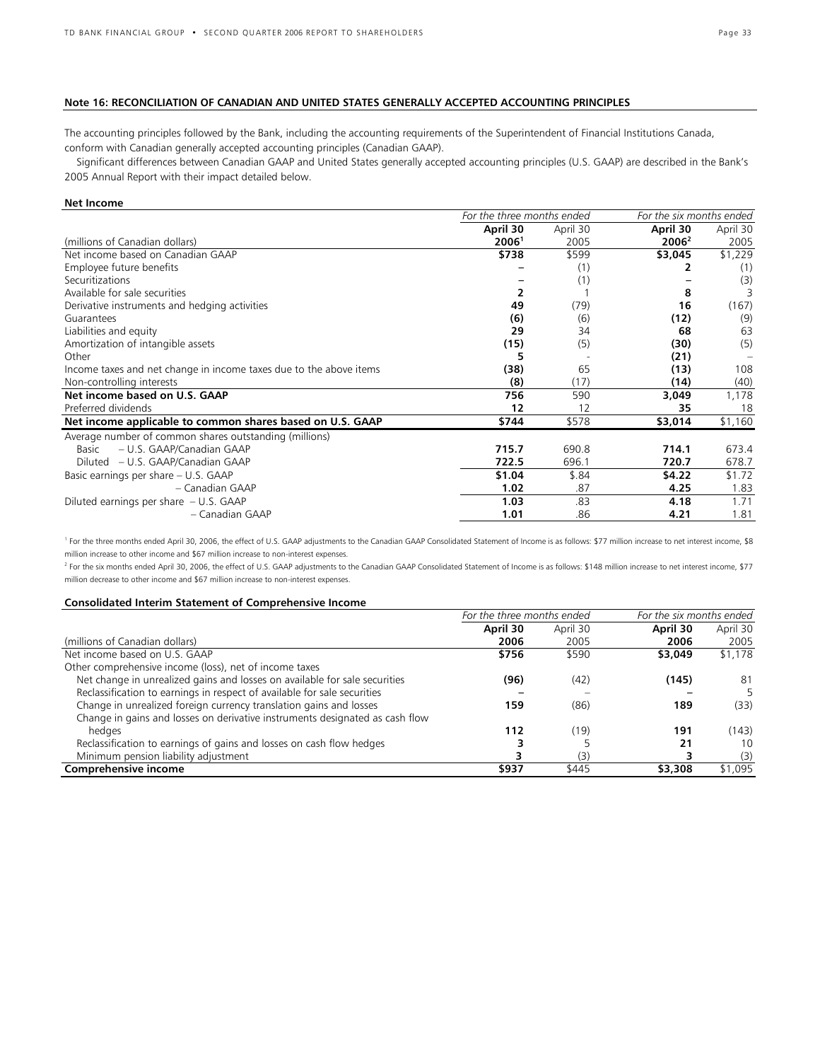#### Note 16: RECONCILIATION OF CANADIAN AND UNITED STATES GENERALLY ACCEPTED ACCOUNTING PRINCIPLES

The accounting principles followed by the Bank, including the accounting requirements of the Superintendent of Financial Institutions Canada, conform with Canadian generally accepted accounting principles (Canadian GAAP).

Significant differences between Canadian GAAP and United States generally accepted accounting principles (U.S. GAAP) are described in the Bank's 2005 Annual Report with their impact detailed below.

**Net Income**

| | *For the three months ended* | | *For the six months ended* | |
|---|---|---|---|---|
| (millions of Canadian dollars) | **April 30 2006**[1] | April 30 2005 | **April 30 2006**[2] | April 30 2005 |
| Net income based on Canadian GAAP | **$738** | $599 | **$3,045** | $1,229 |
| Employee future benefits | **–** | (1) | **2** | (1) |
| Securitizations | **–** | (1) | **–** | (3) |
| Available for sale securities | **2** | 1 | **8** | 3 |
| Derivative instruments and hedging activities | **49** | (79) | **16** | (167) |
| Guarantees | **(6)** | (6) | **(12)** | (9) |
| Liabilities and equity | **29** | 34 | **68** | 63 |
| Amortization of intangible assets | **(15)** | (5) | **(30)** | (5) |
| Other | **5** | - | **(21)** | – |
| Income taxes and net change in income taxes due to the above items | **(38)** | 65 | **(13)** | 108 |
| Non-controlling interests | **(8)** | (17) | **(14)** | (40) |
| **Net income based on U.S. GAAP** | **756** | 590 | **3,049** | 1,178 |
| Preferred dividends | **12** | 12 | **35** | 18 |
| **Net income applicable to common shares based on U.S. GAAP** | **$744** | $578 | **$3,014** | $1,160 |
| Average number of common shares outstanding (millions) | | | | |
| Basic – U.S. GAAP/Canadian GAAP | **715.7** | 690.8 | **714.1** | 673.4 |
| Diluted – U.S. GAAP/Canadian GAAP | **722.5** | 696.1 | **720.7** | 678.7 |
| Basic earnings per share – U.S. GAAP | **$1.04** | $.84 | **$4.22** | $1.72 |
| – Canadian GAAP | **1.02** | .87 | **4.25** | 1.83 |
| Diluted earnings per share – U.S. GAAP | **1.03** | .83 | **4.18** | 1.71 |
| – Canadian GAAP | **1.01** | .86 | **4.21** | 1.81 |

[1] For the three months ended April 30, 2006, the effect of U.S. GAAP adjustments to the Canadian GAAP Consolidated Statement of Income is as follows: $77 million increase to net interest income, $8 million increase to other income and $67 million increase to non-interest expenses.

[2] For the six months ended April 30, 2006, the effect of U.S. GAAP adjustments to the Canadian GAAP Consolidated Statement of Income is as follows: $148 million increase to net interest income, $77 million decrease to other income and $67 million increase to non-interest expenses.

**Consolidated Interim Statement of Comprehensive Income**

| | *For the three months ended* | | *For the six months ended* | |
|---|---|---|---|---|
| (millions of Canadian dollars) | **April 30 2006** | April 30 2005 | **April 30 2006** | April 30 2005 |
| Net income based on U.S. GAAP | **$756** | $590 | **$3,049** | $1,178 |
| Other comprehensive income (loss), net of income taxes | | | | |
| Net change in unrealized gains and losses on available for sale securities | **(96)** | (42) | **(145)** | 81 |
| Reclassification to earnings in respect of available for sale securities | **–** | – | **–** | 5 |
| Change in unrealized foreign currency translation gains and losses | **159** | (86) | **189** | (33) |
| Change in gains and losses on derivative instruments designated as cash flow hedges | **112** | (19) | **191** | (143) |
| Reclassification to earnings of gains and losses on cash flow hedges | **3** | 5 | **21** | 10 |
| Minimum pension liability adjustment | **3** | (3) | **3** | (3) |
| **Comprehensive income** | **$937** | $445 | **$3,308** | $1,095 |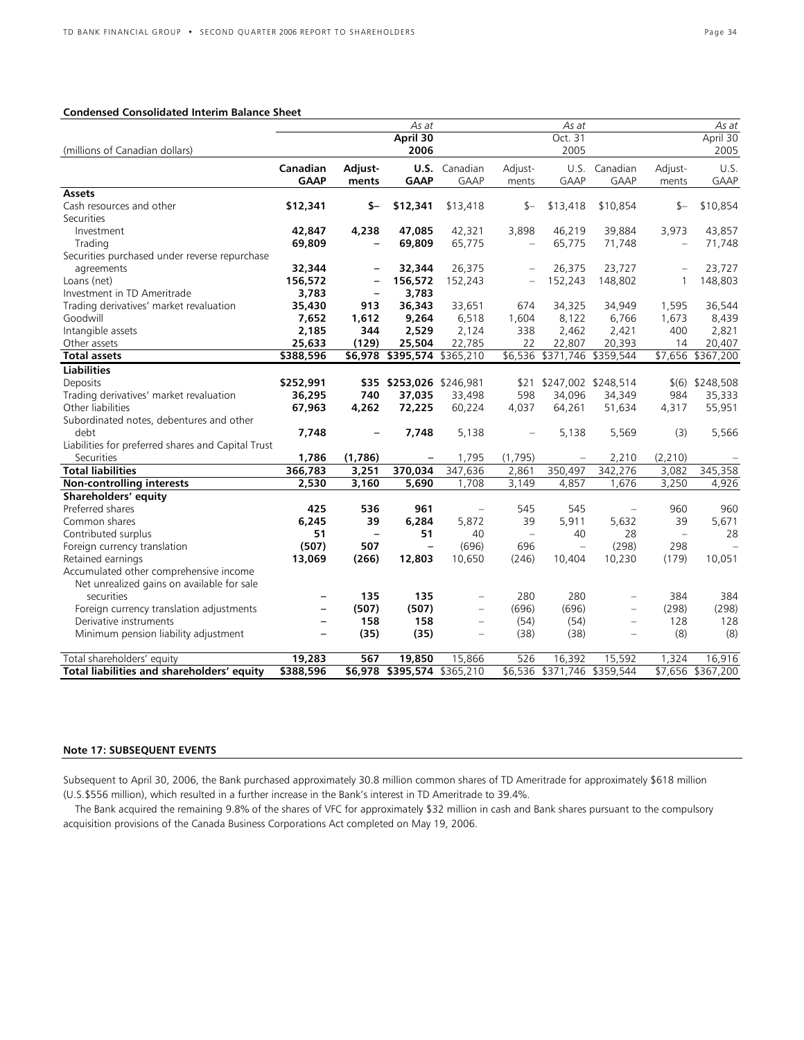**Condensed Consolidated Interim Balance Sheet**

| (millions of Canadian dollars) | | | As at April 30 2006 | | | As at Oct. 31 2005 | | | As at April 30 2005 |
|---|---|---|---|---|---|---|---|---|---|
| | **Canadian GAAP** | **Adjust-ments** | **U.S. GAAP** | Canadian GAAP | Adjust-ments | U.S. GAAP | Canadian GAAP | Adjust-ments | U.S. GAAP |
| **Assets** | | | | | | | | | |
| Cash resources and other | **$12,341** | **$–** | **$12,341** | $13,418 | $– | $13,418 | $10,854 | $– | $10,854 |
| Securities | | | | | | | | | |
| Investment | **42,847** | **4,238** | **47,085** | 42,321 | 3,898 | 46,219 | 39,884 | 3,973 | 43,857 |
| Trading | **69,809** | **–** | **69,809** | 65,775 | – | 65,775 | 71,748 | – | 71,748 |
| Securities purchased under reverse repurchase agreements | **32,344** | **–** | **32,344** | 26,375 | – | 26,375 | 23,727 | – | 23,727 |
| Loans (net) | **156,572** | **–** | **156,572** | 152,243 | – | 152,243 | 148,802 | 1 | 148,803 |
| Investment in TD Ameritrade | **3,783** | **–** | **3,783** | | | | | | |
| Trading derivatives' market revaluation | **35,430** | **913** | **36,343** | 33,651 | 674 | 34,325 | 34,949 | 1,595 | 36,544 |
| Goodwill | **7,652** | **1,612** | **9,264** | 6,518 | 1,604 | 8,122 | 6,766 | 1,673 | 8,439 |
| Intangible assets | **2,185** | **344** | **2,529** | 2,124 | 338 | 2,462 | 2,421 | 400 | 2,821 |
| Other assets | **25,633** | **(129)** | **25,504** | 22,785 | 22 | 22,807 | 20,393 | 14 | 20,407 |
| **Total assets** | **$388,596** | **$6,978** | **$395,574** | $365,210 | $6,536 | $371,746 | $359,544 | $7,656 | $367,200 |
| **Liabilities** | | | | | | | | | |
| Deposits | **$252,991** | **$35** | **$253,026** | $246,981 | $21 | $247,002 | $248,514 | $(6) | $248,508 |
| Trading derivatives' market revaluation | **36,295** | **740** | **37,035** | 33,498 | 598 | 34,096 | 34,349 | 984 | 35,333 |
| Other liabilities | **67,963** | **4,262** | **72,225** | 60,224 | 4,037 | 64,261 | 51,634 | 4,317 | 55,951 |
| Subordinated notes, debentures and other debt | **7,748** | **–** | **7,748** | 5,138 | – | 5,138 | 5,569 | (3) | 5,566 |
| Liabilities for preferred shares and Capital Trust Securities | **1,786** | **(1,786)** | **–** | 1,795 | (1,795) | – | 2,210 | (2,210) | – |
| **Total liabilities** | **366,783** | **3,251** | **370,034** | 347,636 | 2,861 | 350,497 | 342,276 | 3,082 | 345,358 |
| **Non-controlling interests** | **2,530** | **3,160** | **5,690** | 1,708 | 3,149 | 4,857 | 1,676 | 3,250 | 4,926 |
| **Shareholders' equity** | | | | | | | | | |
| Preferred shares | **425** | **536** | **961** | – | 545 | 545 | – | 960 | 960 |
| Common shares | **6,245** | **39** | **6,284** | 5,872 | 39 | 5,911 | 5,632 | 39 | 5,671 |
| Contributed surplus | **51** | **–** | **51** | 40 | – | 40 | 28 | – | 28 |
| Foreign currency translation | **(507)** | **507** | **–** | (696) | 696 | – | (298) | 298 | – |
| Retained earnings | **13,069** | **(266)** | **12,803** | 10,650 | (246) | 10,404 | 10,230 | (179) | 10,051 |
| Accumulated other comprehensive income | | | | | | | | | |
| Net unrealized gains on available for sale securities | **–** | **135** | **135** | – | 280 | 280 | – | 384 | 384 |
| Foreign currency translation adjustments | **–** | **(507)** | **(507)** | – | (696) | (696) | – | (298) | (298) |
| Derivative instruments | **–** | **158** | **158** | – | (54) | (54) | – | 128 | 128 |
| Minimum pension liability adjustment | **–** | **(35)** | **(35)** | – | (38) | (38) | – | (8) | (8) |
| Total shareholders' equity | **19,283** | **567** | **19,850** | 15,866 | 526 | 16,392 | 15,592 | 1,324 | 16,916 |
| **Total liabilities and shareholders' equity** | **$388,596** | **$6,978** | **$395,574** | $365,210 | $6,536 | $371,746 | $359,544 | $7,656 | $367,200 |

**Note 17: SUBSEQUENT EVENTS**

Subsequent to April 30, 2006, the Bank purchased approximately 30.8 million common shares of TD Ameritrade for approximately $618 million (U.S.$556 million), which resulted in a further increase in the Bank's interest in TD Ameritrade to 39.4%.

The Bank acquired the remaining 9.8% of the shares of VFC for approximately $32 million in cash and Bank shares pursuant to the compulsory acquisition provisions of the Canada Business Corporations Act completed on May 19, 2006.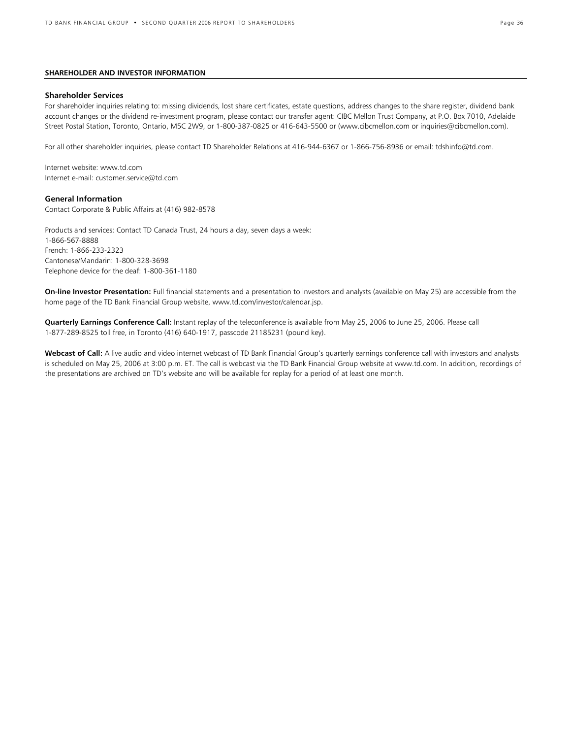## SHAREHOLDER AND INVESTOR INFORMATION

### Shareholder Services

For shareholder inquiries relating to: missing dividends, lost share certificates, estate questions, address changes to the share register, dividend bank account changes or the dividend re-investment program, please contact our transfer agent: CIBC Mellon Trust Company, at P.O. Box 7010, Adelaide Street Postal Station, Toronto, Ontario, M5C 2W9, or 1-800-387-0825 or 416-643-5500 or (www.cibcmellon.com or inquiries@cibcmellon.com).

For all other shareholder inquiries, please contact TD Shareholder Relations at 416-944-6367 or 1-866-756-8936 or email: tdshinfo@td.com.

Internet website: www.td.com
Internet e-mail: customer.service@td.com

### General Information

Contact Corporate & Public Affairs at (416) 982-8578

Products and services: Contact TD Canada Trust, 24 hours a day, seven days a week:
1-866-567-8888
French: 1-866-233-2323
Cantonese/Mandarin: 1-800-328-3698
Telephone device for the deaf: 1-800-361-1180

**On-line Investor Presentation:** Full financial statements and a presentation to investors and analysts (available on May 25) are accessible from the home page of the TD Bank Financial Group website, www.td.com/investor/calendar.jsp.

**Quarterly Earnings Conference Call:** Instant replay of the teleconference is available from May 25, 2006 to June 25, 2006. Please call 1-877-289-8525 toll free, in Toronto (416) 640-1917, passcode 21185231 (pound key).

**Webcast of Call:** A live audio and video internet webcast of TD Bank Financial Group's quarterly earnings conference call with investors and analysts is scheduled on May 25, 2006 at 3:00 p.m. ET. The call is webcast via the TD Bank Financial Group website at www.td.com. In addition, recordings of the presentations are archived on TD's website and will be available for replay for a period of at least one month.